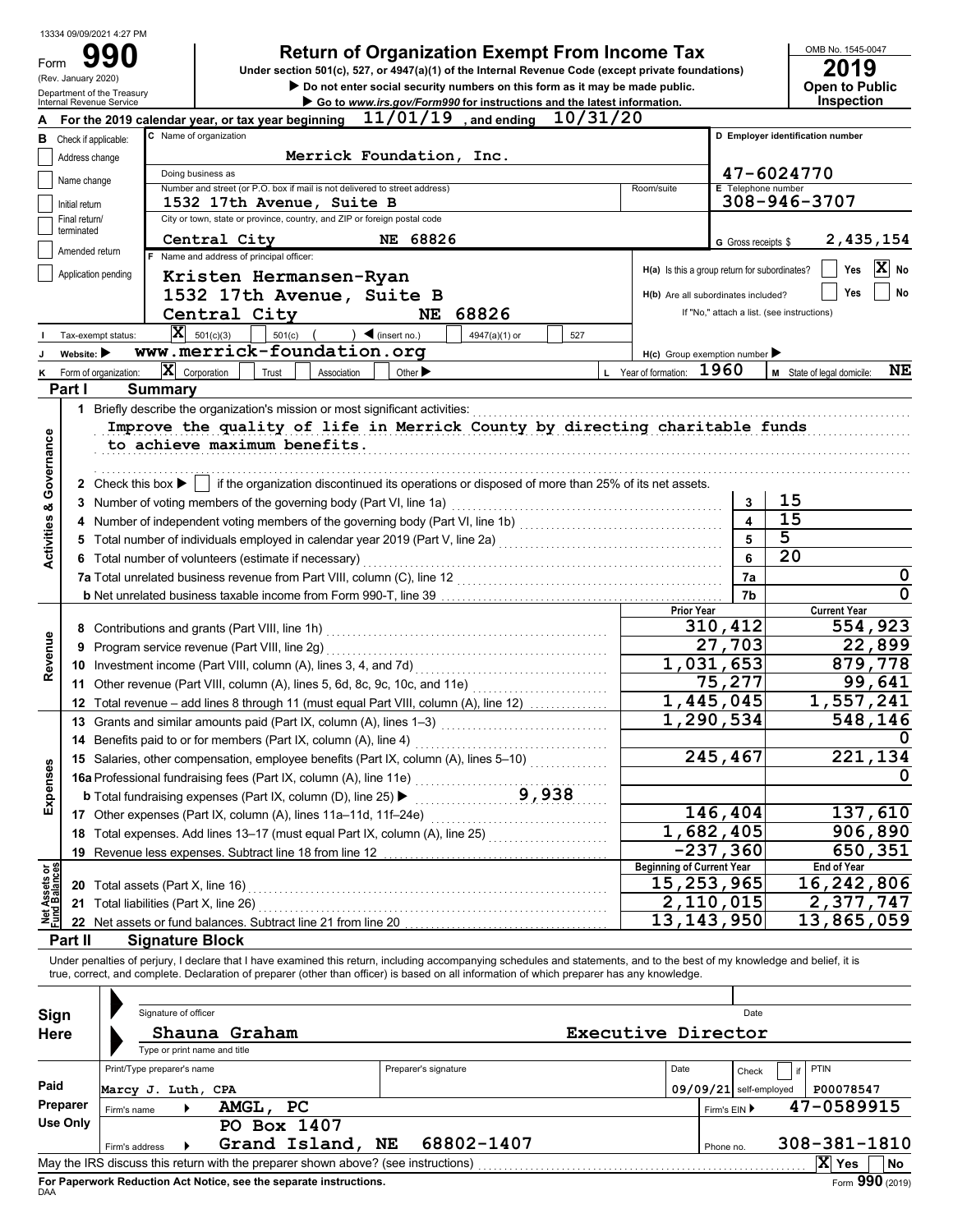13334 09/09/2021 4:27 PM

Form **990** (Rev. January 2020) Department of the Treasury Internal Revenue Service

# Return of Organization Exempt From Income Tax

Under section 501(c), 527, or 4947(a)(1) of the Internal Revenue Code (except private foundations)

▶ Do not enter social security numbers on this form as it may be made public.

▶ Go to www.irs.gov/Form990 for instructions and the latest information.

OMB No. 1545-0047 **2019** **Open to Public Inspection**

**A** For the 2019 calendar year, or tax year beginning 11/01/19, and ending 10/31/20

**B** Check if applicable: Address change / Name change / Initial return / Final return/terminated / Amended return / Application pending

**C** Name of organization: Merrick Foundation, Inc.

Doing business as

Number and street (or P.O. box if mail is not delivered to street address): 1532 17th Avenue, Suite B  Room/suite

City or town, state or province, country, and ZIP or foreign postal code: Central City NE 68826

**D** Employer identification number: 47-6024770

**E** Telephone number: 308-946-3707

**G** Gross receipts $ 2,435,154

**F** Name and address of principal officer: Kristen Hermansen-Ryan, 1532 17th Avenue, Suite B, Central City NE 68826

H(a) Is this a group return for subordinates? Yes [ ] No [X]

H(b) Are all subordinates included? Yes [ ] No [ ]

If "No," attach a list. (see instructions)

**I** Tax-exempt status: [X] 501(c)(3) [ ] 501(c) ( ) ◀ (insert no.) [ ] 4947(a)(1) or [ ] 527

**J** Website: ▶ www.merrick-foundation.org

H(c) Group exemption number ▶

**K** Form of organization: [X] Corporation [ ] Trust [ ] Association [ ] Other ▶

**L** Year of formation: 1960  **M** State of legal domicile: NE

## Part I Summary

**Activities & Governance**

1 Briefly describe the organization's mission or most significant activities:
Improve the quality of life in Merrick County by directing charitable funds to achieve maximum benefits.

2 Check this box ▶ [ ] if the organization discontinued its operations or disposed of more than 25% of its net assets.

| | | Line | Value |
|---|---|---|---|
| 3 | Number of voting members of the governing body (Part VI, line 1a) | 3 | 15 |
| 4 | Number of independent voting members of the governing body (Part VI, line 1b) | 4 | 15 |
| 5 | Total number of individuals employed in calendar year 2019 (Part V, line 2a) | 5 | 5 |
| 6 | Total number of volunteers (estimate if necessary) | 6 | 20 |
| 7a | Total unrelated business revenue from Part VIII, column (C), line 12 | 7a | 0 |
| b | Net unrelated business taxable income from Form 990-T, line 39 | 7b | 0 |

| | | Prior Year | Current Year |
|---|---|---|---|
| **Revenue** | | | |
| 8 | Contributions and grants (Part VIII, line 1h) | 310,412 | 554,923 |
| 9 | Program service revenue (Part VIII, line 2g) | 27,703 | 22,899 |
| 10 | Investment income (Part VIII, column (A), lines 3, 4, and 7d) | 1,031,653 | 879,778 |
| 11 | Other revenue (Part VIII, column (A), lines 5, 6d, 8c, 9c, 10c, and 11e) | 75,277 | 99,641 |
| 12 | Total revenue – add lines 8 through 11 (must equal Part VIII, column (A), line 12) | 1,445,045 | 1,557,241 |
| **Expenses** | | | |
| 13 | Grants and similar amounts paid (Part IX, column (A), lines 1–3) | 1,290,534 | 548,146 |
| 14 | Benefits paid to or for members (Part IX, column (A), line 4) | | 0 |
| 15 | Salaries, other compensation, employee benefits (Part IX, column (A), lines 5–10) | 245,467 | 221,134 |
| 16a | Professional fundraising fees (Part IX, column (A), line 11e) | | 0 |
| b | Total fundraising expenses (Part IX, column (D), line 25) ▶ 9,938 | | |
| 17 | Other expenses (Part IX, column (A), lines 11a–11d, 11f–24e) | 146,404 | 137,610 |
| 18 | Total expenses. Add lines 13–17 (must equal Part IX, column (A), line 25) | 1,682,405 | 906,890 |
| 19 | Revenue less expenses. Subtract line 18 from line 12 | -237,360 | 650,351 |
| **Net Assets or Fund Balances** | | **Beginning of Current Year** | **End of Year** |
| 20 | Total assets (Part X, line 16) | 15,253,965 | 16,242,806 |
| 21 | Total liabilities (Part X, line 26) | 2,110,015 | 2,377,747 |
| 22 | Net assets or fund balances. Subtract line 21 from line 20 | 13,143,950 | 13,865,059 |

## Part II Signature Block

Under penalties of perjury, I declare that I have examined this return, including accompanying schedules and statements, and to the best of my knowledge and belief, it is true, correct, and complete. Declaration of preparer (other than officer) is based on all information of which preparer has any knowledge.

**Sign Here**

Signature of officer | Date

Shauna Graham, Executive Director

Type or print name and title

**Paid Preparer Use Only**

| Print/Type preparer's name | Preparer's signature | Date | Check if self-employed | PTIN |
|---|---|---|---|---|
| Marcy J. Luth, CPA | | 09/09/21 | | P00078547 |

Firm's name ▶ AMGL, PC  Firm's EIN ▶ 47-0589915

Firm's address ▶ PO Box 1407, Grand Island, NE 68802-1407  Phone no. 308-381-1810

May the IRS discuss this return with the preparer shown above? (see instructions) [X] Yes [ ] No

**For Paperwork Reduction Act Notice, see the separate instructions.**

DAA Form **990** (2019)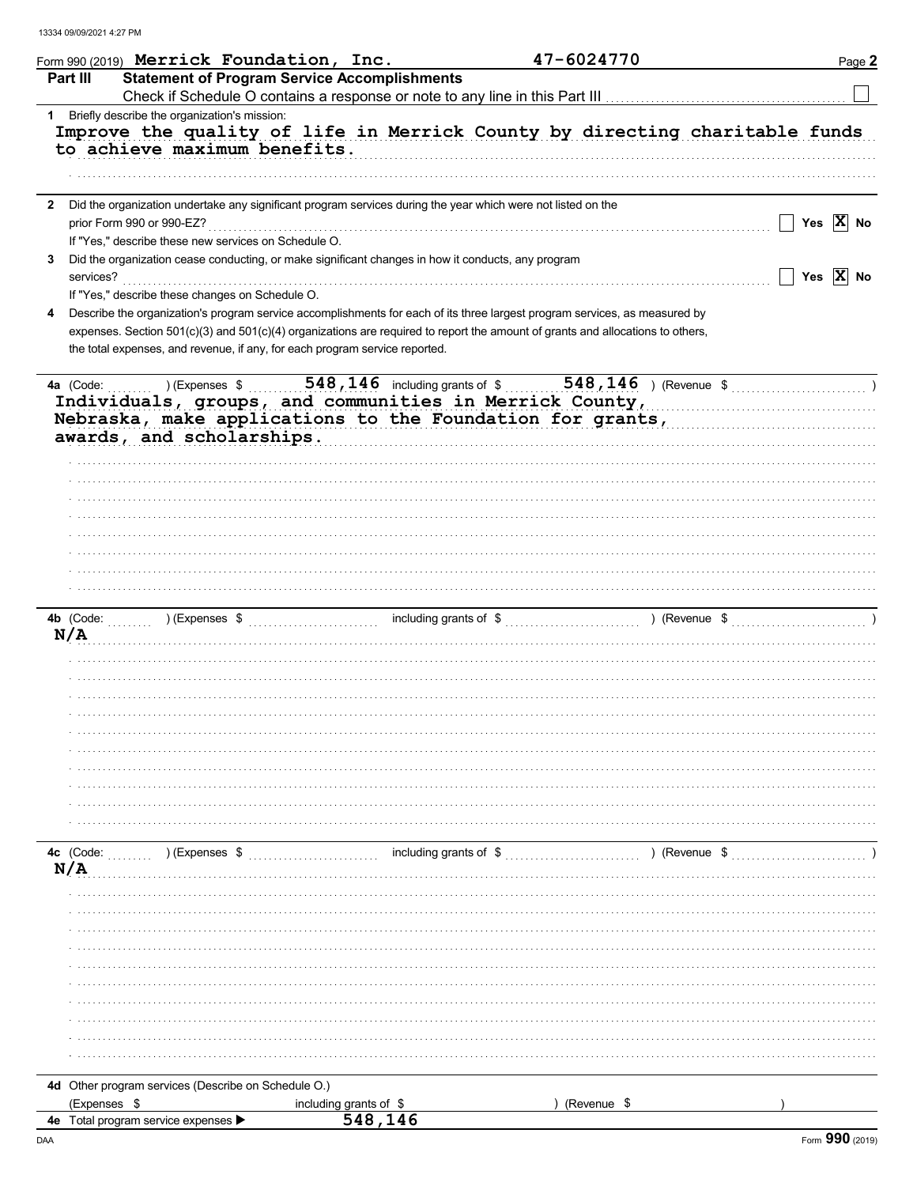Form 990 (2019) **Merrick Foundation, Inc.** **47-6024770** Page **2**

## Part III Statement of Program Service Accomplishments

Check if Schedule O contains a response or note to any line in this Part III ☐

**1** Briefly describe the organization's mission:

Improve the quality of life in Merrick County by directing charitable funds to achieve maximum benefits.

**2** Did the organization undertake any significant program services during the year which were not listed on the prior Form 990 or 990-EZ? ☐ Yes ☒ No

If "Yes," describe these new services on Schedule O.

**3** Did the organization cease conducting, or make significant changes in how it conducts, any program services? ☐ Yes ☒ No

If "Yes," describe these changes on Schedule O.

**4** Describe the organization's program service accomplishments for each of its three largest program services, as measured by expenses. Section 501(c)(3) and 501(c)(4) organizations are required to report the amount of grants and allocations to others, the total expenses, and revenue, if any, for each program service reported.

**4a** (Code: ) (Expenses $ 548,146 including grants of $ 548,146 ) (Revenue $ )

Individuals, groups, and communities in Merrick County, Nebraska, make applications to the Foundation for grants, awards, and scholarships.

**4b** (Code: ) (Expenses $ including grants of $ ) (Revenue $ )

N/A

**4c** (Code: ) (Expenses $ including grants of $ ) (Revenue $ )

N/A

**4d** Other program services (Describe on Schedule O.)

(Expenses $ including grants of $ ) (Revenue $ )

**4e** Total program service expenses ▶ 548,146

Form **990** (2019)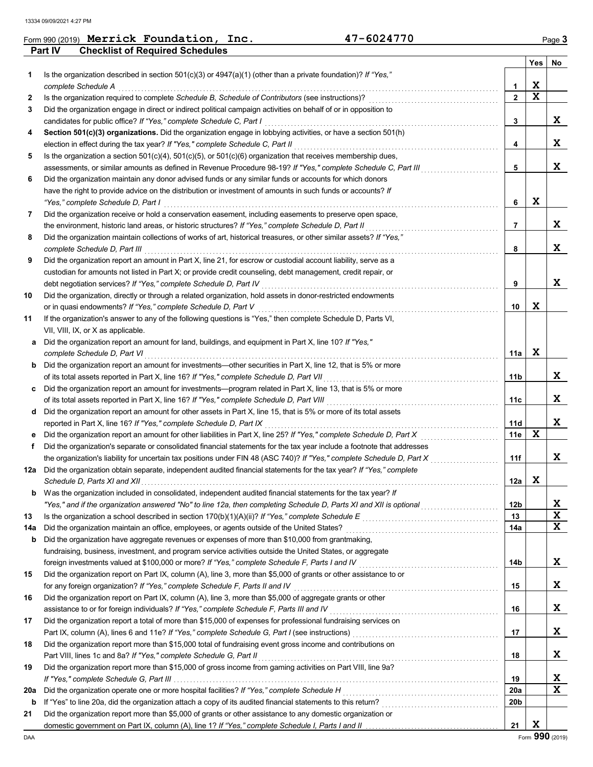Form 990 (2019) **Merrick Foundation, Inc.** **47-6024770** Page **3**

## Part IV Checklist of Required Schedules

| | | | Yes | No |
|---|---|---|---|---|
| **1** | Is the organization described in section 501(c)(3) or 4947(a)(1) (other than a private foundation)? *If "Yes," complete Schedule A* | **1** | X | |
| **2** | Is the organization required to complete *Schedule B, Schedule of Contributors* (see instructions)? | **2** | X | |
| **3** | Did the organization engage in direct or indirect political campaign activities on behalf of or in opposition to candidates for public office? *If "Yes," complete Schedule C, Part I* | **3** | | X |
| **4** | **Section 501(c)(3) organizations.** Did the organization engage in lobbying activities, or have a section 501(h) election in effect during the tax year? *If "Yes," complete Schedule C, Part II* | **4** | | X |
| **5** | Is the organization a section 501(c)(4), 501(c)(5), or 501(c)(6) organization that receives membership dues, assessments, or similar amounts as defined in Revenue Procedure 98-19? *If "Yes," complete Schedule C, Part III* | **5** | | X |
| **6** | Did the organization maintain any donor advised funds or any similar funds or accounts for which donors have the right to provide advice on the distribution or investment of amounts in such funds or accounts? *If "Yes," complete Schedule D, Part I* | **6** | X | |
| **7** | Did the organization receive or hold a conservation easement, including easements to preserve open space, the environment, historic land areas, or historic structures? *If "Yes," complete Schedule D, Part II* | **7** | | X |
| **8** | Did the organization maintain collections of works of art, historical treasures, or other similar assets? *If "Yes," complete Schedule D, Part III* | **8** | | X |
| **9** | Did the organization report an amount in Part X, line 21, for escrow or custodial account liability, serve as a custodian for amounts not listed in Part X; or provide credit counseling, debt management, credit repair, or debt negotiation services? *If "Yes," complete Schedule D, Part IV* | **9** | | X |
| **10** | Did the organization, directly or through a related organization, hold assets in donor-restricted endowments or in quasi endowments? *If "Yes," complete Schedule D, Part V* | **10** | X | |
| **11** | If the organization's answer to any of the following questions is "Yes," then complete Schedule D, Parts VI, VII, VIII, IX, or X as applicable. | | | |
| **a** | Did the organization report an amount for land, buildings, and equipment in Part X, line 10? *If "Yes," complete Schedule D, Part VI* | **11a** | X | |
| **b** | Did the organization report an amount for investments—other securities in Part X, line 12, that is 5% or more of its total assets reported in Part X, line 16? *If "Yes," complete Schedule D, Part VII* | **11b** | | X |
| **c** | Did the organization report an amount for investments—program related in Part X, line 13, that is 5% or more of its total assets reported in Part X, line 16? *If "Yes," complete Schedule D, Part VIII* | **11c** | | X |
| **d** | Did the organization report an amount for other assets in Part X, line 15, that is 5% or more of its total assets reported in Part X, line 16? *If "Yes," complete Schedule D, Part IX* | **11d** | | X |
| **e** | Did the organization report an amount for other liabilities in Part X, line 25? *If "Yes," complete Schedule D, Part X* | **11e** | X | |
| **f** | Did the organization's separate or consolidated financial statements for the tax year include a footnote that addresses the organization's liability for uncertain tax positions under FIN 48 (ASC 740)? *If "Yes," complete Schedule D, Part X* | **11f** | | X |
| **12a** | Did the organization obtain separate, independent audited financial statements for the tax year? *If "Yes," complete Schedule D, Parts XI and XII* | **12a** | X | |
| **b** | Was the organization included in consolidated, independent audited financial statements for the tax year? *If "Yes," and if the organization answered "No" to line 12a, then completing Schedule D, Parts XI and XII is optional* | **12b** | | X |
| **13** | Is the organization a school described in section 170(b)(1)(A)(ii)? *If "Yes," complete Schedule E* | **13** | | X |
| **14a** | Did the organization maintain an office, employees, or agents outside of the United States? | **14a** | | X |
| **b** | Did the organization have aggregate revenues or expenses of more than $10,000 from grantmaking, fundraising, business, investment, and program service activities outside the United States, or aggregate foreign investments valued at $100,000 or more? *If "Yes," complete Schedule F, Parts I and IV* | **14b** | | X |
| **15** | Did the organization report on Part IX, column (A), line 3, more than $5,000 of grants or other assistance to or for any foreign organization? *If "Yes," complete Schedule F, Parts II and IV* | **15** | | X |
| **16** | Did the organization report on Part IX, column (A), line 3, more than $5,000 of aggregate grants or other assistance to or for foreign individuals? *If "Yes," complete Schedule F, Parts III and IV* | **16** | | X |
| **17** | Did the organization report a total of more than $15,000 of expenses for professional fundraising services on Part IX, column (A), lines 6 and 11e? *If "Yes," complete Schedule G, Part I* (see instructions) | **17** | | X |
| **18** | Did the organization report more than $15,000 total of fundraising event gross income and contributions on Part VIII, lines 1c and 8a? *If "Yes," complete Schedule G, Part II* | **18** | | X |
| **19** | Did the organization report more than $15,000 of gross income from gaming activities on Part VIII, line 9a? *If "Yes," complete Schedule G, Part III* | **19** | | X |
| **20a** | Did the organization operate one or more hospital facilities? *If "Yes," complete Schedule H* | **20a** | | X |
| **b** | If "Yes" to line 20a, did the organization attach a copy of its audited financial statements to this return? | **20b** | | |
| **21** | Did the organization report more than $5,000 of grants or other assistance to any domestic organization or domestic government on Part IX, column (A), line 1? *If "Yes," complete Schedule I, Parts I and II* | **21** | X | |

Form **990** (2019)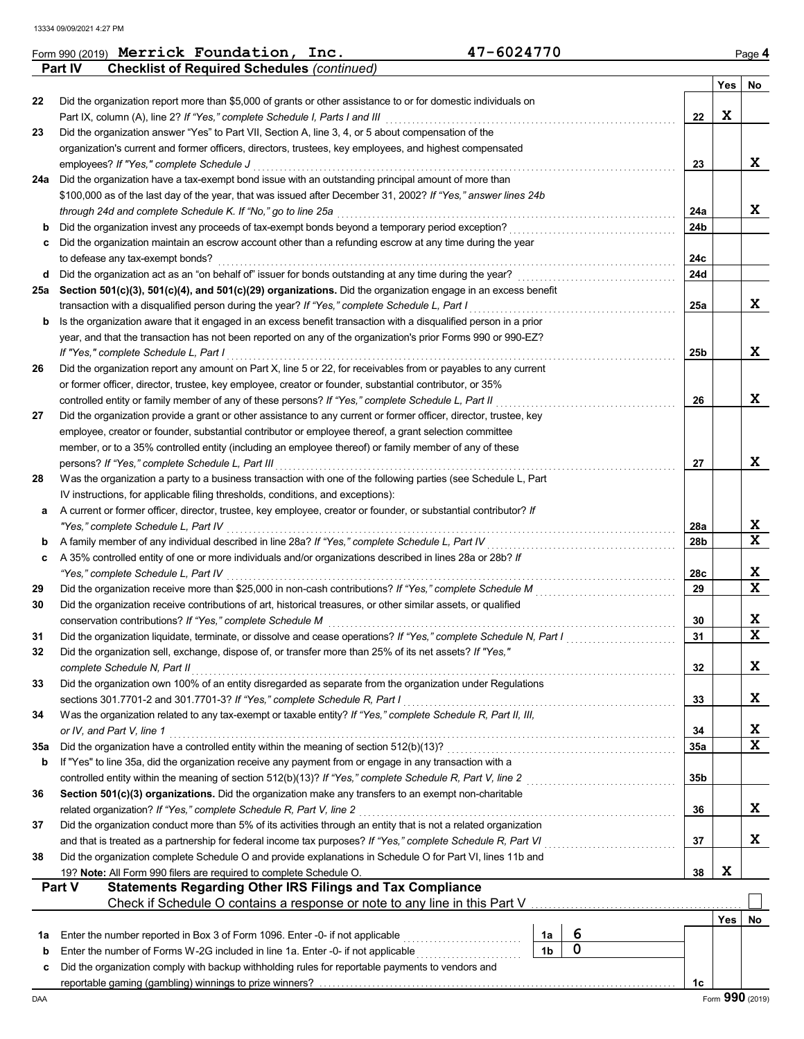Form 990 (2019) **Merrick Foundation, Inc.** **47-6024770** Page **4**

**Part IV Checklist of Required Schedules** *(continued)*

| | | | Yes | No |
|---|---|---|---|---|
| 22 | Did the organization report more than $5,000 of grants or other assistance to or for domestic individuals on Part IX, column (A), line 2? *If "Yes," complete Schedule I, Parts I and III* | 22 | X | |
| 23 | Did the organization answer "Yes" to Part VII, Section A, line 3, 4, or 5 about compensation of the organization's current and former officers, directors, trustees, key employees, and highest compensated employees? *If "Yes," complete Schedule J* | 23 | | X |
| 24a | Did the organization have a tax-exempt bond issue with an outstanding principal amount of more than $100,000 as of the last day of the year, that was issued after December 31, 2002? *If "Yes," answer lines 24b through 24d and complete Schedule K. If "No," go to line 25a* | 24a | | X |
| b | Did the organization invest any proceeds of tax-exempt bonds beyond a temporary period exception? | 24b | | |
| c | Did the organization maintain an escrow account other than a refunding escrow at any time during the year to defease any tax-exempt bonds? | 24c | | |
| d | Did the organization act as an "on behalf of" issuer for bonds outstanding at any time during the year? | 24d | | |
| 25a | **Section 501(c)(3), 501(c)(4), and 501(c)(29) organizations.** Did the organization engage in an excess benefit transaction with a disqualified person during the year? *If "Yes," complete Schedule L, Part I* | 25a | | X |
| b | Is the organization aware that it engaged in an excess benefit transaction with a disqualified person in a prior year, and that the transaction has not been reported on any of the organization's prior Forms 990 or 990-EZ? *If "Yes," complete Schedule L, Part I* | 25b | | X |
| 26 | Did the organization report any amount on Part X, line 5 or 22, for receivables from or payables to any current or former officer, director, trustee, key employee, creator or founder, substantial contributor, or 35% controlled entity or family member of any of these persons? *If "Yes," complete Schedule L, Part II* | 26 | | X |
| 27 | Did the organization provide a grant or other assistance to any current or former officer, director, trustee, key employee, creator or founder, substantial contributor or employee thereof, a grant selection committee member, or to a 35% controlled entity (including an employee thereof) or family member of any of these persons? *If "Yes," complete Schedule L, Part III* | 27 | | X |
| 28 | Was the organization a party to a business transaction with one of the following parties (see Schedule L, Part IV instructions, for applicable filing thresholds, conditions, and exceptions): | | | |
| a | A current or former officer, director, trustee, key employee, creator or founder, or substantial contributor? *If "Yes," complete Schedule L, Part IV* | 28a | | X |
| b | A family member of any individual described in line 28a? *If "Yes," complete Schedule L, Part IV* | 28b | | X |
| c | A 35% controlled entity of one or more individuals and/or organizations described in lines 28a or 28b? *If "Yes," complete Schedule L, Part IV* | 28c | | X |
| 29 | Did the organization receive more than $25,000 in non-cash contributions? *If "Yes," complete Schedule M* | 29 | | X |
| 30 | Did the organization receive contributions of art, historical treasures, or other similar assets, or qualified conservation contributions? *If "Yes," complete Schedule M* | 30 | | X |
| 31 | Did the organization liquidate, terminate, or dissolve and cease operations? *If "Yes," complete Schedule N, Part I* | 31 | | X |
| 32 | Did the organization sell, exchange, dispose of, or transfer more than 25% of its net assets? *If "Yes," complete Schedule N, Part II* | 32 | | X |
| 33 | Did the organization own 100% of an entity disregarded as separate from the organization under Regulations sections 301.7701-2 and 301.7701-3? *If "Yes," complete Schedule R, Part I* | 33 | | X |
| 34 | Was the organization related to any tax-exempt or taxable entity? *If "Yes," complete Schedule R, Part II, III, or IV, and Part V, line 1* | 34 | | X |
| 35a | Did the organization have a controlled entity within the meaning of section 512(b)(13)? | 35a | | X |
| b | If "Yes" to line 35a, did the organization receive any payment from or engage in any transaction with a controlled entity within the meaning of section 512(b)(13)? *If "Yes," complete Schedule R, Part V, line 2* | 35b | | |
| 36 | **Section 501(c)(3) organizations.** Did the organization make any transfers to an exempt non-charitable related organization? *If "Yes," complete Schedule R, Part V, line 2* | 36 | | X |
| 37 | Did the organization conduct more than 5% of its activities through an entity that is not a related organization and that is treated as a partnership for federal income tax purposes? *If "Yes," complete Schedule R, Part VI* | 37 | | X |
| 38 | Did the organization complete Schedule O and provide explanations in Schedule O for Part VI, lines 11b and 19? **Note:** All Form 990 filers are required to complete Schedule O. | 38 | X | |

**Part V Statements Regarding Other IRS Filings and Tax Compliance**

Check if Schedule O contains a response or note to any line in this Part V ☐

| | | | | | Yes | No |
|---|---|---|---|---|---|---|
| 1a | Enter the number reported in Box 3 of Form 1096. Enter -0- if not applicable | 1a | 6 | | | |
| b | Enter the number of Forms W-2G included in line 1a. Enter -0- if not applicable | 1b | 0 | | | |
| c | Did the organization comply with backup withholding rules for reportable payments to vendors and reportable gaming (gambling) winnings to prize winners? | | | 1c | | |

DAA Form **990** (2019)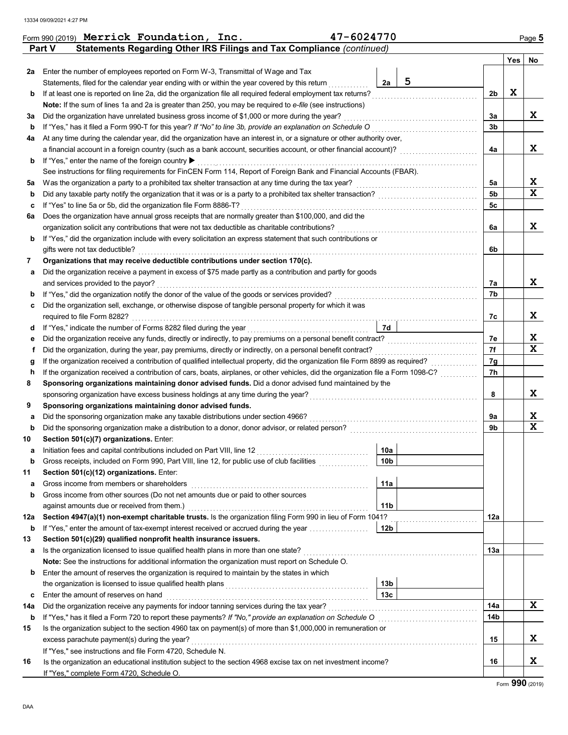Form 990 (2019) **Merrick Foundation, Inc.** 47-6024770 Page **5**

## Part V Statements Regarding Other IRS Filings and Tax Compliance *(continued)*

| | | | | | Yes | No |
|---|---|---|---|---|---|---|
| **2a** | Enter the number of employees reported on Form W-3, Transmittal of Wage and Tax Statements, filed for the calendar year ending with or within the year covered by this return | 2a | 5 | | | |
| **b** | If at least one is reported on line 2a, did the organization file all required federal employment tax returns? | | | 2b | X | |
| | **Note:** If the sum of lines 1a and 2a is greater than 250, you may be required to *e-file* (see instructions) | | | | | |
| **3a** | Did the organization have unrelated business gross income of $1,000 or more during the year? | | | 3a | | X |
| **b** | If "Yes," has it filed a Form 990-T for this year? *If "No" to line 3b, provide an explanation on Schedule O* | | | 3b | | |
| **4a** | At any time during the calendar year, did the organization have an interest in, or a signature or other authority over, a financial account in a foreign country (such as a bank account, securities account, or other financial account)? | | | 4a | | X |
| **b** | If "Yes," enter the name of the foreign country ▶ | | | | | |
| | See instructions for filing requirements for FinCEN Form 114, Report of Foreign Bank and Financial Accounts (FBAR). | | | | | |
| **5a** | Was the organization a party to a prohibited tax shelter transaction at any time during the tax year? | | | 5a | | X |
| **b** | Did any taxable party notify the organization that it was or is a party to a prohibited tax shelter transaction? | | | 5b | | X |
| **c** | If "Yes" to line 5a or 5b, did the organization file Form 8886-T? | | | 5c | | |
| **6a** | Does the organization have annual gross receipts that are normally greater than $100,000, and did the organization solicit any contributions that were not tax deductible as charitable contributions? | | | 6a | | X |
| **b** | If "Yes," did the organization include with every solicitation an express statement that such contributions or gifts were not tax deductible? | | | 6b | | |
| **7** | **Organizations that may receive deductible contributions under section 170(c).** | | | | | |
| **a** | Did the organization receive a payment in excess of $75 made partly as a contribution and partly for goods and services provided to the payor? | | | 7a | | X |
| **b** | If "Yes," did the organization notify the donor of the value of the goods or services provided? | | | 7b | | |
| **c** | Did the organization sell, exchange, or otherwise dispose of tangible personal property for which it was required to file Form 8282? | | | 7c | | X |
| **d** | If "Yes," indicate the number of Forms 8282 filed during the year | 7d | | | | |
| **e** | Did the organization receive any funds, directly or indirectly, to pay premiums on a personal benefit contract? | | | 7e | | X |
| **f** | Did the organization, during the year, pay premiums, directly or indirectly, on a personal benefit contract? | | | 7f | | X |
| **g** | If the organization received a contribution of qualified intellectual property, did the organization file Form 8899 as required? | | | 7g | | |
| **h** | If the organization received a contribution of cars, boats, airplanes, or other vehicles, did the organization file a Form 1098-C? | | | 7h | | |
| **8** | **Sponsoring organizations maintaining donor advised funds.** Did a donor advised fund maintained by the sponsoring organization have excess business holdings at any time during the year? | | | 8 | | X |
| **9** | **Sponsoring organizations maintaining donor advised funds.** | | | | | |
| **a** | Did the sponsoring organization make any taxable distributions under section 4966? | | | 9a | | X |
| **b** | Did the sponsoring organization make a distribution to a donor, donor advisor, or related person? | | | 9b | | X |
| **10** | **Section 501(c)(7) organizations.** Enter: | | | | | |
| **a** | Initiation fees and capital contributions included on Part VIII, line 12 | 10a | | | | |
| **b** | Gross receipts, included on Form 990, Part VIII, line 12, for public use of club facilities | 10b | | | | |
| **11** | **Section 501(c)(12) organizations.** Enter: | | | | | |
| **a** | Gross income from members or shareholders | 11a | | | | |
| **b** | Gross income from other sources (Do not net amounts due or paid to other sources against amounts due or received from them.) | 11b | | | | |
| **12a** | **Section 4947(a)(1) non-exempt charitable trusts.** Is the organization filing Form 990 in lieu of Form 1041? | | | 12a | | |
| **b** | If "Yes," enter the amount of tax-exempt interest received or accrued during the year | 12b | | | | |
| **13** | **Section 501(c)(29) qualified nonprofit health insurance issuers.** | | | | | |
| **a** | Is the organization licensed to issue qualified health plans in more than one state? | | | 13a | | |
| | **Note:** See the instructions for additional information the organization must report on Schedule O. | | | | | |
| **b** | Enter the amount of reserves the organization is required to maintain by the states in which the organization is licensed to issue qualified health plans | 13b | | | | |
| **c** | Enter the amount of reserves on hand | 13c | | | | |
| **14a** | Did the organization receive any payments for indoor tanning services during the tax year? | | | 14a | | X |
| **b** | If "Yes," has it filed a Form 720 to report these payments? *If "No," provide an explanation on Schedule O* | | | 14b | | |
| **15** | Is the organization subject to the section 4960 tax on payment(s) of more than $1,000,000 in remuneration or excess parachute payment(s) during the year? | | | 15 | | X |
| | If "Yes," see instructions and file Form 4720, Schedule N. | | | | | |
| **16** | Is the organization an educational institution subject to the section 4968 excise tax on net investment income? | | | 16 | | X |
| | If "Yes," complete Form 4720, Schedule O. | | | | | |

Form **990** (2019)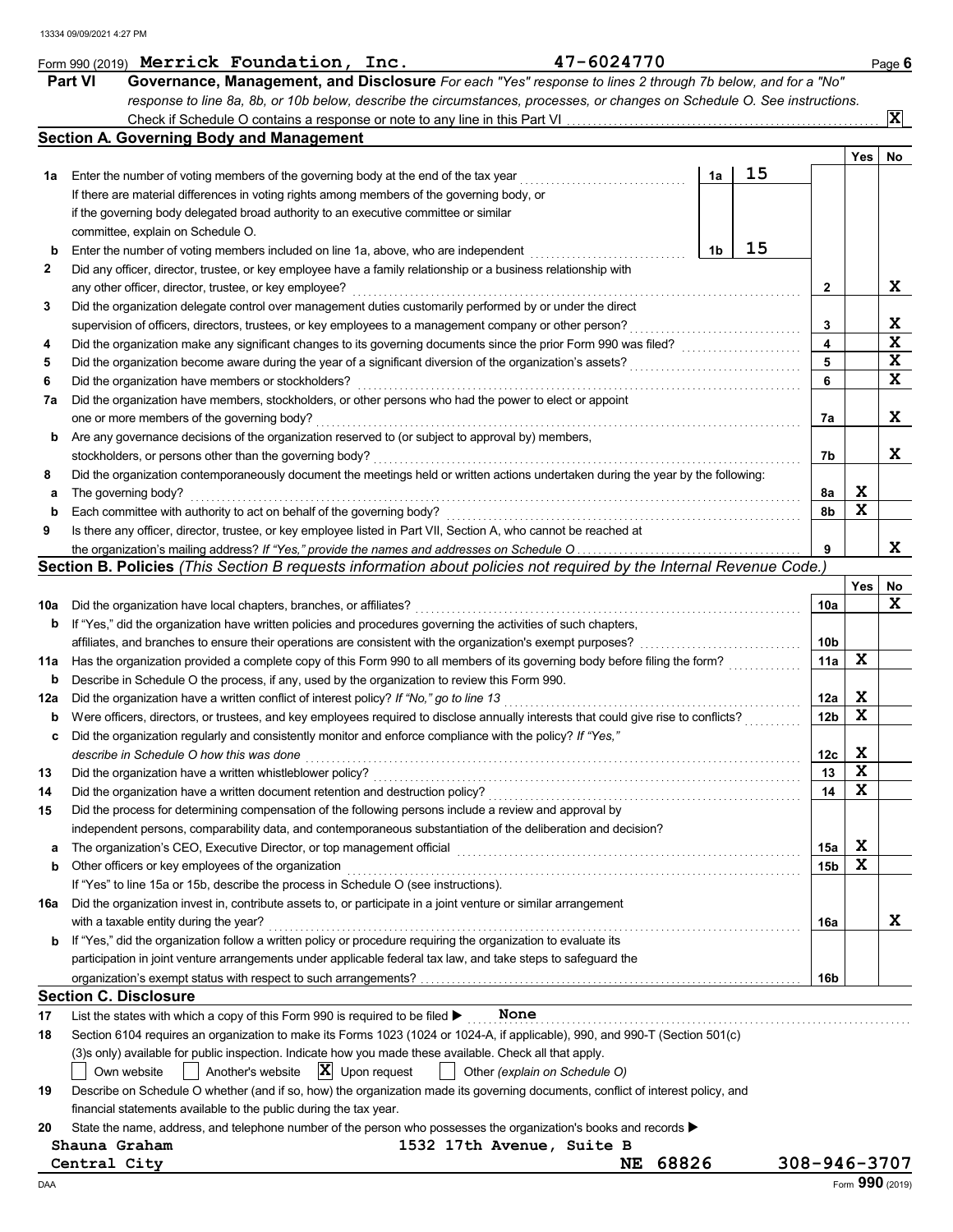13334 09/09/2021 4:27 PM

Form 990 (2019) **Merrick Foundation, Inc.** 47-6024770 Page **6**

## Part VI Governance, Management, and Disclosure

*For each "Yes" response to lines 2 through 7b below, and for a "No" response to line 8a, 8b, or 10b below, describe the circumstances, processes, or changes on Schedule O. See instructions.*

Check if Schedule O contains a response or note to any line in this Part VI ..... [X]

### Section A. Governing Body and Management

| | | | | Yes | No |
|---|---|---|---|---|---|
| **1a** | Enter the number of voting members of the governing body at the end of the tax year ..... If there are material differences in voting rights among members of the governing body, or if the governing body delegated broad authority to an executive committee or similar committee, explain on Schedule O. | 1a: 15 | | | |
| **b** | Enter the number of voting members included on line 1a, above, who are independent ..... | 1b: 15 | | | |
| **2** | Did any officer, director, trustee, or key employee have a family relationship or a business relationship with any other officer, director, trustee, or key employee? | | 2 | | X |
| **3** | Did the organization delegate control over management duties customarily performed by or under the direct supervision of officers, directors, trustees, or key employees to a management company or other person? | | 3 | | X |
| **4** | Did the organization make any significant changes to its governing documents since the prior Form 990 was filed? | | 4 | | X |
| **5** | Did the organization become aware during the year of a significant diversion of the organization's assets? | | 5 | | X |
| **6** | Did the organization have members or stockholders? | | 6 | | X |
| **7a** | Did the organization have members, stockholders, or other persons who had the power to elect or appoint one or more members of the governing body? | | 7a | | X |
| **b** | Are any governance decisions of the organization reserved to (or subject to approval by) members, stockholders, or persons other than the governing body? | | 7b | | X |
| **8** | Did the organization contemporaneously document the meetings held or written actions undertaken during the year by the following: | | | | |
| **a** | The governing body? | | 8a | X | |
| **b** | Each committee with authority to act on behalf of the governing body? | | 8b | X | |
| **9** | Is there any officer, director, trustee, or key employee listed in Part VII, Section A, who cannot be reached at the organization's mailing address? *If "Yes," provide the names and addresses on Schedule O* | | 9 | | X |

### Section B. Policies *(This Section B requests information about policies not required by the Internal Revenue Code.)*

| | | | Yes | No |
|---|---|---|---|---|
| **10a** | Did the organization have local chapters, branches, or affiliates? | 10a | | X |
| **b** | If "Yes," did the organization have written policies and procedures governing the activities of such chapters, affiliates, and branches to ensure their operations are consistent with the organization's exempt purposes? | 10b | | |
| **11a** | Has the organization provided a complete copy of this Form 990 to all members of its governing body before filing the form? | 11a | X | |
| **b** | Describe in Schedule O the process, if any, used by the organization to review this Form 990. | | | |
| **12a** | Did the organization have a written conflict of interest policy? *If "No," go to line 13* | 12a | X | |
| **b** | Were officers, directors, or trustees, and key employees required to disclose annually interests that could give rise to conflicts? | 12b | X | |
| **c** | Did the organization regularly and consistently monitor and enforce compliance with the policy? *If "Yes," describe in Schedule O how this was done* | 12c | X | |
| **13** | Did the organization have a written whistleblower policy? | 13 | X | |
| **14** | Did the organization have a written document retention and destruction policy? | 14 | X | |
| **15** | Did the process for determining compensation of the following persons include a review and approval by independent persons, comparability data, and contemporaneous substantiation of the deliberation and decision? | | | |
| **a** | The organization's CEO, Executive Director, or top management official | 15a | X | |
| **b** | Other officers or key employees of the organization | 15b | X | |
| | If "Yes" to line 15a or 15b, describe the process in Schedule O (see instructions). | | | |
| **16a** | Did the organization invest in, contribute assets to, or participate in a joint venture or similar arrangement with a taxable entity during the year? | 16a | | X |
| **b** | If "Yes," did the organization follow a written policy or procedure requiring the organization to evaluate its participation in joint venture arrangements under applicable federal tax law, and take steps to safeguard the organization's exempt status with respect to such arrangements? | 16b | | |

### Section C. Disclosure

**17** List the states with which a copy of this Form 990 is required to be filed ▶ **None**

**18** Section 6104 requires an organization to make its Forms 1023 (1024 or 1024-A, if applicable), 990, and 990-T (Section 501(c)(3)s only) available for public inspection. Indicate how you made these available. Check all that apply.

[ ] Own website [ ] Another's website [X] Upon request [ ] Other *(explain on Schedule O)*

**19** Describe on Schedule O whether (and if so, how) the organization made its governing documents, conflict of interest policy, and financial statements available to the public during the tax year.

**20** State the name, address, and telephone number of the person who possesses the organization's books and records ▶

Shauna Graham 1532 17th Avenue, Suite B
Central City NE 68826 308-946-3707

DAA Form **990** (2019)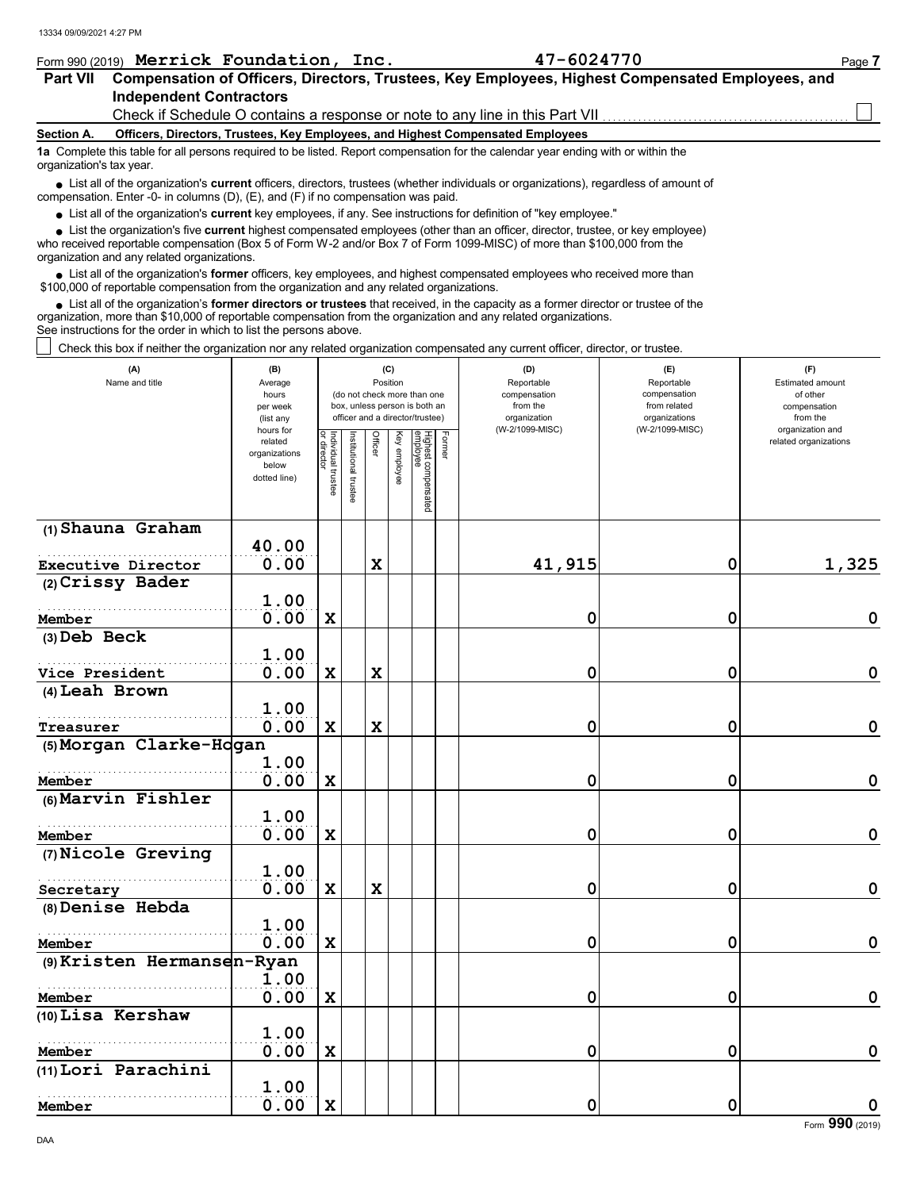Form 990 (2019) **Merrick Foundation, Inc.** **47-6024770**

## Part VII Compensation of Officers, Directors, Trustees, Key Employees, Highest Compensated Employees, and Independent Contractors

Check if Schedule O contains a response or note to any line in this Part VII ☐

**Section A. Officers, Directors, Trustees, Key Employees, and Highest Compensated Employees**

**1a** Complete this table for all persons required to be listed. Report compensation for the calendar year ending with or within the organization's tax year.

- List all of the organization's **current** officers, directors, trustees (whether individuals or organizations), regardless of amount of compensation. Enter -0- in columns (D), (E), and (F) if no compensation was paid.
- List all of the organization's **current** key employees, if any. See instructions for definition of "key employee."
- List the organization's five **current** highest compensated employees (other than an officer, director, trustee, or key employee) who received reportable compensation (Box 5 of Form W-2 and/or Box 7 of Form 1099-MISC) of more than $100,000 from the organization and any related organizations.
- List all of the organization's **former** officers, key employees, and highest compensated employees who received more than $100,000 of reportable compensation from the organization and any related organizations.
- List all of the organization's **former directors or trustees** that received, in the capacity as a former director or trustee of the organization, more than $10,000 of reportable compensation from the organization and any related organizations.

See instructions for the order in which to list the persons above.

☐ Check this box if neither the organization nor any related organization compensated any current officer, director, or trustee.

| (A) Name and title | (B) Average hours per week (list any hours for related organizations below dotted line) | (C) Position: Individual trustee or director | Institutional trustee | Officer | Key employee | Highest compensated employee | Former | (D) Reportable compensation from the organization (W-2/1099-MISC) | (E) Reportable compensation from related organizations (W-2/1099-MISC) | (F) Estimated amount of other compensation from the organization and related organizations |
|---|---|---|---|---|---|---|---|---|---|---|
| (1) Shauna Graham<br>Executive Director | 40.00<br>0.00 | | | X | | | | 41,915 | 0 | 1,325 |
| (2) Crissy Bader<br>Member | 1.00<br>0.00 | X | | | | | | 0 | 0 | 0 |
| (3) Deb Beck<br>Vice President | 1.00<br>0.00 | X | | X | | | | 0 | 0 | 0 |
| (4) Leah Brown<br>Treasurer | 1.00<br>0.00 | X | | X | | | | 0 | 0 | 0 |
| (5) Morgan Clarke-Hogan<br>Member | 1.00<br>0.00 | X | | | | | | 0 | 0 | 0 |
| (6) Marvin Fishler<br>Member | 1.00<br>0.00 | X | | | | | | 0 | 0 | 0 |
| (7) Nicole Greving<br>Secretary | 1.00<br>0.00 | X | | X | | | | 0 | 0 | 0 |
| (8) Denise Hebda<br>Member | 1.00<br>0.00 | X | | | | | | 0 | 0 | 0 |
| (9) Kristen Hermansen-Ryan<br>Member | 1.00<br>0.00 | X | | | | | | 0 | 0 | 0 |
| (10) Lisa Kershaw<br>Member | 1.00<br>0.00 | X | | | | | | 0 | 0 | 0 |
| (11) Lori Parachini<br>Member | 1.00<br>0.00 | X | | | | | | 0 | 0 | 0 |

Form **990** (2019)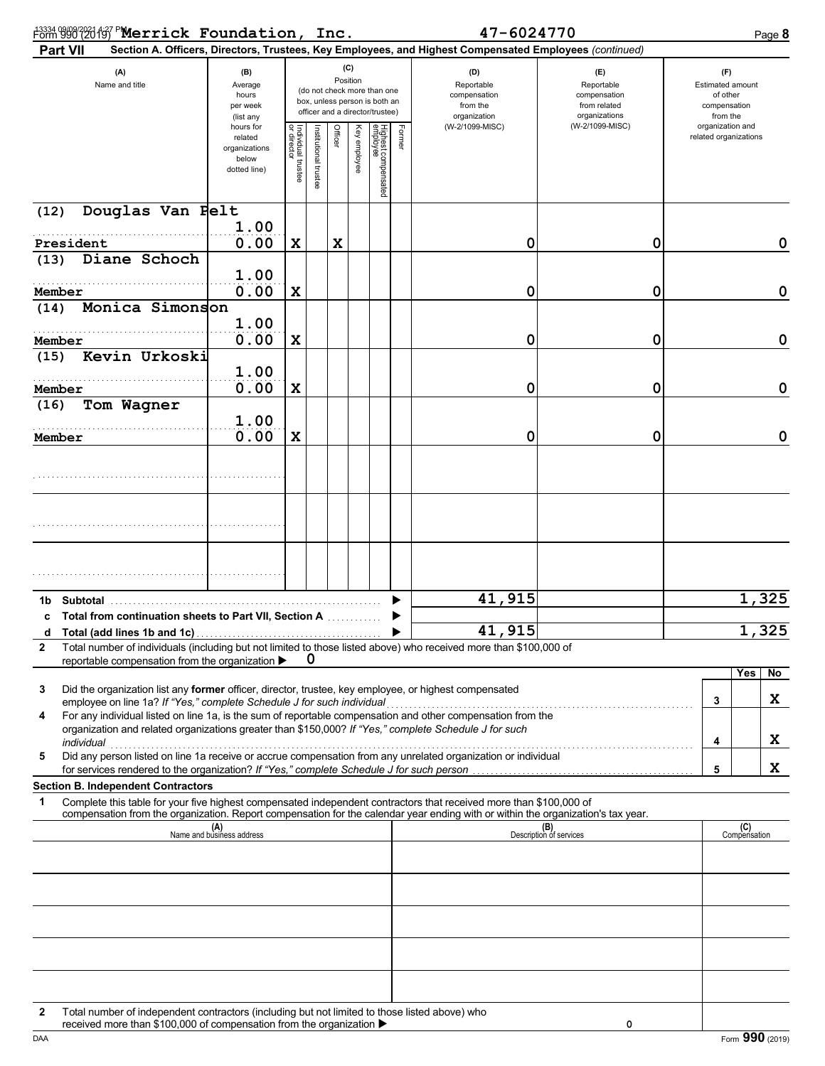Form 990 (2019) **Merrick Foundation, Inc.** 47-6024770

**Part VII** Section A. Officers, Directors, Trustees, Key Employees, and Highest Compensated Employees *(continued)*

| (A) Name and title | (B) Average hours per week (list any hours for related organizations below dotted line) | (C) Position: Individual trustee or director | Institutional trustee | Officer | Key employee | Highest compensated employee | Former | (D) Reportable compensation from the organization (W-2/1099-MISC) | (E) Reportable compensation from related organizations (W-2/1099-MISC) | (F) Estimated amount of other compensation from the organization and related organizations |
|---|---|---|---|---|---|---|---|---|---|---|
| (12) Douglas Van Pelt<br>President | 1.00<br>0.00 | X | | X | | | | 0 | 0 | 0 |
| (13) Diane Schoch<br>Member | 1.00<br>0.00 | X | | | | | | 0 | 0 | 0 |
| (14) Monica Simonson<br>Member | 1.00<br>0.00 | X | | | | | | 0 | 0 | 0 |
| (15) Kevin Urkoski<br>Member | 1.00<br>0.00 | X | | | | | | 0 | 0 | 0 |
| (16) Tom Wagner<br>Member | 1.00<br>0.00 | X | | | | | | 0 | 0 | 0 |
| | | | | | | | | | | |
| | | | | | | | | | | |
| | | | | | | | | | | |
| **1b Subtotal** | | | | | | | | 41,915 | | 1,325 |
| **c Total from continuation sheets to Part VII, Section A** | | | | | | | | | | |
| **d Total (add lines 1b and 1c)** | | | | | | | | 41,915 | | 1,325 |

**2** Total number of individuals (including but not limited to those listed above) who received more than $100,000 of reportable compensation from the organization ▶ 0

| | | | Yes | No |
|---|---|---|---|---|
| **3** | Did the organization list any **former** officer, director, trustee, key employee, or highest compensated employee on line 1a? *If "Yes," complete Schedule J for such individual* | 3 | | X |
| **4** | For any individual listed on line 1a, is the sum of reportable compensation and other compensation from the organization and related organizations greater than $150,000? *If "Yes," complete Schedule J for such individual* | 4 | | X |
| **5** | Did any person listed on line 1a receive or accrue compensation from any unrelated organization or individual for services rendered to the organization? *If "Yes," complete Schedule J for such person* | 5 | | X |

**Section B. Independent Contractors**

**1** Complete this table for your five highest compensated independent contractors that received more than $100,000 of compensation from the organization. Report compensation for the calendar year ending with or within the organization's tax year.

| (A) Name and business address | (B) Description of services | (C) Compensation |
|---|---|---|
| | | |
| | | |
| | | |
| | | |
| | | |

**2** Total number of independent contractors (including but not limited to those listed above) who received more than $100,000 of compensation from the organization ▶ 0

Form **990** (2019)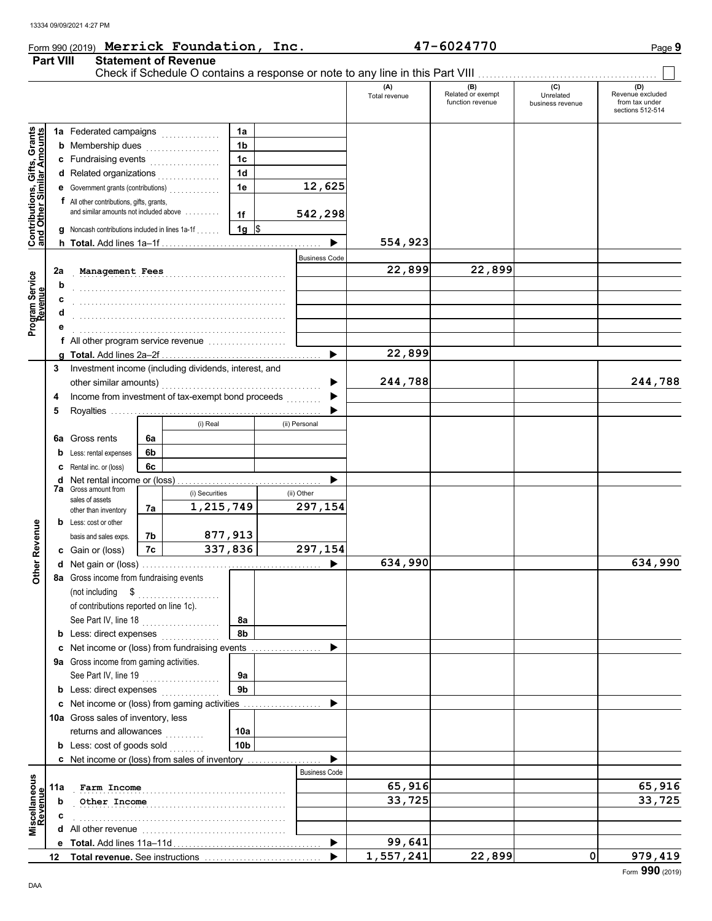Form 990 (2019) **Merrick Foundation, Inc.** **47-6024770**

## Part VIII Statement of Revenue

Check if Schedule O contains a response or note to any line in this Part VIII ☐

| | | | | (A) Total revenue | (B) Related or exempt function revenue | (C) Unrelated business revenue | (D) Revenue excluded from tax under sections 512-514 |
|---|---|---|---|---|---|---|---|
| **Contributions, Gifts, Grants and Other Similar Amounts** | 1a Federated campaigns | 1a | | | | | |
| | b Membership dues | 1b | | | | | |
| | c Fundraising events | 1c | | | | | |
| | d Related organizations | 1d | | | | | |
| | e Government grants (contributions) | 1e | 12,625 | | | | |
| | f All other contributions, gifts, grants, and similar amounts not included above | 1f | 542,298 | | | | |
| | g Noncash contributions included in lines 1a-1f | 1g | $ | | | | |
| | h **Total.** Add lines 1a–1f | | ▶ | 554,923 | | | |
| **Program Service Revenue** | | | Business Code | | | | |
| | 2a Management Fees | | | 22,899 | 22,899 | | |
| | b | | | | | | |
| | c | | | | | | |
| | d | | | | | | |
| | e | | | | | | |
| | f All other program service revenue | | | | | | |
| | g **Total.** Add lines 2a–2f | | ▶ | 22,899 | | | |
| **Other Revenue** | 3 Investment income (including dividends, interest, and other similar amounts) | | ▶ | 244,788 | | | 244,788 |
| | 4 Income from investment of tax-exempt bond proceeds | | ▶ | | | | |
| | 5 Royalties | | ▶ | | | | |
| | | (i) Real | (ii) Personal | | | | |
| | 6a Gross rents (6a) | | | | | | |
| | b Less: rental expenses (6b) | | | | | | |
| | c Rental inc. or (loss) (6c) | | | | | | |
| | d Net rental income or (loss) | | ▶ | | | | |
| | | (i) Securities | (ii) Other | | | | |
| | 7a Gross amount from sales of assets other than inventory (7a) | 1,215,749 | 297,154 | | | | |
| | b Less: cost or other basis and sales exps. (7b) | 877,913 | | | | | |
| | c Gain or (loss) (7c) | 337,836 | 297,154 | | | | |
| | d Net gain or (loss) | | ▶ | 634,990 | | | 634,990 |
| | 8a Gross income from fundraising events (not including $ of contributions reported on line 1c). See Part IV, line 18 | 8a | | | | | |
| | b Less: direct expenses | 8b | | | | | |
| | c Net income or (loss) from fundraising events | | ▶ | | | | |
| | 9a Gross income from gaming activities. See Part IV, line 19 | 9a | | | | | |
| | b Less: direct expenses | 9b | | | | | |
| | c Net income or (loss) from gaming activities | | ▶ | | | | |
| | 10a Gross sales of inventory, less returns and allowances | 10a | | | | | |
| | b Less: cost of goods sold | 10b | | | | | |
| | c Net income or (loss) from sales of inventory | | ▶ | | | | |
| **Miscellaneous Revenue** | | | Business Code | | | | |
| | 11a Farm Income | | | 65,916 | | | 65,916 |
| | b Other Income | | | 33,725 | | | 33,725 |
| | c | | | | | | |
| | d All other revenue | | | | | | |
| | e **Total.** Add lines 11a–11d | | ▶ | 99,641 | | | |
| | 12 **Total revenue.** See instructions | | ▶ | 1,557,241 | 22,899 | 0 | 979,419 |

Form **990** (2019)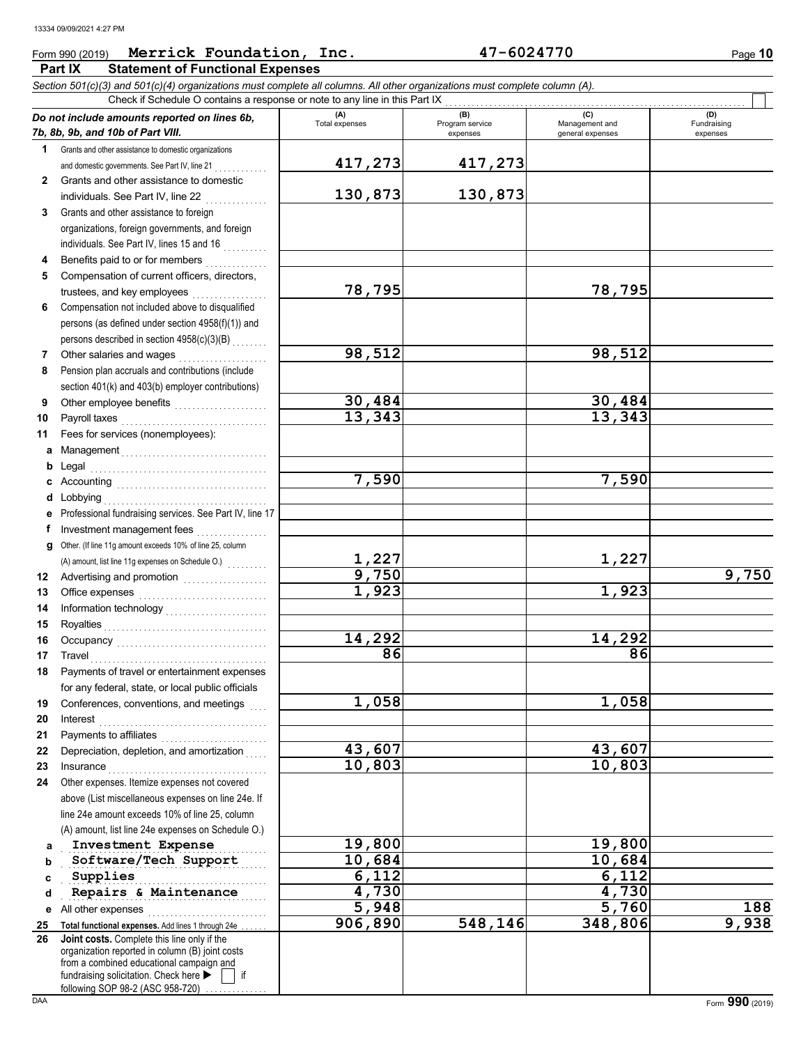Form 990 (2019) **Merrick Foundation, Inc.** **47-6024770**

## Part IX Statement of Functional Expenses

*Section 501(c)(3) and 501(c)(4) organizations must complete all columns. All other organizations must complete column (A).*

Check if Schedule O contains a response or note to any line in this Part IX ☐

| *Do not include amounts reported on lines 6b, 7b, 8b, 9b, and 10b of Part VIII.* | (A) Total expenses | (B) Program service expenses | (C) Management and general expenses | (D) Fundraising expenses |
|---|---|---|---|---|
| **1** Grants and other assistance to domestic organizations and domestic governments. See Part IV, line 21 | 417,273 | 417,273 | | |
| **2** Grants and other assistance to domestic individuals. See Part IV, line 22 | 130,873 | 130,873 | | |
| **3** Grants and other assistance to foreign organizations, foreign governments, and foreign individuals. See Part IV, lines 15 and 16 | | | | |
| **4** Benefits paid to or for members | | | | |
| **5** Compensation of current officers, directors, trustees, and key employees | 78,795 | | 78,795 | |
| **6** Compensation not included above to disqualified persons (as defined under section 4958(f)(1)) and persons described in section 4958(c)(3)(B) | | | | |
| **7** Other salaries and wages | 98,512 | | 98,512 | |
| **8** Pension plan accruals and contributions (include section 401(k) and 403(b) employer contributions) | | | | |
| **9** Other employee benefits | 30,484 | | 30,484 | |
| **10** Payroll taxes | 13,343 | | 13,343 | |
| **11** Fees for services (nonemployees): | | | | |
| **a** Management | | | | |
| **b** Legal | | | | |
| **c** Accounting | 7,590 | | 7,590 | |
| **d** Lobbying | | | | |
| **e** Professional fundraising services. See Part IV, line 17 | | | | |
| **f** Investment management fees | | | | |
| **g** Other. (If line 11g amount exceeds 10% of line 25, column (A) amount, list line 11g expenses on Schedule O.) | 1,227 | | 1,227 | |
| **12** Advertising and promotion | 9,750 | | | 9,750 |
| **13** Office expenses | 1,923 | | 1,923 | |
| **14** Information technology | | | | |
| **15** Royalties | | | | |
| **16** Occupancy | 14,292 | | 14,292 | |
| **17** Travel | 86 | | 86 | |
| **18** Payments of travel or entertainment expenses for any federal, state, or local public officials | | | | |
| **19** Conferences, conventions, and meetings | 1,058 | | 1,058 | |
| **20** Interest | | | | |
| **21** Payments to affiliates | | | | |
| **22** Depreciation, depletion, and amortization | 43,607 | | 43,607 | |
| **23** Insurance | 10,803 | | 10,803 | |
| **24** Other expenses. Itemize expenses not covered above (List miscellaneous expenses on line 24e. If line 24e amount exceeds 10% of line 25, column (A) amount, list line 24e expenses on Schedule O.) | | | | |
| **a** Investment Expense | 19,800 | | 19,800 | |
| **b** Software/Tech Support | 10,684 | | 10,684 | |
| **c** Supplies | 6,112 | | 6,112 | |
| **d** Repairs & Maintenance | 4,730 | | 4,730 | |
| **e** All other expenses | 5,948 | | 5,760 | 188 |
| **25 Total functional expenses.** Add lines 1 through 24e | 906,890 | 548,146 | 348,806 | 9,938 |
| **26 Joint costs.** Complete this line only if the organization reported in column (B) joint costs from a combined educational campaign and fundraising solicitation. Check here ▶ ☐ if following SOP 98-2 (ASC 958-720) | | | | |

Form **990** (2019)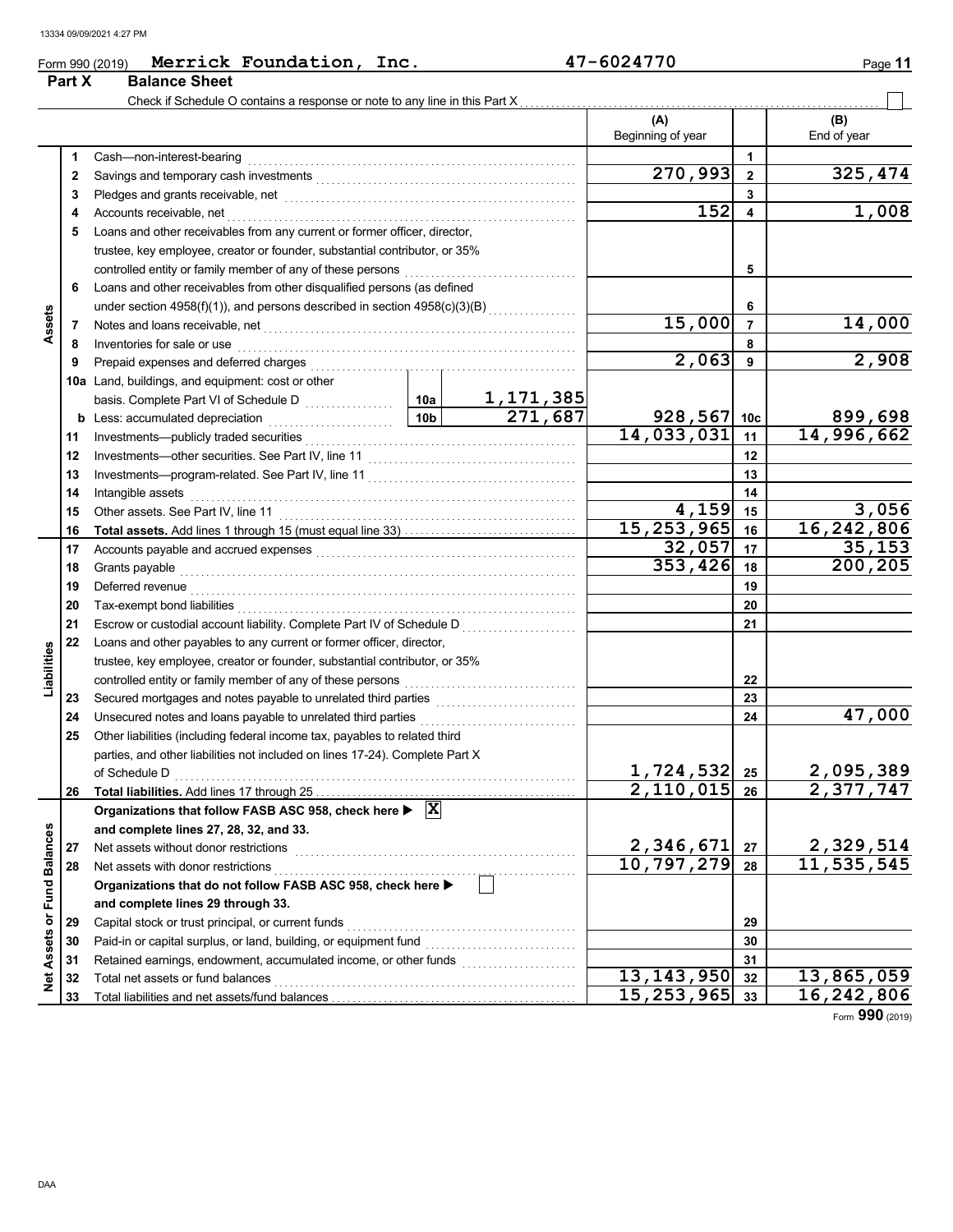Form 990 (2019) **Merrick Foundation, Inc.** **47-6024770**

## Part X Balance Sheet

Check if Schedule O contains a response or note to any line in this Part X ☐

| Section | Line | Description | | | (A) Beginning of year | | (B) End of year |
|---|---|---|---|---|---|---|---|
| Assets | 1 | Cash—non-interest-bearing | | | | 1 | |
| | 2 | Savings and temporary cash investments | | | 270,993 | 2 | 325,474 |
| | 3 | Pledges and grants receivable, net | | | | 3 | |
| | 4 | Accounts receivable, net | | | 152 | 4 | 1,008 |
| | 5 | Loans and other receivables from any current or former officer, director, trustee, key employee, creator or founder, substantial contributor, or 35% controlled entity or family member of any of these persons | | | | 5 | |
| | 6 | Loans and other receivables from other disqualified persons (as defined under section 4958(f)(1)), and persons described in section 4958(c)(3)(B) | | | | 6 | |
| | 7 | Notes and loans receivable, net | | | 15,000 | 7 | 14,000 |
| | 8 | Inventories for sale or use | | | | 8 | |
| | 9 | Prepaid expenses and deferred charges | | | 2,063 | 9 | 2,908 |
| | 10a | Land, buildings, and equipment: cost or other basis. Complete Part VI of Schedule D | 10a | 1,171,385 | | | |
| | b | Less: accumulated depreciation | 10b | 271,687 | 928,567 | 10c | 899,698 |
| | 11 | Investments—publicly traded securities | | | 14,033,031 | 11 | 14,996,662 |
| | 12 | Investments—other securities. See Part IV, line 11 | | | | 12 | |
| | 13 | Investments—program-related. See Part IV, line 11 | | | | 13 | |
| | 14 | Intangible assets | | | | 14 | |
| | 15 | Other assets. See Part IV, line 11 | | | 4,159 | 15 | 3,056 |
| | 16 | **Total assets.** Add lines 1 through 15 (must equal line 33) | | | 15,253,965 | 16 | 16,242,806 |
| Liabilities | 17 | Accounts payable and accrued expenses | | | 32,057 | 17 | 35,153 |
| | 18 | Grants payable | | | 353,426 | 18 | 200,205 |
| | 19 | Deferred revenue | | | | 19 | |
| | 20 | Tax-exempt bond liabilities | | | | 20 | |
| | 21 | Escrow or custodial account liability. Complete Part IV of Schedule D | | | | 21 | |
| | 22 | Loans and other payables to any current or former officer, director, trustee, key employee, creator or founder, substantial contributor, or 35% controlled entity or family member of any of these persons | | | | 22 | |
| | 23 | Secured mortgages and notes payable to unrelated third parties | | | | 23 | |
| | 24 | Unsecured notes and loans payable to unrelated third parties | | | | 24 | 47,000 |
| | 25 | Other liabilities (including federal income tax, payables to related third parties, and other liabilities not included on lines 17-24). Complete Part X of Schedule D | | | 1,724,532 | 25 | 2,095,389 |
| | 26 | **Total liabilities.** Add lines 17 through 25 | | | 2,110,015 | 26 | 2,377,747 |
| Net Assets or Fund Balances | | **Organizations that follow FASB ASC 958, check here ▶ ☒ and complete lines 27, 28, 32, and 33.** | | | | | |
| | 27 | Net assets without donor restrictions | | | 2,346,671 | 27 | 2,329,514 |
| | 28 | Net assets with donor restrictions | | | 10,797,279 | 28 | 11,535,545 |
| | | **Organizations that do not follow FASB ASC 958, check here ▶ ☐ and complete lines 29 through 33.** | | | | | |
| | 29 | Capital stock or trust principal, or current funds | | | | 29 | |
| | 30 | Paid-in or capital surplus, or land, building, or equipment fund | | | | 30 | |
| | 31 | Retained earnings, endowment, accumulated income, or other funds | | | | 31 | |
| | 32 | Total net assets or fund balances | | | 13,143,950 | 32 | 13,865,059 |
| | 33 | Total liabilities and net assets/fund balances | | | 15,253,965 | 33 | 16,242,806 |

Form **990** (2019)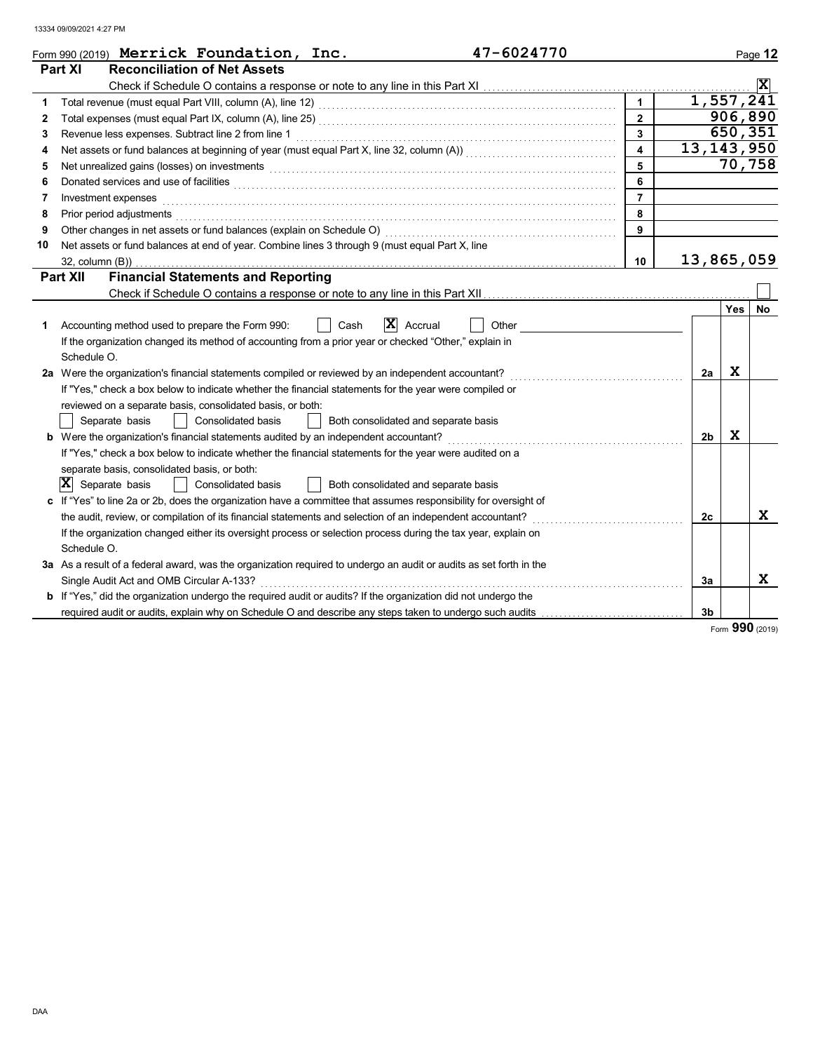Form 990 (2019) **Merrick Foundation, Inc.** 47-6024770

## Part XI Reconciliation of Net Assets

Check if Schedule O contains a response or note to any line in this Part XI .......... [X]

| | | | |
|---|---|---|---|
| 1 | Total revenue (must equal Part VIII, column (A), line 12) | 1 | 1,557,241 |
| 2 | Total expenses (must equal Part IX, column (A), line 25) | 2 | 906,890 |
| 3 | Revenue less expenses. Subtract line 2 from line 1 | 3 | 650,351 |
| 4 | Net assets or fund balances at beginning of year (must equal Part X, line 32, column (A)) | 4 | 13,143,950 |
| 5 | Net unrealized gains (losses) on investments | 5 | 70,758 |
| 6 | Donated services and use of facilities | 6 | |
| 7 | Investment expenses | 7 | |
| 8 | Prior period adjustments | 8 | |
| 9 | Other changes in net assets or fund balances (explain on Schedule O) | 9 | |
| 10 | Net assets or fund balances at end of year. Combine lines 3 through 9 (must equal Part X, line 32, column (B)) | 10 | 13,865,059 |

## Part XII Financial Statements and Reporting

Check if Schedule O contains a response or note to any line in this Part XII .......... [ ]

| | | | Yes | No |
|---|---|---|---|---|
| **1** | Accounting method used to prepare the Form 990: [ ] Cash [X] Accrual [ ] Other<br>If the organization changed its method of accounting from a prior year or checked "Other," explain in Schedule O. | | | |
| **2a** | Were the organization's financial statements compiled or reviewed by an independent accountant?<br>If "Yes," check a box below to indicate whether the financial statements for the year were compiled or reviewed on a separate basis, consolidated basis, or both:<br>[ ] Separate basis [ ] Consolidated basis [ ] Both consolidated and separate basis | 2a | X | |
| **b** | Were the organization's financial statements audited by an independent accountant?<br>If "Yes," check a box below to indicate whether the financial statements for the year were audited on a separate basis, consolidated basis, or both:<br>[X] Separate basis [ ] Consolidated basis [ ] Both consolidated and separate basis | 2b | X | |
| **c** | If "Yes" to line 2a or 2b, does the organization have a committee that assumes responsibility for oversight of the audit, review, or compilation of its financial statements and selection of an independent accountant?<br>If the organization changed either its oversight process or selection process during the tax year, explain on Schedule O. | 2c | | X |
| **3a** | As a result of a federal award, was the organization required to undergo an audit or audits as set forth in the Single Audit Act and OMB Circular A-133? | 3a | | X |
| **b** | If "Yes," did the organization undergo the required audit or audits? If the organization did not undergo the required audit or audits, explain why on Schedule O and describe any steps taken to undergo such audits | 3b | | |

Form **990** (2019)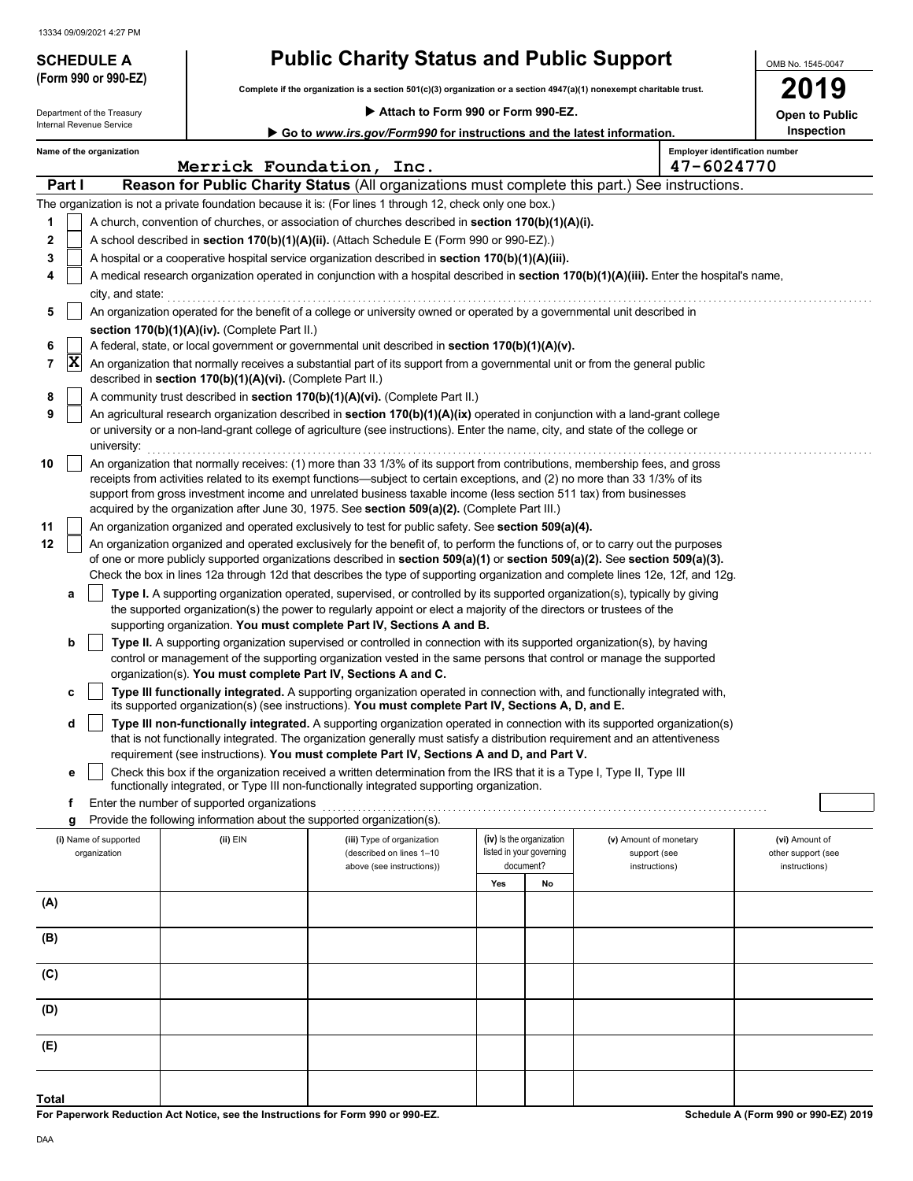**SCHEDULE A**
**(Form 990 or 990-EZ)**

Department of the Treasury
Internal Revenue Service

# Public Charity Status and Public Support

**Complete if the organization is a section 501(c)(3) organization or a section 4947(a)(1) nonexempt charitable trust.**

**▶ Attach to Form 990 or Form 990-EZ.**

**▶ Go to *www.irs.gov/Form990* for instructions and the latest information.**

OMB No. 1545-0047

**2019**

**Open to Public Inspection**

Name of the organization: Merrick Foundation, Inc.

Employer identification number: 47-6024770

## Part I Reason for Public Charity Status (All organizations must complete this part.) See instructions.

The organization is not a private foundation because it is: (For lines 1 through 12, check only one box.)

1 [ ] A church, convention of churches, or association of churches described in **section 170(b)(1)(A)(i).**

2 [ ] A school described in **section 170(b)(1)(A)(ii).** (Attach Schedule E (Form 990 or 990-EZ).)

3 [ ] A hospital or a cooperative hospital service organization described in **section 170(b)(1)(A)(iii).**

4 [ ] A medical research organization operated in conjunction with a hospital described in **section 170(b)(1)(A)(iii).** Enter the hospital's name, city, and state:

5 [ ] An organization operated for the benefit of a college or university owned or operated by a governmental unit described in **section 170(b)(1)(A)(iv).** (Complete Part II.)

6 [ ] A federal, state, or local government or governmental unit described in **section 170(b)(1)(A)(v).**

7 [X] An organization that normally receives a substantial part of its support from a governmental unit or from the general public described in **section 170(b)(1)(A)(vi).** (Complete Part II.)

8 [ ] A community trust described in **section 170(b)(1)(A)(vi).** (Complete Part II.)

9 [ ] An agricultural research organization described in **section 170(b)(1)(A)(ix)** operated in conjunction with a land-grant college or university or a non-land-grant college of agriculture (see instructions). Enter the name, city, and state of the college or university:

10 [ ] An organization that normally receives: (1) more than 33 1/3% of its support from contributions, membership fees, and gross receipts from activities related to its exempt functions—subject to certain exceptions, and (2) no more than 33 1/3% of its support from gross investment income and unrelated business taxable income (less section 511 tax) from businesses acquired by the organization after June 30, 1975. See **section 509(a)(2).** (Complete Part III.)

11 [ ] An organization organized and operated exclusively to test for public safety. See **section 509(a)(4).**

12 [ ] An organization organized and operated exclusively for the benefit of, to perform the functions of, or to carry out the purposes of one or more publicly supported organizations described in **section 509(a)(1)** or **section 509(a)(2).** See **section 509(a)(3).** Check the box in lines 12a through 12d that describes the type of supporting organization and complete lines 12e, 12f, and 12g.

a [ ] **Type I.** A supporting organization operated, supervised, or controlled by its supported organization(s), typically by giving the supported organization(s) the power to regularly appoint or elect a majority of the directors or trustees of the supporting organization. **You must complete Part IV, Sections A and B.**

b [ ] **Type II.** A supporting organization supervised or controlled in connection with its supported organization(s), by having control or management of the supporting organization vested in the same persons that control or manage the supported organization(s). **You must complete Part IV, Sections A and C.**

c [ ] **Type III functionally integrated.** A supporting organization operated in connection with, and functionally integrated with, its supported organization(s) (see instructions). **You must complete Part IV, Sections A, D, and E.**

d [ ] **Type III non-functionally integrated.** A supporting organization operated in connection with its supported organization(s) that is not functionally integrated. The organization generally must satisfy a distribution requirement and an attentiveness requirement (see instructions). **You must complete Part IV, Sections A and D, and Part V.**

e [ ] Check this box if the organization received a written determination from the IRS that it is a Type I, Type II, Type III functionally integrated, or Type III non-functionally integrated supporting organization.

f Enter the number of supported organizations

g Provide the following information about the supported organization(s).

| (i) Name of supported organization | (ii) EIN | (iii) Type of organization (described on lines 1–10 above (see instructions)) | (iv) Is the organization listed in your governing document? | | (v) Amount of monetary support (see instructions) | (vi) Amount of other support (see instructions) |
|---|---|---|---|---|---|---|
| | | | Yes | No | | |
| (A) | | | | | | |
| (B) | | | | | | |
| (C) | | | | | | |
| (D) | | | | | | |
| (E) | | | | | | |
| Total | | | | | | |

**For Paperwork Reduction Act Notice, see the Instructions for Form 990 or 990-EZ.**

**Schedule A (Form 990 or 990-EZ) 2019**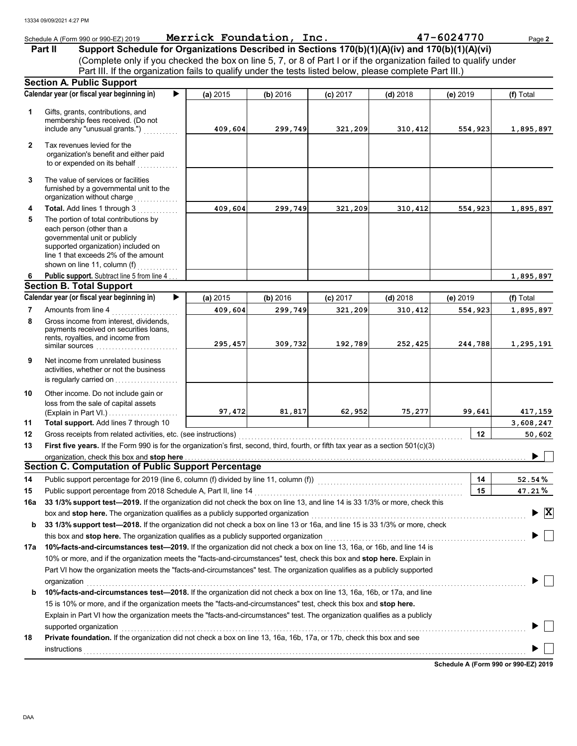Schedule A (Form 990 or 990-EZ) 2019 **Merrick Foundation, Inc.** **47-6024770** Page **2**

**Part II** **Support Schedule for Organizations Described in Sections 170(b)(1)(A)(iv) and 170(b)(1)(A)(vi)**
(Complete only if you checked the box on line 5, 7, or 8 of Part I or if the organization failed to qualify under Part III. If the organization fails to qualify under the tests listed below, please complete Part III.)

### Section A. Public Support

| | Calendar year (or fiscal year beginning in) ▶ | (a) 2015 | (b) 2016 | (c) 2017 | (d) 2018 | (e) 2019 | (f) Total |
|---|---|---|---|---|---|---|---|
| 1 | Gifts, grants, contributions, and membership fees received. (Do not include any "unusual grants.") | 409,604 | 299,749 | 321,209 | 310,412 | 554,923 | 1,895,897 |
| 2 | Tax revenues levied for the organization's benefit and either paid to or expended on its behalf | | | | | | |
| 3 | The value of services or facilities furnished by a governmental unit to the organization without charge | | | | | | |
| 4 | **Total.** Add lines 1 through 3 | 409,604 | 299,749 | 321,209 | 310,412 | 554,923 | 1,895,897 |
| 5 | The portion of total contributions by each person (other than a governmental unit or publicly supported organization) included on line 1 that exceeds 2% of the amount shown on line 11, column (f) | | | | | | |
| 6 | **Public support.** Subtract line 5 from line 4 | | | | | | 1,895,897 |

### Section B. Total Support

| | Calendar year (or fiscal year beginning in) ▶ | (a) 2015 | (b) 2016 | (c) 2017 | (d) 2018 | (e) 2019 | (f) Total |
|---|---|---|---|---|---|---|---|
| 7 | Amounts from line 4 | 409,604 | 299,749 | 321,209 | 310,412 | 554,923 | 1,895,897 |
| 8 | Gross income from interest, dividends, payments received on securities loans, rents, royalties, and income from similar sources | 295,457 | 309,732 | 192,789 | 252,425 | 244,788 | 1,295,191 |
| 9 | Net income from unrelated business activities, whether or not the business is regularly carried on | | | | | | |
| 10 | Other income. Do not include gain or loss from the sale of capital assets (Explain in Part VI.) | 97,472 | 81,817 | 62,952 | 75,277 | 99,641 | 417,159 |
| 11 | **Total support.** Add lines 7 through 10 | | | | | | 3,608,247 |

**12** Gross receipts from related activities, etc. (see instructions) ..... **12** 50,602

**13** **First five years.** If the Form 990 is for the organization's first, second, third, fourth, or fifth tax year as a section 501(c)(3) organization, check this box and **stop here** ▶ ☐

### Section C. Computation of Public Support Percentage

**14** Public support percentage for 2019 (line 6, column (f) divided by line 11, column (f)) ..... **14** 52.54 %

**15** Public support percentage from 2018 Schedule A, Part II, line 14 ..... **15** 47.21 %

**16a** **33 1/3% support test—2019.** If the organization did not check the box on line 13, and line 14 is 33 1/3% or more, check this box and **stop here.** The organization qualifies as a publicly supported organization ▶ ☒

**b** **33 1/3% support test—2018.** If the organization did not check a box on line 13 or 16a, and line 15 is 33 1/3% or more, check this box and **stop here.** The organization qualifies as a publicly supported organization ▶ ☐

**17a** **10%-facts-and-circumstances test—2019.** If the organization did not check a box on line 13, 16a, or 16b, and line 14 is 10% or more, and if the organization meets the "facts-and-circumstances" test, check this box and **stop here.** Explain in Part VI how the organization meets the "facts-and-circumstances" test. The organization qualifies as a publicly supported organization ▶ ☐

**b** **10%-facts-and-circumstances test—2018.** If the organization did not check a box on line 13, 16a, 16b, or 17a, and line 15 is 10% or more, and if the organization meets the "facts-and-circumstances" test, check this box and **stop here.** Explain in Part VI how the organization meets the "facts-and-circumstances" test. The organization qualifies as a publicly supported organization ▶ ☐

**18** **Private foundation.** If the organization did not check a box on line 13, 16a, 16b, 17a, or 17b, check this box and see instructions ▶ ☐

**Schedule A (Form 990 or 990-EZ) 2019**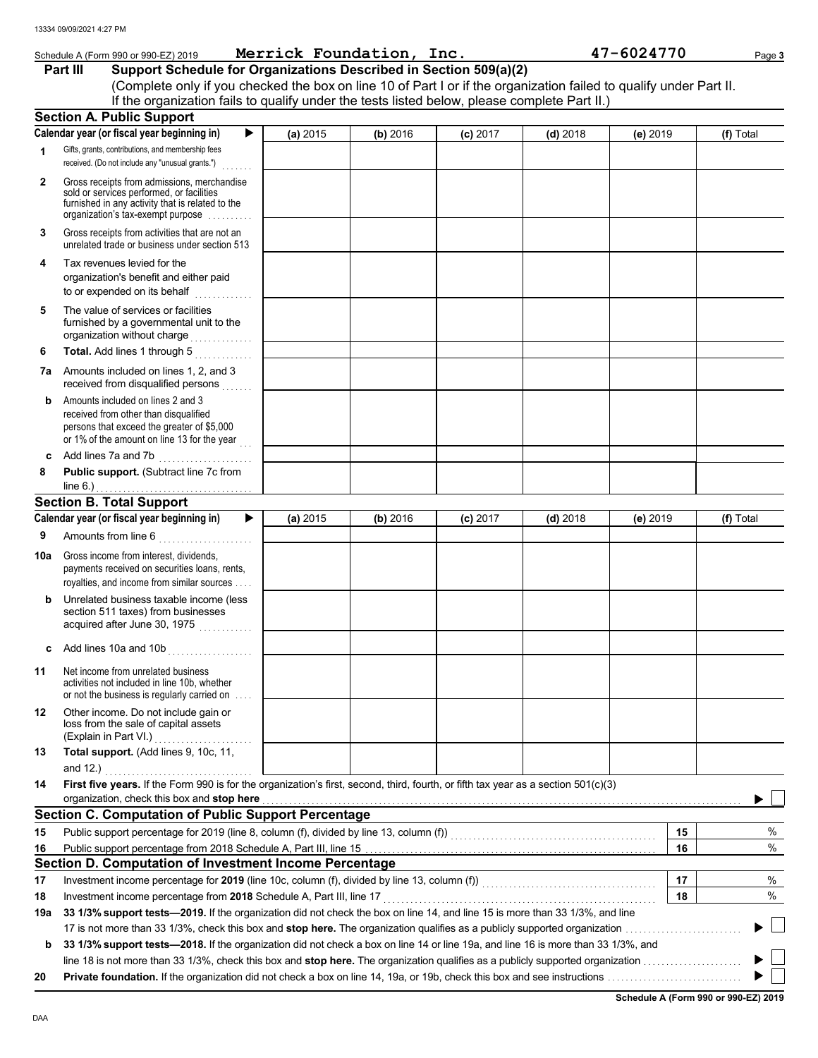13334 09/09/2021 4:27 PM

Schedule A (Form 990 or 990-EZ) 2019 **Merrick Foundation, Inc.** **47-6024770** Page **3**

## Part III Support Schedule for Organizations Described in Section 509(a)(2)

(Complete only if you checked the box on line 10 of Part I or if the organization failed to qualify under Part II. If the organization fails to qualify under the tests listed below, please complete Part II.)

### Section A. Public Support

| | Calendar year (or fiscal year beginning in) ▶ | (a) 2015 | (b) 2016 | (c) 2017 | (d) 2018 | (e) 2019 | (f) Total |
|---|---|---|---|---|---|---|---|
| 1 | Gifts, grants, contributions, and membership fees received. (Do not include any "unusual grants.") | | | | | | |
| 2 | Gross receipts from admissions, merchandise sold or services performed, or facilities furnished in any activity that is related to the organization's tax-exempt purpose | | | | | | |
| 3 | Gross receipts from activities that are not an unrelated trade or business under section 513 | | | | | | |
| 4 | Tax revenues levied for the organization's benefit and either paid to or expended on its behalf | | | | | | |
| 5 | The value of services or facilities furnished by a governmental unit to the organization without charge | | | | | | |
| 6 | **Total.** Add lines 1 through 5 | | | | | | |
| 7a | Amounts included on lines 1, 2, and 3 received from disqualified persons | | | | | | |
| b | Amounts included on lines 2 and 3 received from other than disqualified persons that exceed the greater of $5,000 or 1% of the amount on line 13 for the year | | | | | | |
| c | Add lines 7a and 7b | | | | | | |
| 8 | **Public support.** (Subtract line 7c from line 6.) | | | | | | |

### Section B. Total Support

| | Calendar year (or fiscal year beginning in) ▶ | (a) 2015 | (b) 2016 | (c) 2017 | (d) 2018 | (e) 2019 | (f) Total |
|---|---|---|---|---|---|---|---|
| 9 | Amounts from line 6 | | | | | | |
| 10a | Gross income from interest, dividends, payments received on securities loans, rents, royalties, and income from similar sources | | | | | | |
| b | Unrelated business taxable income (less section 511 taxes) from businesses acquired after June 30, 1975 | | | | | | |
| c | Add lines 10a and 10b | | | | | | |
| 11 | Net income from unrelated business activities not included in line 10b, whether or not the business is regularly carried on | | | | | | |
| 12 | Other income. Do not include gain or loss from the sale of capital assets (Explain in Part VI.) | | | | | | |
| 13 | **Total support.** (Add lines 9, 10c, 11, and 12.) | | | | | | |

**14** **First five years.** If the Form 990 is for the organization's first, second, third, fourth, or fifth tax year as a section 501(c)(3) organization, check this box and **stop here** ▶ ☐

### Section C. Computation of Public Support Percentage

| | | | |
|---|---|---|---|
| 15 | Public support percentage for 2019 (line 8, column (f), divided by line 13, column (f)) | 15 | % |
| 16 | Public support percentage from 2018 Schedule A, Part III, line 15 | 16 | % |

### Section D. Computation of Investment Income Percentage

| | | | |
|---|---|---|---|
| 17 | Investment income percentage for **2019** (line 10c, column (f), divided by line 13, column (f)) | 17 | % |
| 18 | Investment income percentage from **2018** Schedule A, Part III, line 17 | 18 | % |

**19a** **33 1/3% support tests—2019.** If the organization did not check the box on line 14, and line 15 is more than 33 1/3%, and line 17 is not more than 33 1/3%, check this box and **stop here.** The organization qualifies as a publicly supported organization ▶ ☐

**b** **33 1/3% support tests—2018.** If the organization did not check a box on line 14 or line 19a, and line 16 is more than 33 1/3%, and line 18 is not more than 33 1/3%, check this box and **stop here.** The organization qualifies as a publicly supported organization ▶ ☐

**20** **Private foundation.** If the organization did not check a box on line 14, 19a, or 19b, check this box and see instructions ▶ ☐

**Schedule A (Form 990 or 990-EZ) 2019**

DAA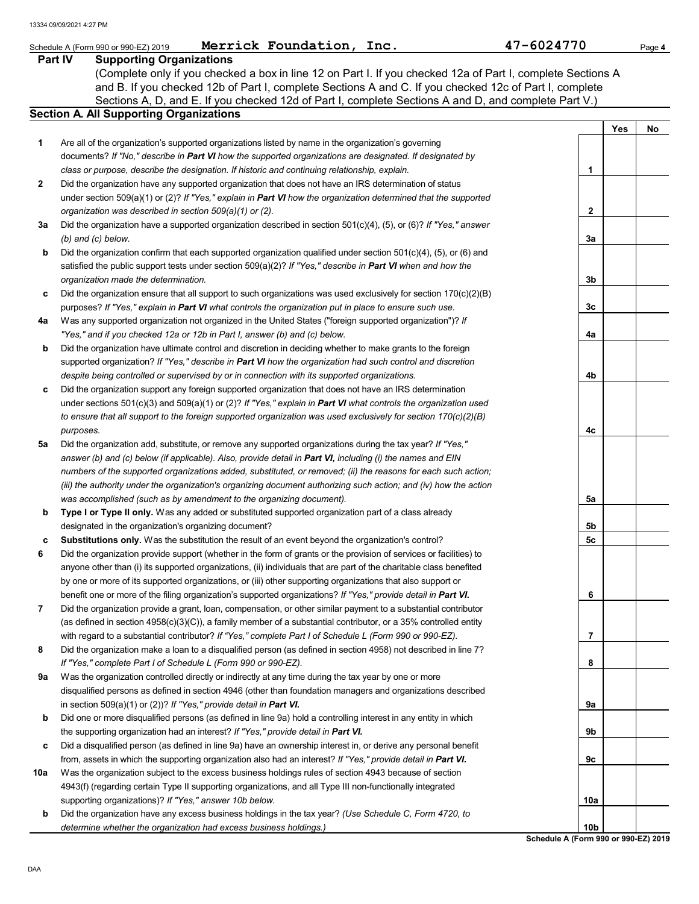Schedule A (Form 990 or 990-EZ) 2019 **Merrick Foundation, Inc.** **47-6024770**

## Part IV Supporting Organizations

(Complete only if you checked a box in line 12 on Part I. If you checked 12a of Part I, complete Sections A and B. If you checked 12b of Part I, complete Sections A and C. If you checked 12c of Part I, complete Sections A, D, and E. If you checked 12d of Part I, complete Sections A and D, and complete Part V.)

### Section A. All Supporting Organizations

| | | | Yes | No |
|---|---|---|---|---|
| **1** | Are all of the organization's supported organizations listed by name in the organization's governing documents? *If "No," describe in **Part VI** how the supported organizations are designated. If designated by class or purpose, describe the designation. If historic and continuing relationship, explain.* | **1** | | |
| **2** | Did the organization have any supported organization that does not have an IRS determination of status under section 509(a)(1) or (2)? *If "Yes," explain in **Part VI** how the organization determined that the supported organization was described in section 509(a)(1) or (2).* | **2** | | |
| **3a** | Did the organization have a supported organization described in section 501(c)(4), (5), or (6)? *If "Yes," answer (b) and (c) below.* | **3a** | | |
| **b** | Did the organization confirm that each supported organization qualified under section 501(c)(4), (5), or (6) and satisfied the public support tests under section 509(a)(2)? *If "Yes," describe in **Part VI** when and how the organization made the determination.* | **3b** | | |
| **c** | Did the organization ensure that all support to such organizations was used exclusively for section 170(c)(2)(B) purposes? *If "Yes," explain in **Part VI** what controls the organization put in place to ensure such use.* | **3c** | | |
| **4a** | Was any supported organization not organized in the United States ("foreign supported organization")? *If "Yes," and if you checked 12a or 12b in Part I, answer (b) and (c) below.* | **4a** | | |
| **b** | Did the organization have ultimate control and discretion in deciding whether to make grants to the foreign supported organization? *If "Yes," describe in **Part VI** how the organization had such control and discretion despite being controlled or supervised by or in connection with its supported organizations.* | **4b** | | |
| **c** | Did the organization support any foreign supported organization that does not have an IRS determination under sections 501(c)(3) and 509(a)(1) or (2)? *If "Yes," explain in **Part VI** what controls the organization used to ensure that all support to the foreign supported organization was used exclusively for section 170(c)(2)(B) purposes.* | **4c** | | |
| **5a** | Did the organization add, substitute, or remove any supported organizations during the tax year? *If "Yes," answer (b) and (c) below (if applicable). Also, provide detail in **Part VI,** including (i) the names and EIN numbers of the supported organizations added, substituted, or removed; (ii) the reasons for each such action; (iii) the authority under the organization's organizing document authorizing such action; and (iv) how the action was accomplished (such as by amendment to the organizing document).* | **5a** | | |
| **b** | **Type I or Type II only.** Was any added or substituted supported organization part of a class already designated in the organization's organizing document? | **5b** | | |
| **c** | **Substitutions only.** Was the substitution the result of an event beyond the organization's control? | **5c** | | |
| **6** | Did the organization provide support (whether in the form of grants or the provision of services or facilities) to anyone other than (i) its supported organizations, (ii) individuals that are part of the charitable class benefited by one or more of its supported organizations, or (iii) other supporting organizations that also support or benefit one or more of the filing organization's supported organizations? *If "Yes," provide detail in **Part VI.*** | **6** | | |
| **7** | Did the organization provide a grant, loan, compensation, or other similar payment to a substantial contributor (as defined in section 4958(c)(3)(C)), a family member of a substantial contributor, or a 35% controlled entity with regard to a substantial contributor? *If "Yes," complete Part I of Schedule L (Form 990 or 990-EZ).* | **7** | | |
| **8** | Did the organization make a loan to a disqualified person (as defined in section 4958) not described in line 7? *If "Yes," complete Part I of Schedule L (Form 990 or 990-EZ).* | **8** | | |
| **9a** | Was the organization controlled directly or indirectly at any time during the tax year by one or more disqualified persons as defined in section 4946 (other than foundation managers and organizations described in section 509(a)(1) or (2))? *If "Yes," provide detail in **Part VI.*** | **9a** | | |
| **b** | Did one or more disqualified persons (as defined in line 9a) hold a controlling interest in any entity in which the supporting organization had an interest? *If "Yes," provide detail in **Part VI.*** | **9b** | | |
| **c** | Did a disqualified person (as defined in line 9a) have an ownership interest in, or derive any personal benefit from, assets in which the supporting organization also had an interest? *If "Yes," provide detail in **Part VI.*** | **9c** | | |
| **10a** | Was the organization subject to the excess business holdings rules of section 4943 because of section 4943(f) (regarding certain Type II supporting organizations, and all Type III non-functionally integrated supporting organizations)? *If "Yes," answer 10b below.* | **10a** | | |
| **b** | Did the organization have any excess business holdings in the tax year? *(Use Schedule C, Form 4720, to determine whether the organization had excess business holdings.)* | **10b** | | |

**Schedule A (Form 990 or 990-EZ) 2019**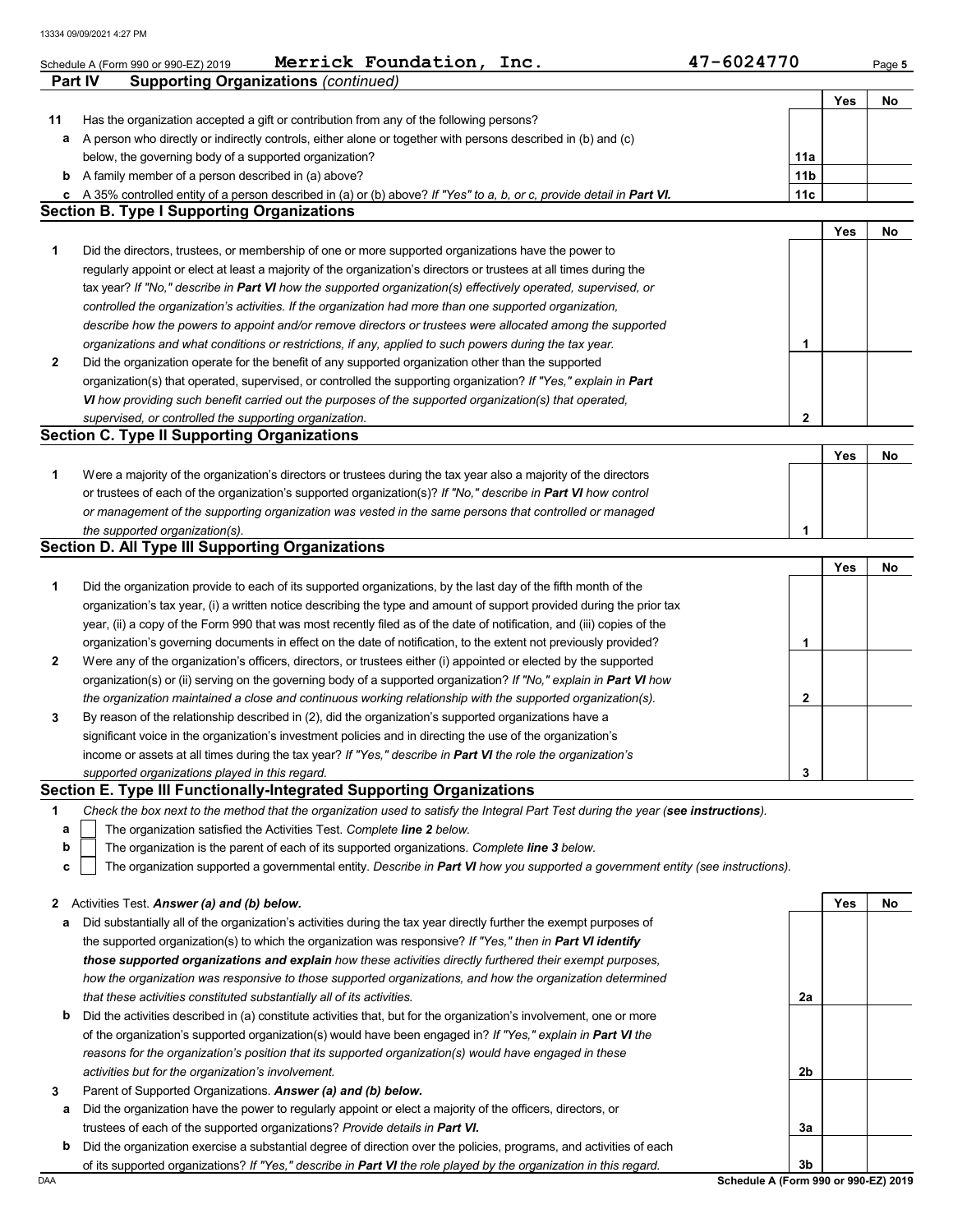Schedule A (Form 990 or 990-EZ) 2019 **Merrick Foundation, Inc.** **47-6024770** Page **5**

## Part IV Supporting Organizations *(continued)*

| | | | Yes | No |
|---|---|---|---|---|
| **11** | Has the organization accepted a gift or contribution from any of the following persons? | | | |
| **a** | A person who directly or indirectly controls, either alone or together with persons described in (b) and (c) below, the governing body of a supported organization? | **11a** | | |
| **b** | A family member of a person described in (a) above? | **11b** | | |
| **c** | A 35% controlled entity of a person described in (a) or (b) above? *If "Yes" to a, b, or c, provide detail in **Part VI.*** | **11c** | | |

### Section B. Type I Supporting Organizations

| | | | Yes | No |
|---|---|---|---|---|
| **1** | Did the directors, trustees, or membership of one or more supported organizations have the power to regularly appoint or elect at least a majority of the organization's directors or trustees at all times during the tax year? *If "No," describe in **Part VI** how the supported organization(s) effectively operated, supervised, or controlled the organization's activities. If the organization had more than one supported organization, describe how the powers to appoint and/or remove directors or trustees were allocated among the supported organizations and what conditions or restrictions, if any, applied to such powers during the tax year.* | **1** | | |
| **2** | Did the organization operate for the benefit of any supported organization other than the supported organization(s) that operated, supervised, or controlled the supporting organization? *If "Yes," explain in **Part VI** how providing such benefit carried out the purposes of the supported organization(s) that operated, supervised, or controlled the supporting organization.* | **2** | | |

### Section C. Type II Supporting Organizations

| | | | Yes | No |
|---|---|---|---|---|
| **1** | Were a majority of the organization's directors or trustees during the tax year also a majority of the directors or trustees of each of the organization's supported organization(s)? *If "No," describe in **Part VI** how control or management of the supporting organization was vested in the same persons that controlled or managed the supported organization(s).* | **1** | | |

### Section D. All Type III Supporting Organizations

| | | | Yes | No |
|---|---|---|---|---|
| **1** | Did the organization provide to each of its supported organizations, by the last day of the fifth month of the organization's tax year, (i) a written notice describing the type and amount of support provided during the prior tax year, (ii) a copy of the Form 990 that was most recently filed as of the date of notification, and (iii) copies of the organization's governing documents in effect on the date of notification, to the extent not previously provided? | **1** | | |
| **2** | Were any of the organization's officers, directors, or trustees either (i) appointed or elected by the supported organization(s) or (ii) serving on the governing body of a supported organization? *If "No," explain in **Part VI** how the organization maintained a close and continuous working relationship with the supported organization(s).* | **2** | | |
| **3** | By reason of the relationship described in (2), did the organization's supported organizations have a significant voice in the organization's investment policies and in directing the use of the organization's income or assets at all times during the tax year? *If "Yes," describe in **Part VI** the role the organization's supported organizations played in this regard.* | **3** | | |

### Section E. Type III Functionally-Integrated Supporting Organizations

**1** *Check the box next to the method that the organization used to satisfy the Integral Part Test during the year (**see instructions**).*

- **a** ☐ The organization satisfied the Activities Test. *Complete **line 2** below.*
- **b** ☐ The organization is the parent of each of its supported organizations. *Complete **line 3** below.*
- **c** ☐ The organization supported a governmental entity. *Describe in **Part VI** how you supported a government entity (see instructions).*

| | | | Yes | No |
|---|---|---|---|---|
| **2** | Activities Test. ***Answer (a) and (b) below.*** | | | |
| **a** | Did substantially all of the organization's activities during the tax year directly further the exempt purposes of the supported organization(s) to which the organization was responsive? *If "Yes," then in **Part VI identify those supported organizations and explain** how these activities directly furthered their exempt purposes, how the organization was responsive to those supported organizations, and how the organization determined that these activities constituted substantially all of its activities.* | **2a** | | |
| **b** | Did the activities described in (a) constitute activities that, but for the organization's involvement, one or more of the organization's supported organization(s) would have been engaged in? *If "Yes," explain in **Part VI** the reasons for the organization's position that its supported organization(s) would have engaged in these activities but for the organization's involvement.* | **2b** | | |
| **3** | Parent of Supported Organizations. ***Answer (a) and (b) below.*** | | | |
| **a** | Did the organization have the power to regularly appoint or elect a majority of the officers, directors, or trustees of each of the supported organizations? *Provide details in **Part VI.*** | **3a** | | |
| **b** | Did the organization exercise a substantial degree of direction over the policies, programs, and activities of each of its supported organizations? *If "Yes," describe in **Part VI** the role played by the organization in this regard.* | **3b** | | |

**Schedule A (Form 990 or 990-EZ) 2019**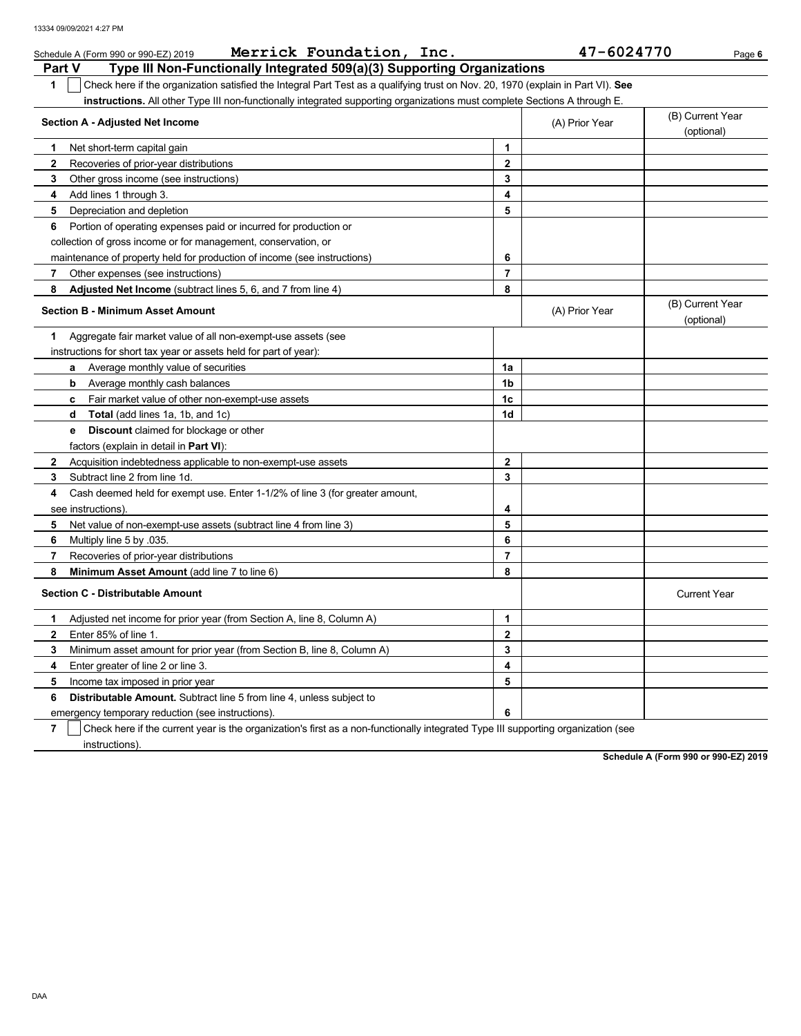Schedule A (Form 990 or 990-EZ) 2019 **Merrick Foundation, Inc.** **47-6024770** Page **6**

## Part V Type III Non-Functionally Integrated 509(a)(3) Supporting Organizations

**1** ☐ Check here if the organization satisfied the Integral Part Test as a qualifying trust on Nov. 20, 1970 (explain in Part VI). **See instructions.** All other Type III non-functionally integrated supporting organizations must complete Sections A through E.

| **Section A - Adjusted Net Income** | | (A) Prior Year | (B) Current Year (optional) |
|---|---|---|---|
| **1** Net short-term capital gain | **1** | | |
| **2** Recoveries of prior-year distributions | **2** | | |
| **3** Other gross income (see instructions) | **3** | | |
| **4** Add lines 1 through 3. | **4** | | |
| **5** Depreciation and depletion | **5** | | |
| **6** Portion of operating expenses paid or incurred for production or collection of gross income or for management, conservation, or maintenance of property held for production of income (see instructions) | **6** | | |
| **7** Other expenses (see instructions) | **7** | | |
| **8** **Adjusted Net Income** (subtract lines 5, 6, and 7 from line 4) | **8** | | |

| **Section B - Minimum Asset Amount** | | (A) Prior Year | (B) Current Year (optional) |
|---|---|---|---|
| **1** Aggregate fair market value of all non-exempt-use assets (see instructions for short tax year or assets held for part of year): | | | |
| **a** Average monthly value of securities | **1a** | | |
| **b** Average monthly cash balances | **1b** | | |
| **c** Fair market value of other non-exempt-use assets | **1c** | | |
| **d** **Total** (add lines 1a, 1b, and 1c) | **1d** | | |
| **e** **Discount** claimed for blockage or other factors (explain in detail in **Part VI**): | | | |
| **2** Acquisition indebtedness applicable to non-exempt-use assets | **2** | | |
| **3** Subtract line 2 from line 1d. | **3** | | |
| **4** Cash deemed held for exempt use. Enter 1-1/2% of line 3 (for greater amount, see instructions). | **4** | | |
| **5** Net value of non-exempt-use assets (subtract line 4 from line 3) | **5** | | |
| **6** Multiply line 5 by .035. | **6** | | |
| **7** Recoveries of prior-year distributions | **7** | | |
| **8** **Minimum Asset Amount** (add line 7 to line 6) | **8** | | |

| **Section C - Distributable Amount** | | | Current Year |
|---|---|---|---|
| **1** Adjusted net income for prior year (from Section A, line 8, Column A) | **1** | | |
| **2** Enter 85% of line 1. | **2** | | |
| **3** Minimum asset amount for prior year (from Section B, line 8, Column A) | **3** | | |
| **4** Enter greater of line 2 or line 3. | **4** | | |
| **5** Income tax imposed in prior year | **5** | | |
| **6** **Distributable Amount.** Subtract line 5 from line 4, unless subject to emergency temporary reduction (see instructions). | **6** | | |

**7** ☐ Check here if the current year is the organization's first as a non-functionally integrated Type III supporting organization (see instructions).

**Schedule A (Form 990 or 990-EZ) 2019**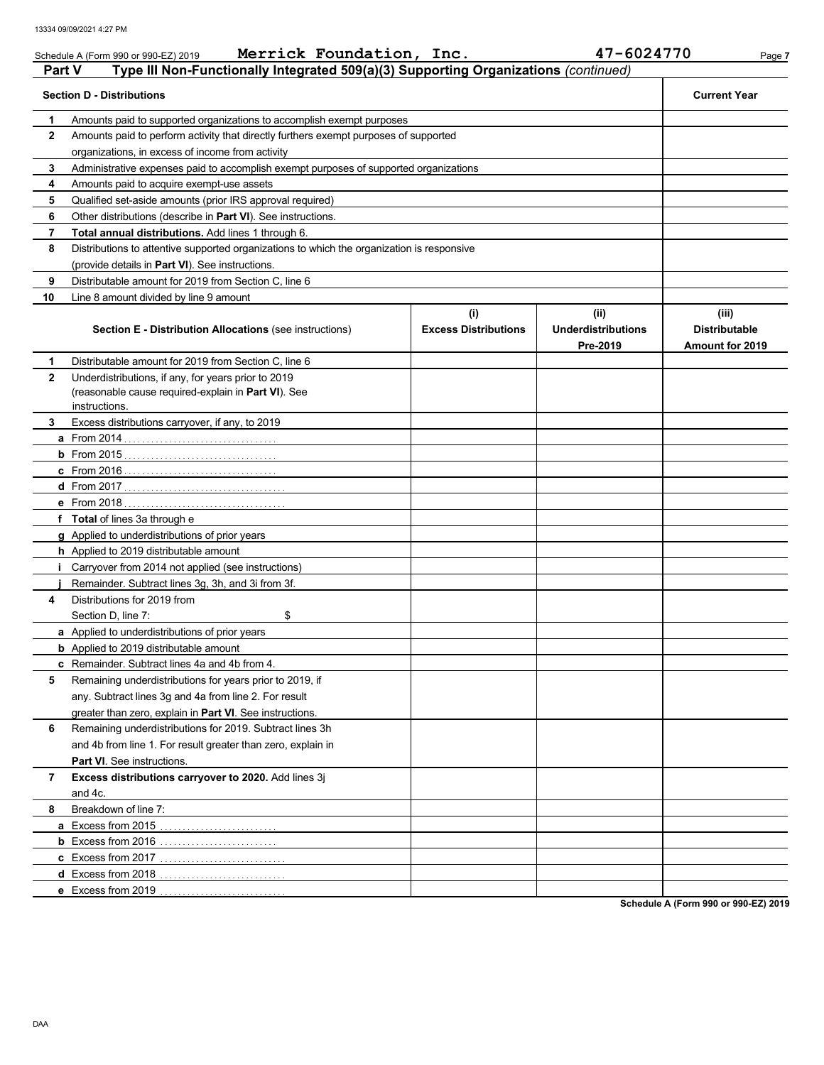Schedule A (Form 990 or 990-EZ) 2019 **Merrick Foundation, Inc.** **47-6024770**

## Part V Type III Non-Functionally Integrated 509(a)(3) Supporting Organizations *(continued)*

| | **Section D - Distributions** | **Current Year** |
|---|---|---|
| 1 | Amounts paid to supported organizations to accomplish exempt purposes | |
| 2 | Amounts paid to perform activity that directly furthers exempt purposes of supported organizations, in excess of income from activity | |
| 3 | Administrative expenses paid to accomplish exempt purposes of supported organizations | |
| 4 | Amounts paid to acquire exempt-use assets | |
| 5 | Qualified set-aside amounts (prior IRS approval required) | |
| 6 | Other distributions (describe in **Part VI**). See instructions. | |
| 7 | **Total annual distributions.** Add lines 1 through 6. | |
| 8 | Distributions to attentive supported organizations to which the organization is responsive (provide details in **Part VI**). See instructions. | |
| 9 | Distributable amount for 2019 from Section C, line 6 | |
| 10 | Line 8 amount divided by line 9 amount | |

| | **Section E - Distribution Allocations** (see instructions) | **(i) Excess Distributions** | **(ii) Underdistributions Pre-2019** | **(iii) Distributable Amount for 2019** |
|---|---|---|---|---|
| 1 | Distributable amount for 2019 from Section C, line 6 | | | |
| 2 | Underdistributions, if any, for years prior to 2019 (reasonable cause required-explain in **Part VI**). See instructions. | | | |
| 3 | Excess distributions carryover, if any, to 2019 | | | |
| a | From 2014 | | | |
| b | From 2015 | | | |
| c | From 2016 | | | |
| d | From 2017 | | | |
| e | From 2018 | | | |
| f | **Total** of lines 3a through e | | | |
| g | Applied to underdistributions of prior years | | | |
| h | Applied to 2019 distributable amount | | | |
| i | Carryover from 2014 not applied (see instructions) | | | |
| j | Remainder. Subtract lines 3g, 3h, and 3i from 3f. | | | |
| 4 | Distributions for 2019 from Section D, line 7: $ | | | |
| a | Applied to underdistributions of prior years | | | |
| b | Applied to 2019 distributable amount | | | |
| c | Remainder. Subtract lines 4a and 4b from 4. | | | |
| 5 | Remaining underdistributions for years prior to 2019, if any. Subtract lines 3g and 4a from line 2. For result greater than zero, explain in **Part VI**. See instructions. | | | |
| 6 | Remaining underdistributions for 2019. Subtract lines 3h and 4b from line 1. For result greater than zero, explain in **Part VI**. See instructions. | | | |
| 7 | **Excess distributions carryover to 2020.** Add lines 3j and 4c. | | | |
| 8 | Breakdown of line 7: | | | |
| a | Excess from 2015 | | | |
| b | Excess from 2016 | | | |
| c | Excess from 2017 | | | |
| d | Excess from 2018 | | | |
| e | Excess from 2019 | | | |

**Schedule A (Form 990 or 990-EZ) 2019**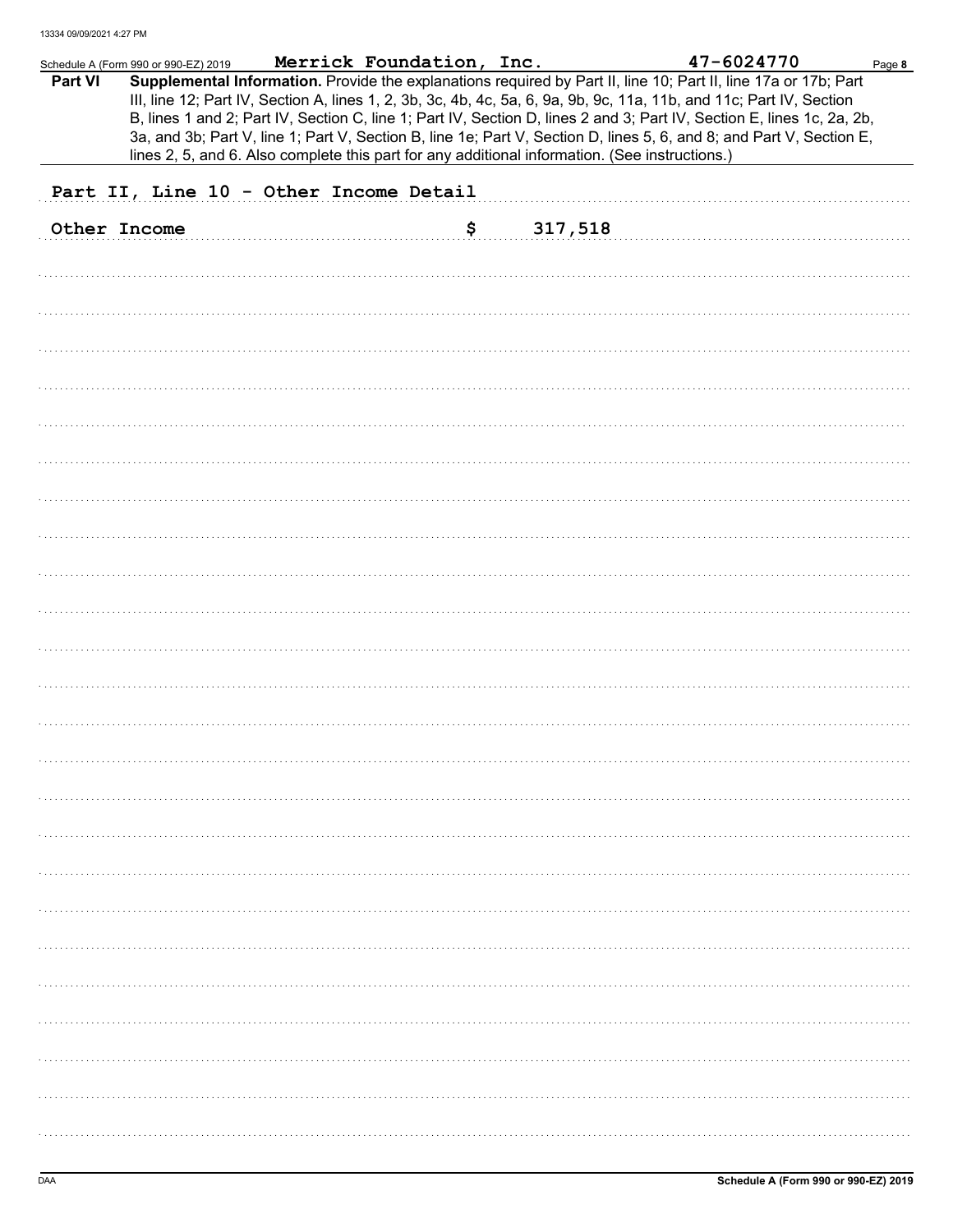Schedule A (Form 990 or 990-EZ) 2019 **Merrick Foundation, Inc.** **47-6024770** Page **8**

**Part VI** **Supplemental Information.** Provide the explanations required by Part II, line 10; Part II, line 17a or 17b; Part III, line 12; Part IV, Section A, lines 1, 2, 3b, 3c, 4b, 4c, 5a, 6, 9a, 9b, 9c, 11a, 11b, and 11c; Part IV, Section B, lines 1 and 2; Part IV, Section C, line 1; Part IV, Section D, lines 2 and 3; Part IV, Section E, lines 1c, 2a, 2b, 3a, and 3b; Part V, line 1; Part V, Section B, line 1e; Part V, Section D, lines 5, 6, and 8; and Part V, Section E, lines 2, 5, and 6. Also complete this part for any additional information. (See instructions.)

Part II, Line 10 - Other Income Detail

| | |
|---|---|
| Other Income | $ 317,518 |

DAA

**Schedule A (Form 990 or 990-EZ) 2019**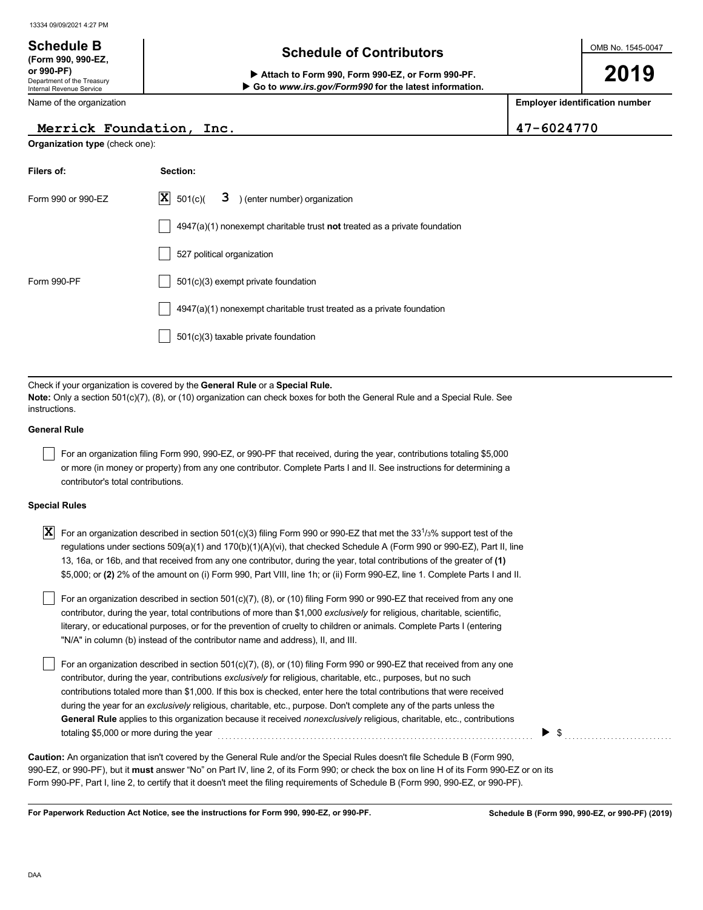**Schedule B**
**(Form 990, 990-EZ, or 990-PF)**
Department of the Treasury
Internal Revenue Service

# Schedule of Contributors

▶ **Attach to Form 990, Form 990-EZ, or Form 990-PF.**
▶ **Go to *www.irs.gov/Form990* for the latest information.**

OMB No. 1545-0047

**2019**

| Name of the organization | Employer identification number |
|---|---|
| Merrick Foundation, Inc. | 47-6024770 |

**Organization type** (check one):

| Filers of: | Section: |
|---|---|
| Form 990 or 990-EZ | [X] 501(c)( 3 ) (enter number) organization |
| | [ ] 4947(a)(1) nonexempt charitable trust **not** treated as a private foundation |
| | [ ] 527 political organization |
| Form 990-PF | [ ] 501(c)(3) exempt private foundation |
| | [ ] 4947(a)(1) nonexempt charitable trust treated as a private foundation |
| | [ ] 501(c)(3) taxable private foundation |

Check if your organization is covered by the **General Rule** or a **Special Rule.**
**Note:** Only a section 501(c)(7), (8), or (10) organization can check boxes for both the General Rule and a Special Rule. See instructions.

**General Rule**

[ ] For an organization filing Form 990, 990-EZ, or 990-PF that received, during the year, contributions totaling $5,000 or more (in money or property) from any one contributor. Complete Parts I and II. See instructions for determining a contributor's total contributions.

**Special Rules**

[X] For an organization described in section 501(c)(3) filing Form 990 or 990-EZ that met the 33 1/3% support test of the regulations under sections 509(a)(1) and 170(b)(1)(A)(vi), that checked Schedule A (Form 990 or 990-EZ), Part II, line 13, 16a, or 16b, and that received from any one contributor, during the year, total contributions of the greater of **(1)** $5,000; or **(2)** 2% of the amount on (i) Form 990, Part VIII, line 1h; or (ii) Form 990-EZ, line 1. Complete Parts I and II.

[ ] For an organization described in section 501(c)(7), (8), or (10) filing Form 990 or 990-EZ that received from any one contributor, during the year, total contributions of more than $1,000 *exclusively* for religious, charitable, scientific, literary, or educational purposes, or for the prevention of cruelty to children or animals. Complete Parts I (entering "N/A" in column (b) instead of the contributor name and address), II, and III.

[ ] For an organization described in section 501(c)(7), (8), or (10) filing Form 990 or 990-EZ that received from any one contributor, during the year, contributions *exclusively* for religious, charitable, etc., purposes, but no such contributions totaled more than $1,000. If this box is checked, enter here the total contributions that were received during the year for an *exclusively* religious, charitable, etc., purpose. Don't complete any of the parts unless the **General Rule** applies to this organization because it received *nonexclusively* religious, charitable, etc., contributions totaling $5,000 or more during the year . . . . . . . . ▶ $ . . . . . . . .

**Caution:** An organization that isn't covered by the General Rule and/or the Special Rules doesn't file Schedule B (Form 990, 990-EZ, or 990-PF), but it **must** answer "No" on Part IV, line 2, of its Form 990; or check the box on line H of its Form 990-EZ or on its Form 990-PF, Part I, line 2, to certify that it doesn't meet the filing requirements of Schedule B (Form 990, 990-EZ, or 990-PF).

**For Paperwork Reduction Act Notice, see the instructions for Form 990, 990-EZ, or 990-PF.** **Schedule B (Form 990, 990-EZ, or 990-PF) (2019)**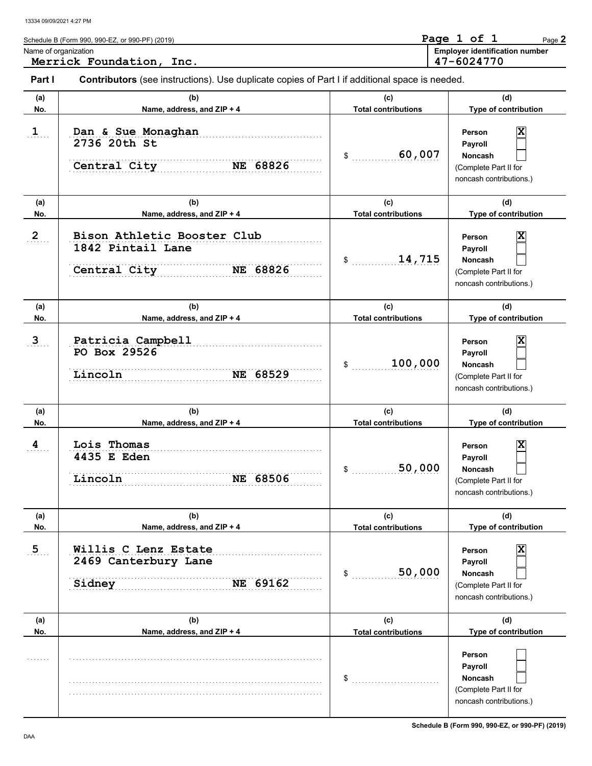Schedule B (Form 990, 990-EZ, or 990-PF) (2019)

Name of organization
**Merrick Foundation, Inc.**

Employer identification number
**47-6024770**

**Part I** **Contributors** (see instructions). Use duplicate copies of Part I if additional space is needed.

| (a) No. | (b) Name, address, and ZIP + 4 | (c) Total contributions | (d) Type of contribution |
|---|---|---|---|
| 1 | Dan & Sue Monaghan<br>2736 20th St<br>Central City NE 68826 | $ 60,007 | Person [X]<br>Payroll [ ]<br>Noncash [ ]<br>(Complete Part II for noncash contributions.) |
| 2 | Bison Athletic Booster Club<br>1842 Pintail Lane<br>Central City NE 68826 | $ 14,715 | Person [X]<br>Payroll [ ]<br>Noncash [ ]<br>(Complete Part II for noncash contributions.) |
| 3 | Patricia Campbell<br>PO Box 29526<br>Lincoln NE 68529 | $ 100,000 | Person [X]<br>Payroll [ ]<br>Noncash [ ]<br>(Complete Part II for noncash contributions.) |
| 4 | Lois Thomas<br>4435 E Eden<br>Lincoln NE 68506 | $ 50,000 | Person [X]<br>Payroll [ ]<br>Noncash [ ]<br>(Complete Part II for noncash contributions.) |
| 5 | Willis C Lenz Estate<br>2469 Canterbury Lane<br>Sidney NE 69162 | $ 50,000 | Person [X]<br>Payroll [ ]<br>Noncash [ ]<br>(Complete Part II for noncash contributions.) |
| | | $ | Person [ ]<br>Payroll [ ]<br>Noncash [ ]<br>(Complete Part II for noncash contributions.) |

Schedule B (Form 990, 990-EZ, or 990-PF) (2019)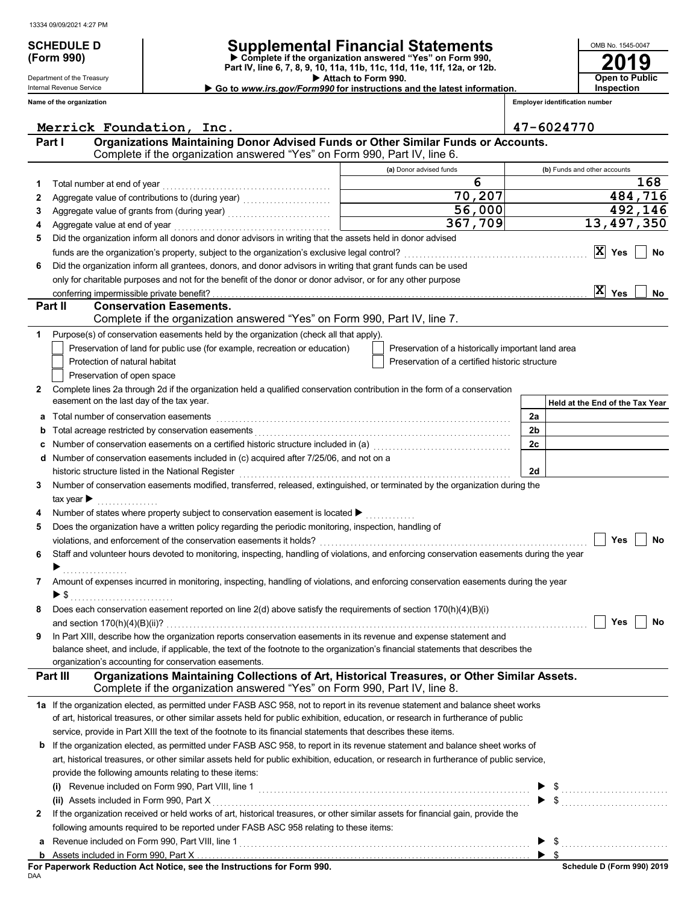13334 09/09/2021 4:27 PM

# SCHEDULE D (Form 990)

Department of the Treasury
Internal Revenue Service

## Supplemental Financial Statements

▶ Complete if the organization answered "Yes" on Form 990, Part IV, line 6, 7, 8, 9, 10, 11a, 11b, 11c, 11d, 11e, 11f, 12a, or 12b.
▶ Attach to Form 990.
▶ Go to *www.irs.gov/Form990* for instructions and the latest information.

OMB No. 1545-0047
**2019**
**Open to Public Inspection**

**Name of the organization**: Merrick Foundation, Inc.
**Employer identification number**: 47-6024770

### Part I — Organizations Maintaining Donor Advised Funds or Other Similar Funds or Accounts.
Complete if the organization answered "Yes" on Form 990, Part IV, line 6.

| | | (a) Donor advised funds | (b) Funds and other accounts |
|---|---|---|---|
| 1 | Total number at end of year | 6 | 168 |
| 2 | Aggregate value of contributions to (during year) | 70,207 | 484,716 |
| 3 | Aggregate value of grants from (during year) | 56,000 | 492,146 |
| 4 | Aggregate value at end of year | 367,709 | 13,497,350 |

5 Did the organization inform all donors and donor advisors in writing that the assets held in donor advised funds are the organization's property, subject to the organization's exclusive legal control? **[X] Yes** [ ] No

6 Did the organization inform all grantees, donors, and donor advisors in writing that grant funds can be used only for charitable purposes and not for the benefit of the donor or donor advisor, or for any other purpose conferring impermissible private benefit? **[X] Yes** [ ] No

### Part II — Conservation Easements.
Complete if the organization answered "Yes" on Form 990, Part IV, line 7.

1 Purpose(s) of conservation easements held by the organization (check all that apply).
- [ ] Preservation of land for public use (for example, recreation or education)
- [ ] Protection of natural habitat
- [ ] Preservation of open space
- [ ] Preservation of a historically important land area
- [ ] Preservation of a certified historic structure

2 Complete lines 2a through 2d if the organization held a qualified conservation contribution in the form of a conservation easement on the last day of the tax year.

| | | | Held at the End of the Tax Year |
|---|---|---|---|
| a | Total number of conservation easements | 2a | |
| b | Total acreage restricted by conservation easements | 2b | |
| c | Number of conservation easements on a certified historic structure included in (a) | 2c | |
| d | Number of conservation easements included in (c) acquired after 7/25/06, and not on a historic structure listed in the National Register | 2d | |

3 Number of conservation easements modified, transferred, released, extinguished, or terminated by the organization during the tax year ▶

4 Number of states where property subject to conservation easement is located ▶

5 Does the organization have a written policy regarding the periodic monitoring, inspection, handling of violations, and enforcement of the conservation easements it holds? [ ] Yes [ ] No

6 Staff and volunteer hours devoted to monitoring, inspecting, handling of violations, and enforcing conservation easements during the year ▶

7 Amount of expenses incurred in monitoring, inspecting, handling of violations, and enforcing conservation easements during the year ▶ $

8 Does each conservation easement reported on line 2(d) above satisfy the requirements of section 170(h)(4)(B)(i) and section 170(h)(4)(B)(ii)? [ ] Yes [ ] No

9 In Part XIII, describe how the organization reports conservation easements in its revenue and expense statement and balance sheet, and include, if applicable, the text of the footnote to the organization's financial statements that describes the organization's accounting for conservation easements.

### Part III — Organizations Maintaining Collections of Art, Historical Treasures, or Other Similar Assets.
Complete if the organization answered "Yes" on Form 990, Part IV, line 8.

1a If the organization elected, as permitted under FASB ASC 958, not to report in its revenue statement and balance sheet works of art, historical treasures, or other similar assets held for public exhibition, education, or research in furtherance of public service, provide in Part XIII the text of the footnote to its financial statements that describes these items.

b If the organization elected, as permitted under FASB ASC 958, to report in its revenue statement and balance sheet works of art, historical treasures, or other similar assets held for public exhibition, education, or research in furtherance of public service, provide the following amounts relating to these items:

(i) Revenue included on Form 990, Part VIII, line 1 ▶ $

(ii) Assets included in Form 990, Part X ▶ $

2 If the organization received or held works of art, historical treasures, or other similar assets for financial gain, provide the following amounts required to be reported under FASB ASC 958 relating to these items:

a Revenue included on Form 990, Part VIII, line 1 ▶ $

b Assets included in Form 990, Part X ▶ $

**For Paperwork Reduction Act Notice, see the Instructions for Form 990.**
DAA
**Schedule D (Form 990) 2019**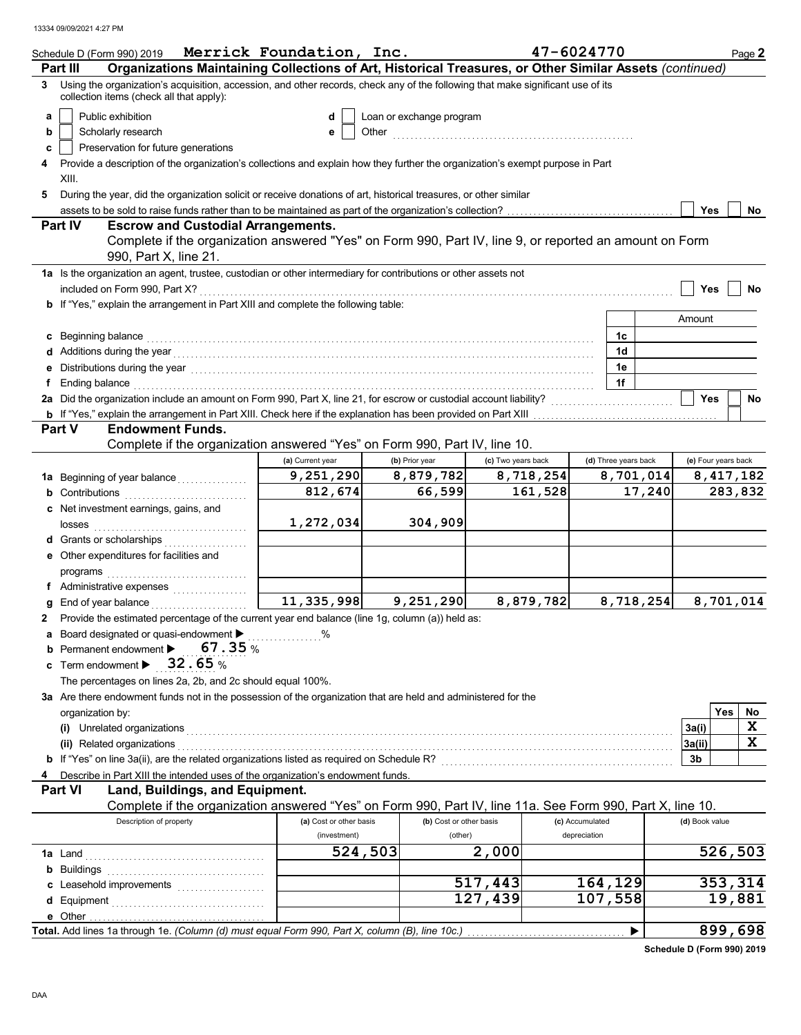Schedule D (Form 990) 2019 **Merrick Foundation, Inc.** **47-6024770** Page **2**

## Part III Organizations Maintaining Collections of Art, Historical Treasures, or Other Similar Assets *(continued)*

**3** Using the organization's acquisition, accession, and other records, check any of the following that make significant use of its collection items (check all that apply):

- **a** ☐ Public exhibition
- **b** ☐ Scholarly research
- **c** ☐ Preservation for future generations
- **d** ☐ Loan or exchange program
- **e** ☐ Other

**4** Provide a description of the organization's collections and explain how they further the organization's exempt purpose in Part XIII.

**5** During the year, did the organization solicit or receive donations of art, historical treasures, or other similar assets to be sold to raise funds rather than to be maintained as part of the organization's collection? ☐ Yes ☐ No

## Part IV Escrow and Custodial Arrangements.

Complete if the organization answered "Yes" on Form 990, Part IV, line 9, or reported an amount on Form 990, Part X, line 21.

**1a** Is the organization an agent, trustee, custodian or other intermediary for contributions or other assets not included on Form 990, Part X? ☐ Yes ☐ No

**b** If "Yes," explain the arrangement in Part XIII and complete the following table:

| | | Amount |
|---|---|---|
| **c** Beginning balance | 1c | |
| **d** Additions during the year | 1d | |
| **e** Distributions during the year | 1e | |
| **f** Ending balance | 1f | |

**2a** Did the organization include an amount on Form 990, Part X, line 21, for escrow or custodial account liability? ☐ Yes ☐ No

**b** If "Yes," explain the arrangement in Part XIII. Check here if the explanation has been provided on Part XIII ☐

## Part V Endowment Funds.

Complete if the organization answered "Yes" on Form 990, Part IV, line 10.

| | (a) Current year | (b) Prior year | (c) Two years back | (d) Three years back | (e) Four years back |
|---|---|---|---|---|---|
| **1a** Beginning of year balance | 9,251,290 | 8,879,782 | 8,718,254 | 8,701,014 | 8,417,182 |
| **b** Contributions | 812,674 | 66,599 | 161,528 | 17,240 | 283,832 |
| **c** Net investment earnings, gains, and losses | 1,272,034 | 304,909 | | | |
| **d** Grants or scholarships | | | | | |
| **e** Other expenditures for facilities and programs | | | | | |
| **f** Administrative expenses | | | | | |
| **g** End of year balance | 11,335,998 | 9,251,290 | 8,879,782 | 8,718,254 | 8,701,014 |

**2** Provide the estimated percentage of the current year end balance (line 1g, column (a)) held as:

- **a** Board designated or quasi-endowment ▶ %
- **b** Permanent endowment ▶ 67.35 %
- **c** Term endowment ▶ 32.65 %

The percentages on lines 2a, 2b, and 2c should equal 100%.

**3a** Are there endowment funds not in the possession of the organization that are held and administered for the organization by:

| | | Yes | No |
|---|---|---|---|
| **(i)** Unrelated organizations | 3a(i) | | X |
| **(ii)** Related organizations | 3a(ii) | | X |
| **b** If "Yes" on line 3a(ii), are the related organizations listed as required on Schedule R? | 3b | | |

**4** Describe in Part XIII the intended uses of the organization's endowment funds.

## Part VI Land, Buildings, and Equipment.

Complete if the organization answered "Yes" on Form 990, Part IV, line 11a. See Form 990, Part X, line 10.

| Description of property | (a) Cost or other basis (investment) | (b) Cost or other basis (other) | (c) Accumulated depreciation | (d) Book value |
|---|---|---|---|---|
| **1a** Land | 524,503 | 2,000 | | 526,503 |
| **b** Buildings | | | | |
| **c** Leasehold improvements | | 517,443 | 164,129 | 353,314 |
| **d** Equipment | | 127,439 | 107,558 | 19,881 |
| **e** Other | | | | |
| **Total.** Add lines 1a through 1e. *(Column (d) must equal Form 990, Part X, column (B), line 10c.)* | | | ▶ | 899,698 |

**Schedule D (Form 990) 2019**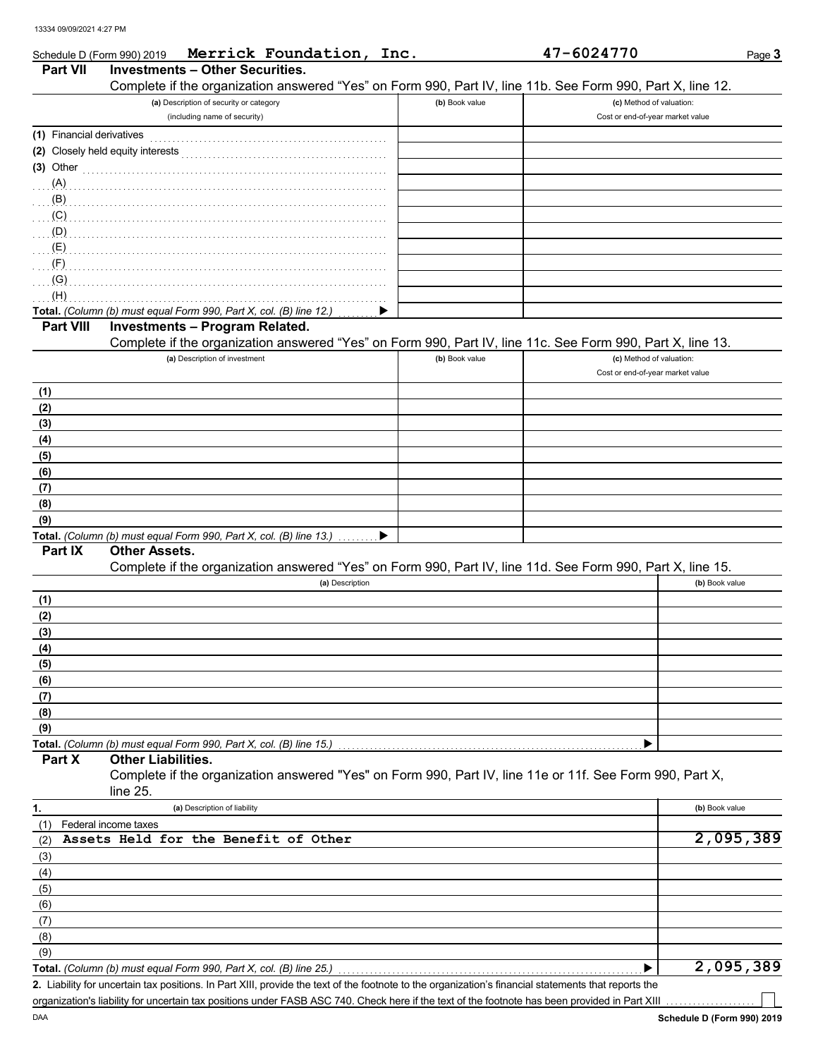Schedule D (Form 990) 2019 **Merrick Foundation, Inc.** **47-6024770**

## Part VII Investments – Other Securities.

Complete if the organization answered "Yes" on Form 990, Part IV, line 11b. See Form 990, Part X, line 12.

| (a) Description of security or category (including name of security) | (b) Book value | (c) Method of valuation: Cost or end-of-year market value |
|---|---|---|
| (1) Financial derivatives | | |
| (2) Closely held equity interests | | |
| (3) Other | | |
| (A) | | |
| (B) | | |
| (C) | | |
| (D) | | |
| (E) | | |
| (F) | | |
| (G) | | |
| (H) | | |
| **Total.** *(Column (b) must equal Form 990, Part X, col. (B) line 12.)* ▶ | | |

## Part VIII Investments – Program Related.

Complete if the organization answered "Yes" on Form 990, Part IV, line 11c. See Form 990, Part X, line 13.

| (a) Description of investment | (b) Book value | (c) Method of valuation: Cost or end-of-year market value |
|---|---|---|
| (1) | | |
| (2) | | |
| (3) | | |
| (4) | | |
| (5) | | |
| (6) | | |
| (7) | | |
| (8) | | |
| (9) | | |
| **Total.** *(Column (b) must equal Form 990, Part X, col. (B) line 13.)* ▶ | | |

## Part IX Other Assets.

Complete if the organization answered "Yes" on Form 990, Part IV, line 11d. See Form 990, Part X, line 15.

| (a) Description | (b) Book value |
|---|---|
| (1) | |
| (2) | |
| (3) | |
| (4) | |
| (5) | |
| (6) | |
| (7) | |
| (8) | |
| (9) | |
| **Total.** *(Column (b) must equal Form 990, Part X, col. (B) line 15.)* ▶ | |

## Part X Other Liabilities.

Complete if the organization answered "Yes" on Form 990, Part IV, line 11e or 11f. See Form 990, Part X, line 25.

| 1. (a) Description of liability | (b) Book value |
|---|---|
| (1) Federal income taxes | |
| (2) **Assets Held for the Benefit of Other** | **2,095,389** |
| (3) | |
| (4) | |
| (5) | |
| (6) | |
| (7) | |
| (8) | |
| (9) | |
| **Total.** *(Column (b) must equal Form 990, Part X, col. (B) line 25.)* ▶ | **2,095,389** |

**2.** Liability for uncertain tax positions. In Part XIII, provide the text of the footnote to the organization's financial statements that reports the organization's liability for uncertain tax positions under FASB ASC 740. Check here if the text of the footnote has been provided in Part XIII ☐

DAA **Schedule D (Form 990) 2019**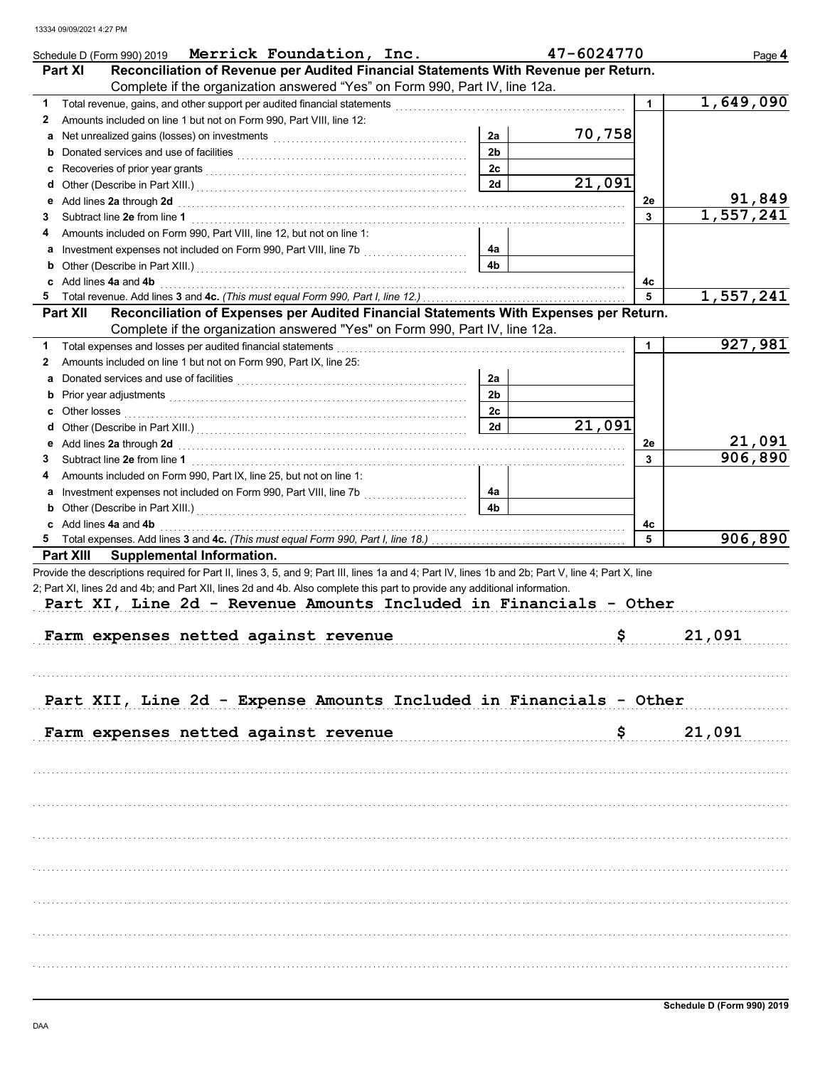Schedule D (Form 990) 2019 **Merrick Foundation, Inc.** **47-6024770** Page **4**

## Part XI Reconciliation of Revenue per Audited Financial Statements With Revenue per Return.

Complete if the organization answered "Yes" on Form 990, Part IV, line 12a.

| | | | | | |
|---|---|---|---|---|---|
| **1** | Total revenue, gains, and other support per audited financial statements | | | 1 | 1,649,090 |
| **2** | Amounts included on line 1 but not on Form 990, Part VIII, line 12: | | | | |
| **a** | Net unrealized gains (losses) on investments | 2a | 70,758 | | |
| **b** | Donated services and use of facilities | 2b | | | |
| **c** | Recoveries of prior year grants | 2c | | | |
| **d** | Other (Describe in Part XIII.) | 2d | 21,091 | | |
| **e** | Add lines **2a** through **2d** | | | 2e | 91,849 |
| **3** | Subtract line **2e** from line **1** | | | 3 | 1,557,241 |
| **4** | Amounts included on Form 990, Part VIII, line 12, but not on line 1: | | | | |
| **a** | Investment expenses not included on Form 990, Part VIII, line 7b | 4a | | | |
| **b** | Other (Describe in Part XIII.) | 4b | | | |
| **c** | Add lines **4a** and **4b** | | | 4c | |
| **5** | Total revenue. Add lines **3** and **4c.** *(This must equal Form 990, Part I, line 12.)* | | | 5 | 1,557,241 |

## Part XII Reconciliation of Expenses per Audited Financial Statements With Expenses per Return.

Complete if the organization answered "Yes" on Form 990, Part IV, line 12a.

| | | | | | |
|---|---|---|---|---|---|
| **1** | Total expenses and losses per audited financial statements | | | 1 | 927,981 |
| **2** | Amounts included on line 1 but not on Form 990, Part IX, line 25: | | | | |
| **a** | Donated services and use of facilities | 2a | | | |
| **b** | Prior year adjustments | 2b | | | |
| **c** | Other losses | 2c | | | |
| **d** | Other (Describe in Part XIII.) | 2d | 21,091 | | |
| **e** | Add lines **2a** through **2d** | | | 2e | 21,091 |
| **3** | Subtract line **2e** from line **1** | | | 3 | 906,890 |
| **4** | Amounts included on Form 990, Part IX, line 25, but not on line 1: | | | | |
| **a** | Investment expenses not included on Form 990, Part VIII, line 7b | 4a | | | |
| **b** | Other (Describe in Part XIII.) | 4b | | | |
| **c** | Add lines **4a** and **4b** | | | 4c | |
| **5** | Total expenses. Add lines **3** and **4c.** *(This must equal Form 990, Part I, line 18.)* | | | 5 | 906,890 |

## Part XIII Supplemental Information.

Provide the descriptions required for Part II, lines 3, 5, and 9; Part III, lines 1a and 4; Part IV, lines 1b and 2b; Part V, line 4; Part X, line 2; Part XI, lines 2d and 4b; and Part XII, lines 2d and 4b. Also complete this part to provide any additional information.

**Part XI, Line 2d - Revenue Amounts Included in Financials - Other**

Farm expenses netted against revenue $ 21,091

**Part XII, Line 2d - Expense Amounts Included in Financials - Other**

Farm expenses netted against revenue $ 21,091

**Schedule D (Form 990) 2019**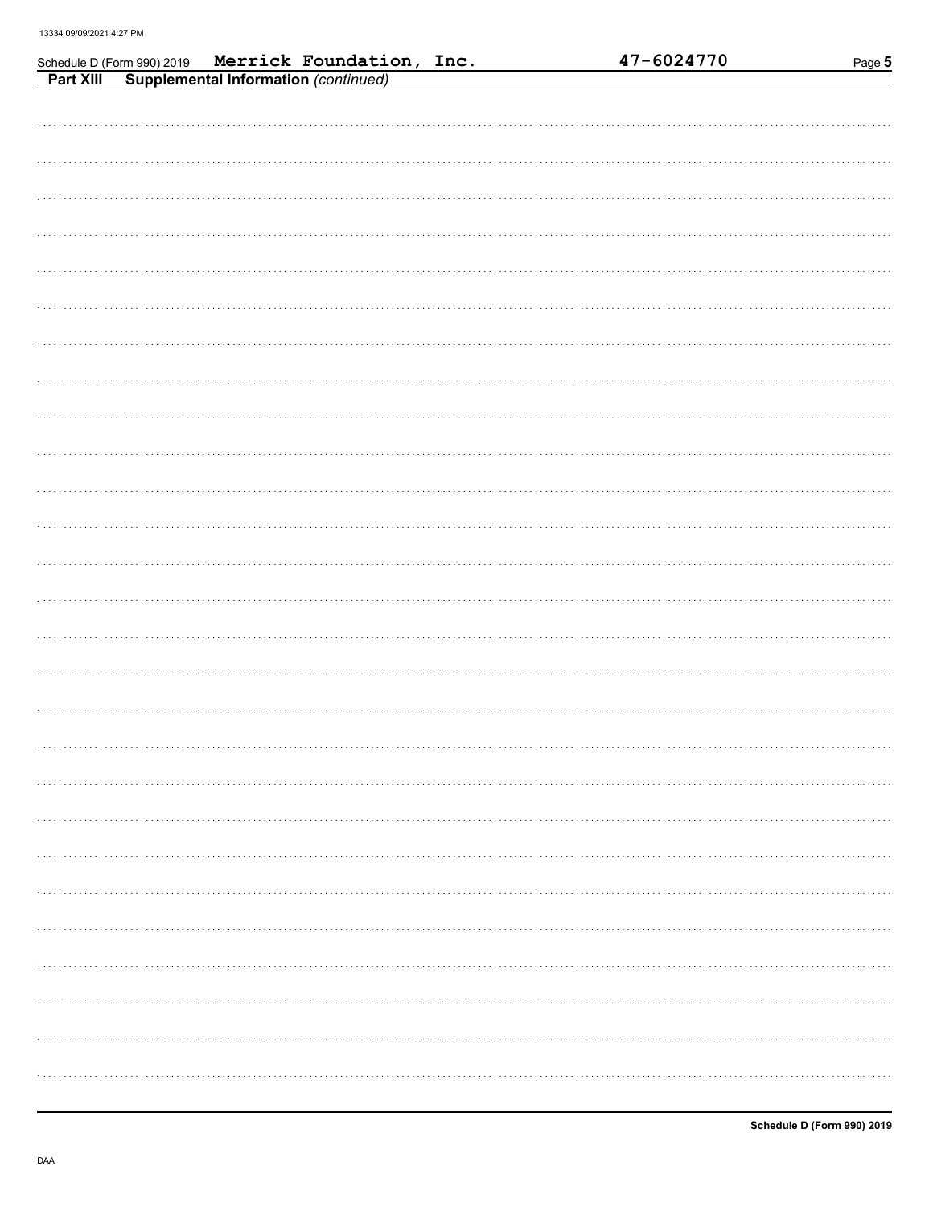Schedule D (Form 990) 2019 **Merrick Foundation, Inc.** **47-6024770**

## Part XIII Supplemental Information *(continued)*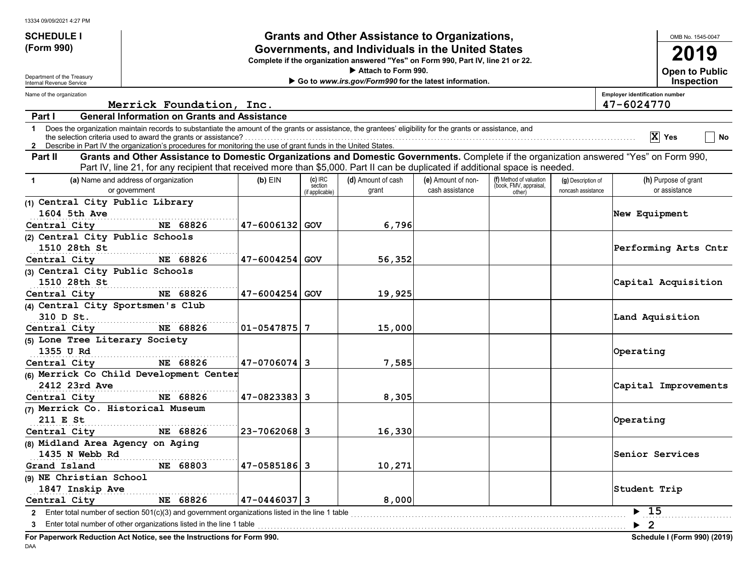13334 09/09/2021 4:27 PM

**SCHEDULE I (Form 990)**

Department of the Treasury
Internal Revenue Service

# Grants and Other Assistance to Organizations, Governments, and Individuals in the United States

**Complete if the organization answered "Yes" on Form 990, Part IV, line 21 or 22.**

▶ Attach to Form 990.

▶ Go to *www.irs.gov/Form990* for the latest information.

OMB No. 1545-0047

**2019**

**Open to Public Inspection**

Name of the organization: **Merrick Foundation, Inc.**

Employer identification number: **47-6024770**

## Part I General Information on Grants and Assistance

1 Does the organization maintain records to substantiate the amount of the grants or assistance, the grantees' eligibility for the grants or assistance, and the selection criteria used to award the grants or assistance? [X] Yes [ ] No

2 Describe in Part IV the organization's procedures for monitoring the use of grant funds in the United States.

## Part II Grants and Other Assistance to Domestic Organizations and Domestic Governments.

Complete if the organization answered "Yes" on Form 990, Part IV, line 21, for any recipient that received more than $5,000. Part II can be duplicated if additional space is needed.

| 1 (a) Name and address of organization or government | (b) EIN | (c) IRC section (if applicable) | (d) Amount of cash grant | (e) Amount of non-cash assistance | (f) Method of valuation (book, FMV, appraisal, other) | (g) Description of noncash assistance | (h) Purpose of grant or assistance |
|---|---|---|---|---|---|---|---|
| (1) Central City Public Library<br>1604 5th Ave<br>Central City NE 68826 | 47-6006132 | GOV | 6,796 | | | | New Equipment |
| (2) Central City Public Schools<br>1510 28th St<br>Central City NE 68826 | 47-6004254 | GOV | 56,352 | | | | Performing Arts Cntr |
| (3) Central City Public Schools<br>1510 28th St<br>Central City NE 68826 | 47-6004254 | GOV | 19,925 | | | | Capital Acquisition |
| (4) Central City Sportsmen's Club<br>310 D St.<br>Central City NE 68826 | 01-0547875 | 7 | 15,000 | | | | Land Aquisition |
| (5) Lone Tree Literary Society<br>1355 U Rd<br>Central City NE 68826 | 47-0706074 | 3 | 7,585 | | | | Operating |
| (6) Merrick Co Child Development Center<br>2412 23rd Ave<br>Central City NE 68826 | 47-0823383 | 3 | 8,305 | | | | Capital Improvements |
| (7) Merrick Co. Historical Museum<br>211 E St<br>Central City NE 68826 | 23-7062068 | 3 | 16,330 | | | | Operating |
| (8) Midland Area Agency on Aging<br>1435 N Webb Rd<br>Grand Island NE 68803 | 47-0585186 | 3 | 10,271 | | | | Senior Services |
| (9) NE Christian School<br>1847 Inskip Ave<br>Central City NE 68826 | 47-0446037 | 3 | 8,000 | | | | Student Trip |

2 Enter total number of section 501(c)(3) and government organizations listed in the line 1 table ▶ 15

3 Enter total number of other organizations listed in the line 1 table ▶ 2

**For Paperwork Reduction Act Notice, see the Instructions for Form 990.**

**Schedule I (Form 990) (2019)**

DAA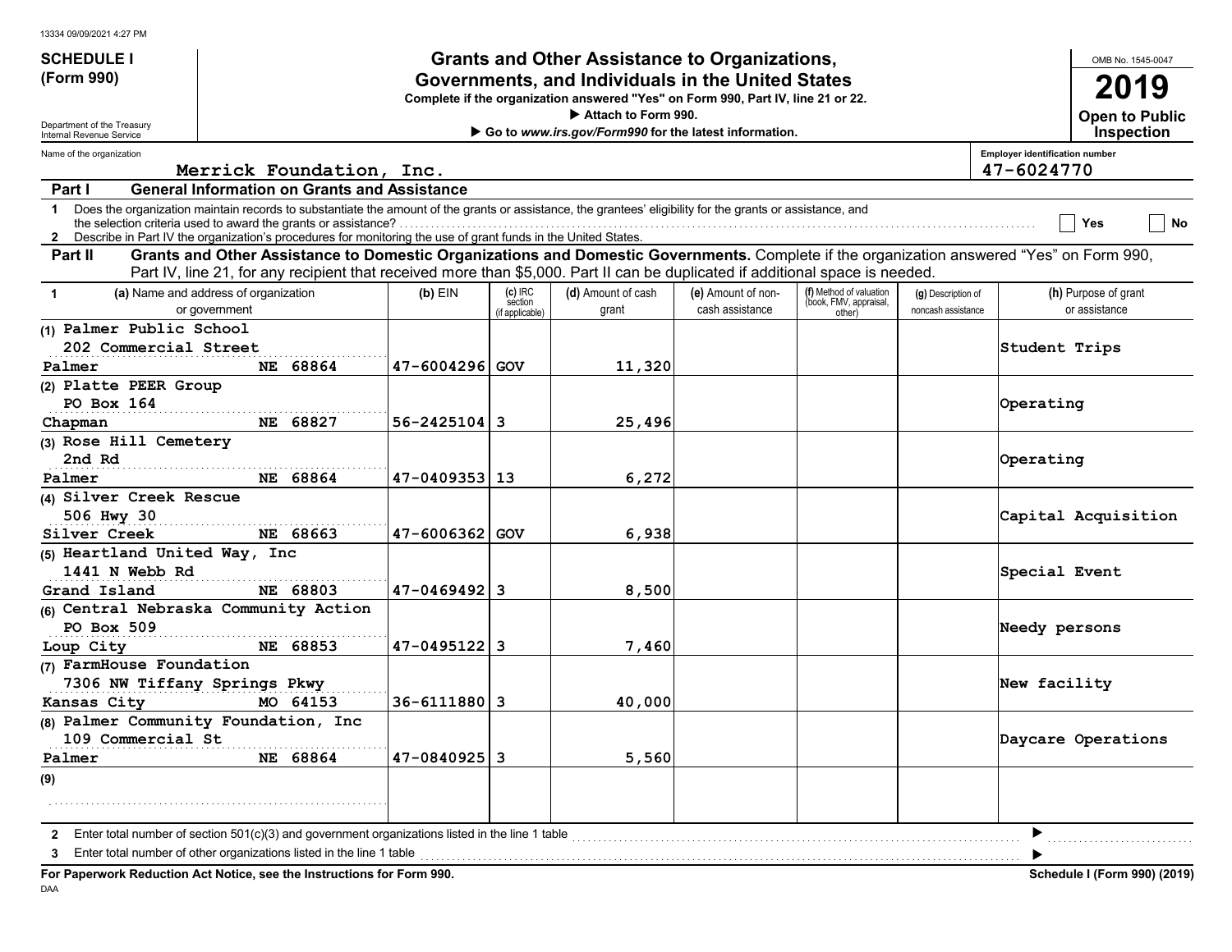# SCHEDULE I (Form 990)

Department of the Treasury
Internal Revenue Service

## Grants and Other Assistance to Organizations, Governments, and Individuals in the United States

**Complete if the organization answered "Yes" on Form 990, Part IV, line 21 or 22.**

▶ Attach to Form 990.

▶ Go to *www.irs.gov/Form990* for the latest information.

OMB No. 1545-0047

**2019**

**Open to Public Inspection**

Name of the organization: Merrick Foundation, Inc.

Employer identification number: 47-6024770

### Part I General Information on Grants and Assistance

1 Does the organization maintain records to substantiate the amount of the grants or assistance, the grantees' eligibility for the grants or assistance, and the selection criteria used to award the grants or assistance? ☐ Yes ☐ No

2 Describe in Part IV the organization's procedures for monitoring the use of grant funds in the United States.

### Part II Grants and Other Assistance to Domestic Organizations and Domestic Governments.

Complete if the organization answered "Yes" on Form 990, Part IV, line 21, for any recipient that received more than $5,000. Part II can be duplicated if additional space is needed.

| 1 (a) Name and address of organization or government | (b) EIN | (c) IRC section (if applicable) | (d) Amount of cash grant | (e) Amount of non-cash assistance | (f) Method of valuation (book, FMV, appraisal, other) | (g) Description of noncash assistance | (h) Purpose of grant or assistance |
|---|---|---|---|---|---|---|---|
| (1) Palmer Public School<br>202 Commercial Street<br>Palmer NE 68864 | 47-6004296 | GOV | 11,320 | | | | Student Trips |
| (2) Platte PEER Group<br>PO Box 164<br>Chapman NE 68827 | 56-2425104 | 3 | 25,496 | | | | Operating |
| (3) Rose Hill Cemetery<br>2nd Rd<br>Palmer NE 68864 | 47-0409353 | 13 | 6,272 | | | | Operating |
| (4) Silver Creek Rescue<br>506 Hwy 30<br>Silver Creek NE 68663 | 47-6006362 | GOV | 6,938 | | | | Capital Acquisition |
| (5) Heartland United Way, Inc<br>1441 N Webb Rd<br>Grand Island NE 68803 | 47-0469492 | 3 | 8,500 | | | | Special Event |
| (6) Central Nebraska Community Action<br>PO Box 509<br>Loup City NE 68853 | 47-0495122 | 3 | 7,460 | | | | Needy persons |
| (7) FarmHouse Foundation<br>7306 NW Tiffany Springs Pkwy<br>Kansas City MO 64153 | 36-6111880 | 3 | 40,000 | | | | New facility |
| (8) Palmer Community Foundation, Inc<br>109 Commercial St<br>Palmer NE 68864 | 47-0840925 | 3 | 5,560 | | | | Daycare Operations |
| (9) | | | | | | | |

2 Enter total number of section 501(c)(3) and government organizations listed in the line 1 table ▶

3 Enter total number of other organizations listed in the line 1 table ▶

**For Paperwork Reduction Act Notice, see the Instructions for Form 990.** Schedule I (Form 990) (2019)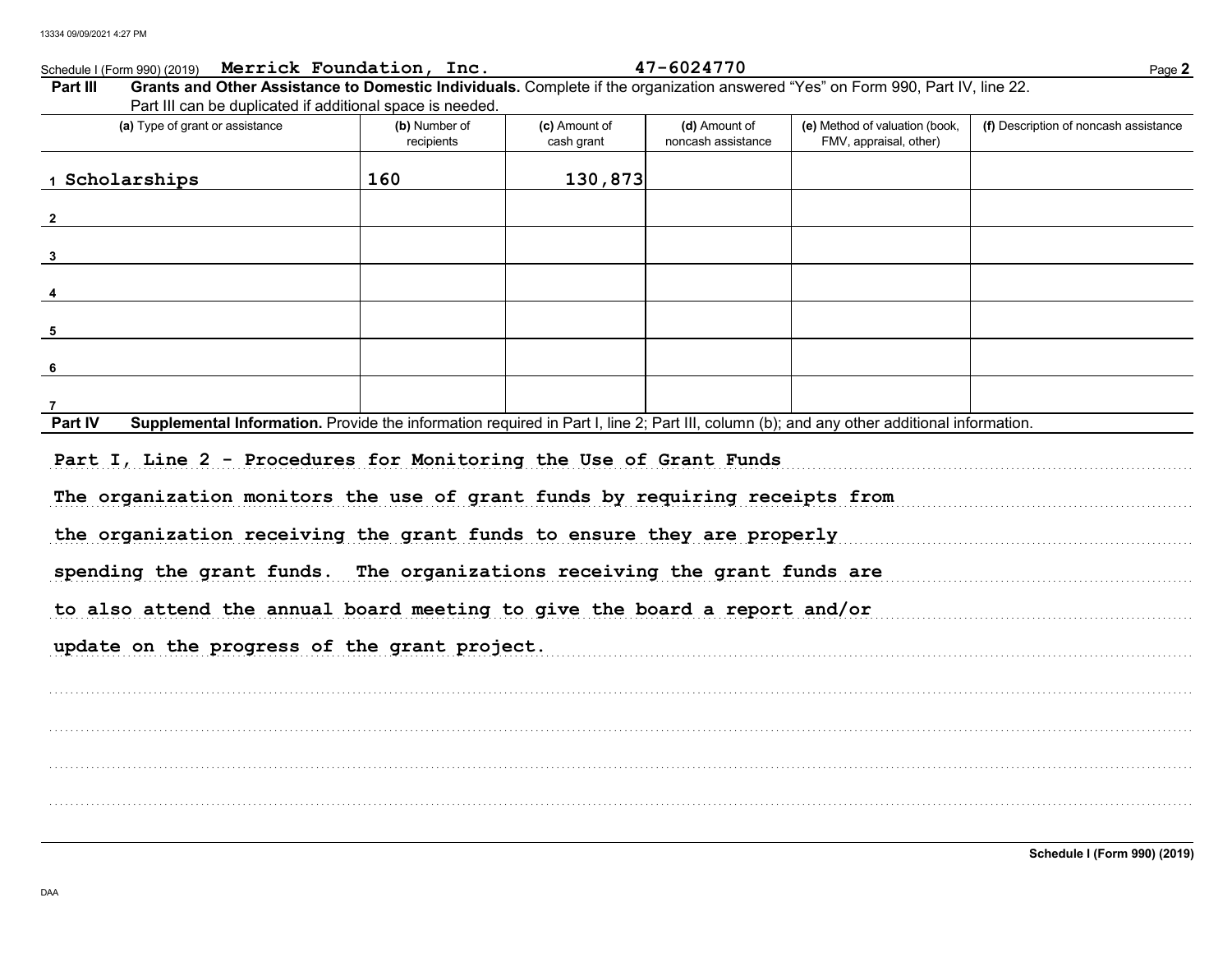Schedule I (Form 990) (2019) **Merrick Foundation, Inc.** **47-6024770**

**Part III** **Grants and Other Assistance to Domestic Individuals.** Complete if the organization answered "Yes" on Form 990, Part IV, line 22. Part III can be duplicated if additional space is needed.

| (a) Type of grant or assistance | (b) Number of recipients | (c) Amount of cash grant | (d) Amount of noncash assistance | (e) Method of valuation (book, FMV, appraisal, other) | (f) Description of noncash assistance |
|---|---|---|---|---|---|
| 1 Scholarships | 160 | 130,873 | | | |
| 2 | | | | | |
| 3 | | | | | |
| 4 | | | | | |
| 5 | | | | | |
| 6 | | | | | |
| 7 | | | | | |

**Part IV** **Supplemental Information.** Provide the information required in Part I, line 2; Part III, column (b); and any other additional information.

Part I, Line 2 - Procedures for Monitoring the Use of Grant Funds

The organization monitors the use of grant funds by requiring receipts from the organization receiving the grant funds to ensure they are properly spending the grant funds. The organizations receiving the grant funds are to also attend the annual board meeting to give the board a report and/or update on the progress of the grant project.

**Schedule I (Form 990) (2019)**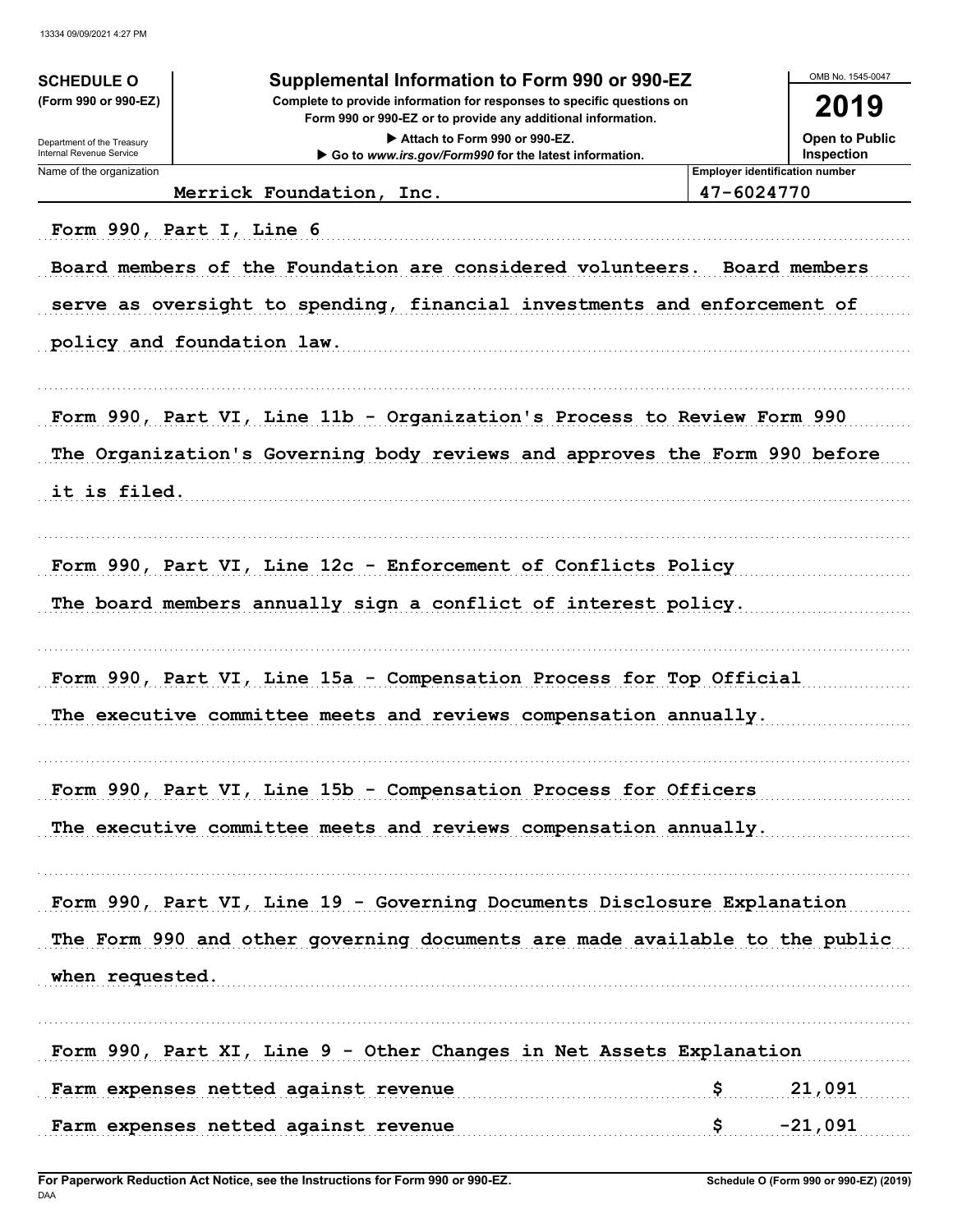**SCHEDULE O (Form 990 or 990-EZ)**

Department of the Treasury
Internal Revenue Service

# Supplemental Information to Form 990 or 990-EZ

**Complete to provide information for responses to specific questions on Form 990 or 990-EZ or to provide any additional information.**

▶ Attach to Form 990 or 990-EZ.

▶ Go to *www.irs.gov/Form990* for the latest information.

OMB No. 1545-0047

**2019**

**Open to Public Inspection**

| Name of the organization | Employer identification number |
|---|---|
| Merrick Foundation, Inc. | 47-6024770 |

Form 990, Part I, Line 6

Board members of the Foundation are considered volunteers. Board members serve as oversight to spending, financial investments and enforcement of policy and foundation law.

Form 990, Part VI, Line 11b - Organization's Process to Review Form 990

The Organization's Governing body reviews and approves the Form 990 before it is filed.

Form 990, Part VI, Line 12c - Enforcement of Conflicts Policy

The board members annually sign a conflict of interest policy.

Form 990, Part VI, Line 15a - Compensation Process for Top Official

The executive committee meets and reviews compensation annually.

Form 990, Part VI, Line 15b - Compensation Process for Officers

The executive committee meets and reviews compensation annually.

Form 990, Part VI, Line 19 - Governing Documents Disclosure Explanation

The Form 990 and other governing documents are made available to the public when requested.

Form 990, Part XI, Line 9 - Other Changes in Net Assets Explanation

| | | |
|---|---|---|
| Farm expenses netted against revenue | $ | 21,091 |
| Farm expenses netted against revenue | $ | -21,091 |

For Paperwork Reduction Act Notice, see the Instructions for Form 990 or 990-EZ.

Schedule O (Form 990 or 990-EZ) (2019)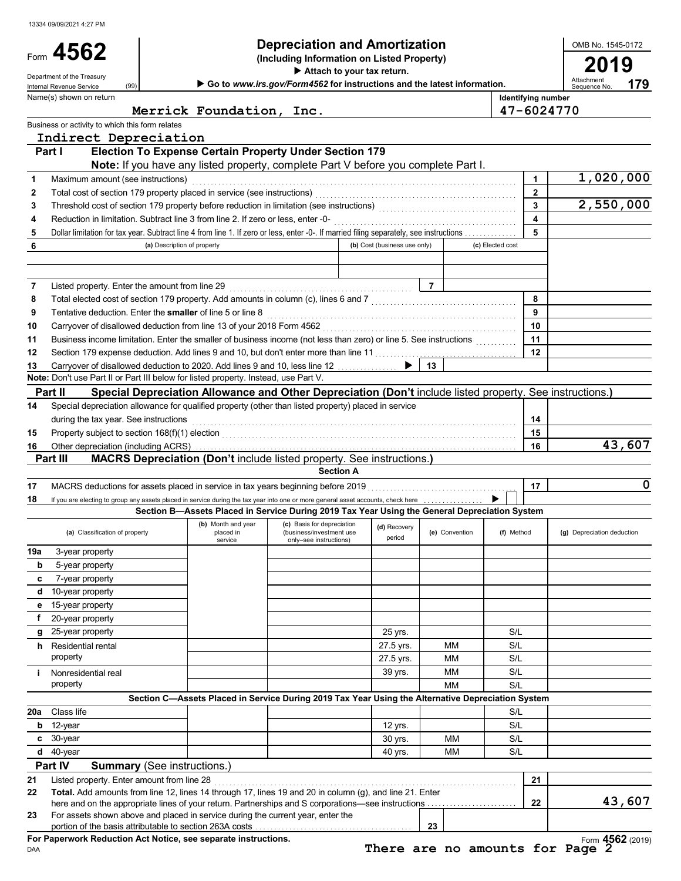13334 09/09/2021 4:27 PM

# Form 4562

**Depreciation and Amortization**
**(Including Information on Listed Property)**
▶ Attach to your tax return.
▶ Go to www.irs.gov/Form4562 for instructions and the latest information.

Department of the Treasury
Internal Revenue Service (99)

OMB No. 1545-0172
**2019**
Attachment Sequence No. **179**

Name(s) shown on return: **Merrick Foundation, Inc.**
Identifying number: **47-6024770**

Business or activity to which this form relates: **Indirect Depreciation**

## Part I Election To Expense Certain Property Under Section 179

**Note:** If you have any listed property, complete Part V before you complete Part I.

| Line | Description | No. | Amount |
|---|---|---|---|
| 1 | Maximum amount (see instructions) | 1 | 1,020,000 |
| 2 | Total cost of section 179 property placed in service (see instructions) | 2 | |
| 3 | Threshold cost of section 179 property before reduction in limitation (see instructions) | 3 | 2,550,000 |
| 4 | Reduction in limitation. Subtract line 3 from line 2. If zero or less, enter -0- | 4 | |
| 5 | Dollar limitation for tax year. Subtract line 4 from line 1. If zero or less, enter -0-. If married filing separately, see instructions | 5 | |

| 6 (a) Description of property | (b) Cost (business use only) | (c) Elected cost |
|---|---|---|
| | | |
| | | |

| Line | Description | No. | Amount |
|---|---|---|---|
| 7 | Listed property. Enter the amount from line 29 | 7 | |
| 8 | Total elected cost of section 179 property. Add amounts in column (c), lines 6 and 7 | 8 | |
| 9 | Tentative deduction. Enter the **smaller** of line 5 or line 8 | 9 | |
| 10 | Carryover of disallowed deduction from line 13 of your 2018 Form 4562 | 10 | |
| 11 | Business income limitation. Enter the smaller of business income (not less than zero) or line 5. See instructions | 11 | |
| 12 | Section 179 expense deduction. Add lines 9 and 10, but don't enter more than line 11 | 12 | |
| 13 | Carryover of disallowed deduction to 2020. Add lines 9 and 10, less line 12 ▶ | 13 | |

**Note:** Don't use Part II or Part III below for listed property. Instead, use Part V.

## Part II Special Depreciation Allowance and Other Depreciation (Don't include listed property. See instructions.)

| Line | Description | No. | Amount |
|---|---|---|---|
| 14 | Special depreciation allowance for qualified property (other than listed property) placed in service during the tax year. See instructions | 14 | |
| 15 | Property subject to section 168(f)(1) election | 15 | |
| 16 | Other depreciation (including ACRS) | 16 | 43,607 |

## Part III MACRS Depreciation (Don't include listed property. See instructions.)

### Section A

| Line | Description | No. | Amount |
|---|---|---|---|
| 17 | MACRS deductions for assets placed in service in tax years beginning before 2019 | 17 | 0 |
| 18 | If you are electing to group any assets placed in service during the tax year into one or more general asset accounts, check here ▶ ☐ | | |

### Section B—Assets Placed in Service During 2019 Tax Year Using the General Depreciation System

| (a) Classification of property | (b) Month and year placed in service | (c) Basis for depreciation (business/investment use only–see instructions) | (d) Recovery period | (e) Convention | (f) Method | (g) Depreciation deduction |
|---|---|---|---|---|---|---|
| 19a 3-year property | | | | | | |
| b 5-year property | | | | | | |
| c 7-year property | | | | | | |
| d 10-year property | | | | | | |
| e 15-year property | | | | | | |
| f 20-year property | | | | | | |
| g 25-year property | | | 25 yrs. | | S/L | |
| h Residential rental property | | | 27.5 yrs. | MM | S/L | |
| | | | 27.5 yrs. | MM | S/L | |
| i Nonresidential real property | | | 39 yrs. | MM | S/L | |
| | | | | MM | S/L | |

### Section C—Assets Placed in Service During 2019 Tax Year Using the Alternative Depreciation System

| (a) Classification of property | (b) Month and year placed in service | (c) Basis for depreciation | (d) Recovery period | (e) Convention | (f) Method | (g) Depreciation deduction |
|---|---|---|---|---|---|---|
| 20a Class life | | | | | S/L | |
| b 12-year | | | 12 yrs. | | S/L | |
| c 30-year | | | 30 yrs. | MM | S/L | |
| d 40-year | | | 40 yrs. | MM | S/L | |

## Part IV Summary (See instructions.)

| Line | Description | No. | Amount |
|---|---|---|---|
| 21 | Listed property. Enter amount from line 28 | 21 | |
| 22 | **Total.** Add amounts from line 12, lines 14 through 17, lines 19 and 20 in column (g), and line 21. Enter here and on the appropriate lines of your return. Partnerships and S corporations—see instructions | 22 | 43,607 |
| 23 | For assets shown above and placed in service during the current year, enter the portion of the basis attributable to section 263A costs | 23 | |

**For Paperwork Reduction Act Notice, see separate instructions.**
DAA

There are no amounts for Page 2

Form **4562** (2019)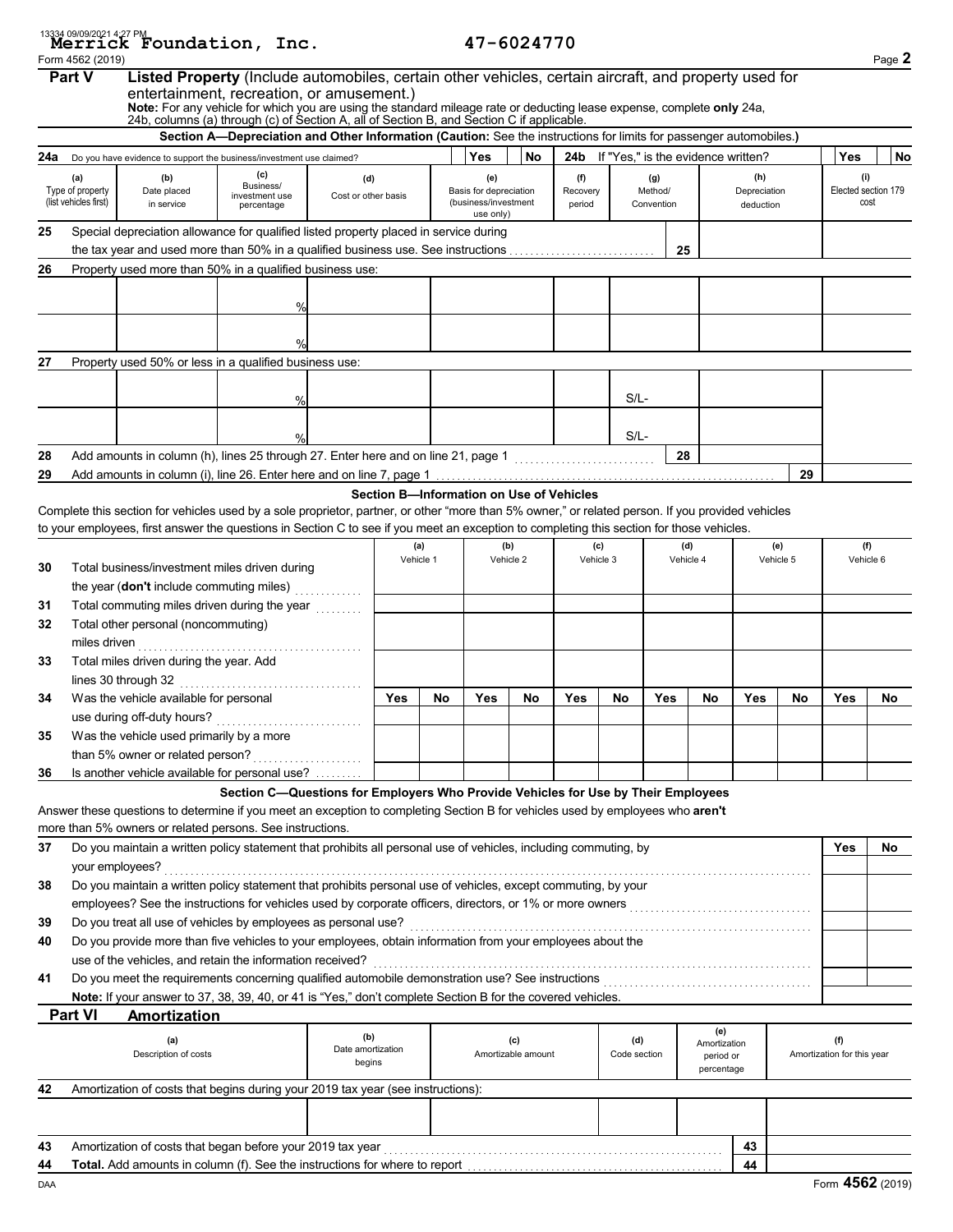13334 09/09/2021 4:27 PM
**Merrick Foundation, Inc.** 47-6024770

Form 4562 (2019) Page **2**

## Part V Listed Property (Include automobiles, certain other vehicles, certain aircraft, and property used for entertainment, recreation, or amusement.)

**Note:** For any vehicle for which you are using the standard mileage rate or deducting lease expense, complete **only** 24a, 24b, columns (a) through (c) of Section A, all of Section B, and Section C if applicable.

### Section A—Depreciation and Other Information (Caution: See the instructions for limits for passenger automobiles.)

**24a** Do you have evidence to support the business/investment use claimed? Yes No **24b** If "Yes," is the evidence written? Yes No

| (a) Type of property (list vehicles first) | (b) Date placed in service | (c) Business/ investment use percentage | (d) Cost or other basis | (e) Basis for depreciation (business/investment use only) | (f) Recovery period | (g) Method/ Convention | (h) Depreciation deduction | (i) Elected section 179 cost |
|---|---|---|---|---|---|---|---|---|
| **25** Special depreciation allowance for qualified listed property placed in service during the tax year and used more than 50% in a qualified business use. See instructions | | | | | | 25 | | |
| **26** Property used more than 50% in a qualified business use: | | | | | | | | |
| | | % | | | | | | |
| | | % | | | | | | |
| **27** Property used 50% or less in a qualified business use: | | | | | | | | |
| | | % | | | | S/L- | | |
| | | % | | | | S/L- | | |
| **28** Add amounts in column (h), lines 25 through 27. Enter here and on line 21, page 1 | | | | | | 28 | | |
| **29** Add amounts in column (i), line 26. Enter here and on line 7, page 1 | | | | | | | 29 | |

### Section B—Information on Use of Vehicles

Complete this section for vehicles used by a sole proprietor, partner, or other "more than 5% owner," or related person. If you provided vehicles to your employees, first answer the questions in Section C to see if you meet an exception to completing this section for those vehicles.

| | (a) Vehicle 1 | | (b) Vehicle 2 | | (c) Vehicle 3 | | (d) Vehicle 4 | | (e) Vehicle 5 | | (f) Vehicle 6 | |
|---|---|---|---|---|---|---|---|---|---|---|---|---|
| **30** Total business/investment miles driven during the year (**don't** include commuting miles) | | | | | | | | | | | | |
| **31** Total commuting miles driven during the year | | | | | | | | | | | | |
| **32** Total other personal (noncommuting) miles driven | | | | | | | | | | | | |
| **33** Total miles driven during the year. Add lines 30 through 32 | | | | | | | | | | | | |
| | Yes | No | Yes | No | Yes | No | Yes | No | Yes | No | Yes | No |
| **34** Was the vehicle available for personal use during off-duty hours? | | | | | | | | | | | | |
| **35** Was the vehicle used primarily by a more than 5% owner or related person? | | | | | | | | | | | | |
| **36** Is another vehicle available for personal use? | | | | | | | | | | | | |

### Section C—Questions for Employers Who Provide Vehicles for Use by Their Employees

Answer these questions to determine if you meet an exception to completing Section B for vehicles used by employees who **aren't** more than 5% owners or related persons. See instructions.

| | Yes | No |
|---|---|---|
| **37** Do you maintain a written policy statement that prohibits all personal use of vehicles, including commuting, by your employees? | | |
| **38** Do you maintain a written policy statement that prohibits personal use of vehicles, except commuting, by your employees? See the instructions for vehicles used by corporate officers, directors, or 1% or more owners | | |
| **39** Do you treat all use of vehicles by employees as personal use? | | |
| **40** Do you provide more than five vehicles to your employees, obtain information from your employees about the use of the vehicles, and retain the information received? | | |
| **41** Do you meet the requirements concerning qualified automobile demonstration use? See instructions | | |

**Note:** If your answer to 37, 38, 39, 40, or 41 is "Yes," don't complete Section B for the covered vehicles.

## Part VI Amortization

| (a) Description of costs | (b) Date amortization begins | (c) Amortizable amount | (d) Code section | (e) Amortization period or percentage | (f) Amortization for this year |
|---|---|---|---|---|---|
| **42** Amortization of costs that begins during your 2019 tax year (see instructions): | | | | | |
| | | | | | |
| **43** Amortization of costs that began before your 2019 tax year | | | | 43 | |
| **44** **Total.** Add amounts in column (f). See the instructions for where to report | | | | 44 | |

DAA Form **4562** (2019)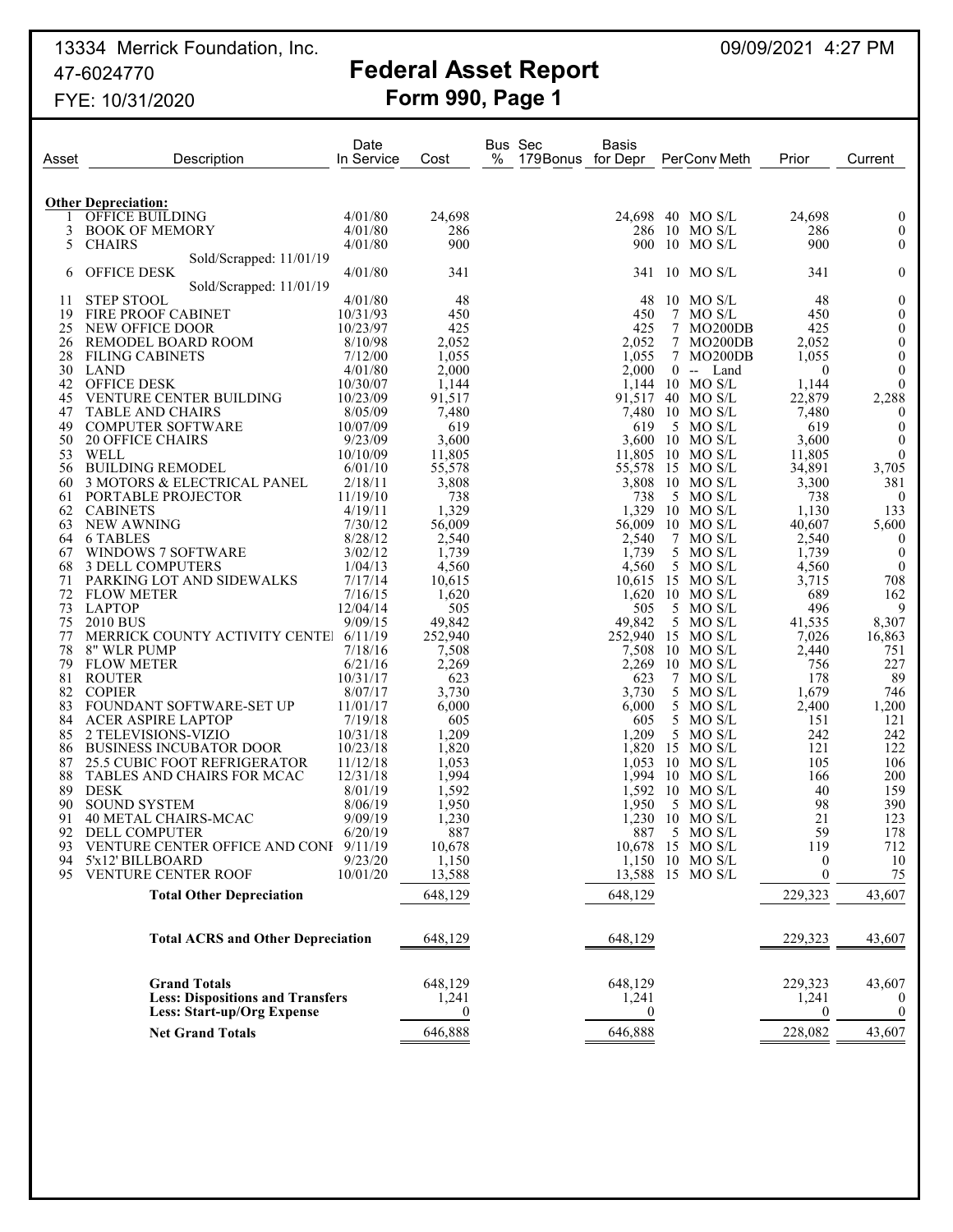13334 Merrick Foundation, Inc.
47-6024770
FYE: 10/31/2020

09/09/2021 4:27 PM

# Federal Asset Report

## Form 990, Page 1

| Asset | Description | Date In Service | Cost | Bus % | Sec 179Bonus | Basis for Depr | Per | Conv | Meth | Prior | Current |
|---|---|---|---|---|---|---|---|---|---|---|---|
| | **Other Depreciation:** | | | | | | | | | | |
| 1 | OFFICE BUILDING | 4/01/80 | 24,698 | | | 24,698 | 40 | MO | S/L | 24,698 | 0 |
| 3 | BOOK OF MEMORY | 4/01/80 | 286 | | | 286 | 10 | MO | S/L | 286 | 0 |
| 5 | CHAIRS | 4/01/80 | 900 | | | 900 | 10 | MO | S/L | 900 | 0 |
| | Sold/Scrapped: 11/01/19 | | | | | | | | | | |
| 6 | OFFICE DESK | 4/01/80 | 341 | | | 341 | 10 | MO | S/L | 341 | 0 |
| | Sold/Scrapped: 11/01/19 | | | | | | | | | | |
| 11 | STEP STOOL | 4/01/80 | 48 | | | 48 | 10 | MO | S/L | 48 | 0 |
| 19 | FIRE PROOF CABINET | 10/31/93 | 450 | | | 450 | 7 | MO | S/L | 450 | 0 |
| 25 | NEW OFFICE DOOR | 10/23/97 | 425 | | | 425 | 7 | MO | 200DB | 425 | 0 |
| 26 | REMODEL BOARD ROOM | 8/10/98 | 2,052 | | | 2,052 | 7 | MO | 200DB | 2,052 | 0 |
| 28 | FILING CABINETS | 7/12/00 | 1,055 | | | 1,055 | 7 | MO | 200DB | 1,055 | 0 |
| 30 | LAND | 4/01/80 | 2,000 | | | 2,000 | 0 | -- | Land | 0 | 0 |
| 42 | OFFICE DESK | 10/30/07 | 1,144 | | | 1,144 | 10 | MO | S/L | 1,144 | 0 |
| 45 | VENTURE CENTER BUILDING | 10/23/09 | 91,517 | | | 91,517 | 40 | MO | S/L | 22,879 | 2,288 |
| 47 | TABLE AND CHAIRS | 8/05/09 | 7,480 | | | 7,480 | 10 | MO | S/L | 7,480 | 0 |
| 49 | COMPUTER SOFTWARE | 10/07/09 | 619 | | | 619 | 5 | MO | S/L | 619 | 0 |
| 50 | 20 OFFICE CHAIRS | 9/23/09 | 3,600 | | | 3,600 | 10 | MO | S/L | 3,600 | 0 |
| 53 | WELL | 10/10/09 | 11,805 | | | 11,805 | 10 | MO | S/L | 11,805 | 0 |
| 56 | BUILDING REMODEL | 6/01/10 | 55,578 | | | 55,578 | 15 | MO | S/L | 34,891 | 3,705 |
| 60 | 3 MOTORS & ELECTRICAL PANEL | 2/18/11 | 3,808 | | | 3,808 | 10 | MO | S/L | 3,300 | 381 |
| 61 | PORTABLE PROJECTOR | 11/19/10 | 738 | | | 738 | 5 | MO | S/L | 738 | 0 |
| 62 | CABINETS | 4/19/11 | 1,329 | | | 1,329 | 10 | MO | S/L | 1,130 | 133 |
| 63 | NEW AWNING | 7/30/12 | 56,009 | | | 56,009 | 10 | MO | S/L | 40,607 | 5,600 |
| 64 | 6 TABLES | 8/28/12 | 2,540 | | | 2,540 | 7 | MO | S/L | 2,540 | 0 |
| 67 | WINDOWS 7 SOFTWARE | 3/02/12 | 1,739 | | | 1,739 | 5 | MO | S/L | 1,739 | 0 |
| 68 | 3 DELL COMPUTERS | 1/04/13 | 4,560 | | | 4,560 | 5 | MO | S/L | 4,560 | 0 |
| 71 | PARKING LOT AND SIDEWALKS | 7/17/14 | 10,615 | | | 10,615 | 15 | MO | S/L | 3,715 | 708 |
| 72 | FLOW METER | 7/16/15 | 1,620 | | | 1,620 | 10 | MO | S/L | 689 | 162 |
| 73 | LAPTOP | 12/04/14 | 505 | | | 505 | 5 | MO | S/L | 496 | 9 |
| 75 | 2010 BUS | 9/09/15 | 49,842 | | | 49,842 | 5 | MO | S/L | 41,535 | 8,307 |
| 77 | MERRICK COUNTY ACTIVITY CENTE | 6/11/19 | 252,940 | | | 252,940 | 15 | MO | S/L | 7,026 | 16,863 |
| 78 | 8" WLR PUMP | 7/18/16 | 7,508 | | | 7,508 | 10 | MO | S/L | 2,440 | 751 |
| 79 | FLOW METER | 6/21/16 | 2,269 | | | 2,269 | 10 | MO | S/L | 756 | 227 |
| 81 | ROUTER | 10/31/17 | 623 | | | 623 | 7 | MO | S/L | 178 | 89 |
| 82 | COPIER | 8/07/17 | 3,730 | | | 3,730 | 5 | MO | S/L | 1,679 | 746 |
| 83 | FOUNDANT SOFTWARE-SET UP | 11/01/17 | 6,000 | | | 6,000 | 5 | MO | S/L | 2,400 | 1,200 |
| 84 | ACER ASPIRE LAPTOP | 7/19/18 | 605 | | | 605 | 5 | MO | S/L | 151 | 121 |
| 85 | 2 TELEVISIONS-VIZIO | 10/31/18 | 1,209 | | | 1,209 | 5 | MO | S/L | 242 | 242 |
| 86 | BUSINESS INCUBATOR DOOR | 10/23/18 | 1,820 | | | 1,820 | 15 | MO | S/L | 121 | 122 |
| 87 | 25.5 CUBIC FOOT REFRIGERATOR | 11/12/18 | 1,053 | | | 1,053 | 10 | MO | S/L | 105 | 106 |
| 88 | TABLES AND CHAIRS FOR MCAC | 12/31/18 | 1,994 | | | 1,994 | 10 | MO | S/L | 166 | 200 |
| 89 | DESK | 8/01/19 | 1,592 | | | 1,592 | 10 | MO | S/L | 40 | 159 |
| 90 | SOUND SYSTEM | 8/06/19 | 1,950 | | | 1,950 | 5 | MO | S/L | 98 | 390 |
| 91 | 40 METAL CHAIRS-MCAC | 9/09/19 | 1,230 | | | 1,230 | 10 | MO | S/L | 21 | 123 |
| 92 | DELL COMPUTER | 6/20/19 | 887 | | | 887 | 5 | MO | S/L | 59 | 178 |
| 93 | VENTURE CENTER OFFICE AND CONI | 9/11/19 | 10,678 | | | 10,678 | 15 | MO | S/L | 119 | 712 |
| 94 | 5'x12' BILLBOARD | 9/23/20 | 1,150 | | | 1,150 | 10 | MO | S/L | 0 | 10 |
| 95 | VENTURE CENTER ROOF | 10/01/20 | 13,588 | | | 13,588 | 15 | MO | S/L | 0 | 75 |
| | **Total Other Depreciation** | | 648,129 | | | 648,129 | | | | 229,323 | 43,607 |
| | **Total ACRS and Other Depreciation** | | 648,129 | | | 648,129 | | | | 229,323 | 43,607 |
| | **Grand Totals** | | 648,129 | | | 648,129 | | | | 229,323 | 43,607 |
| | **Less: Dispositions and Transfers** | | 1,241 | | | 1,241 | | | | 1,241 | 0 |
| | **Less: Start-up/Org Expense** | | 0 | | | 0 | | | | 0 | 0 |
| | **Net Grand Totals** | | 646,888 | | | 646,888 | | | | 228,082 | 43,607 |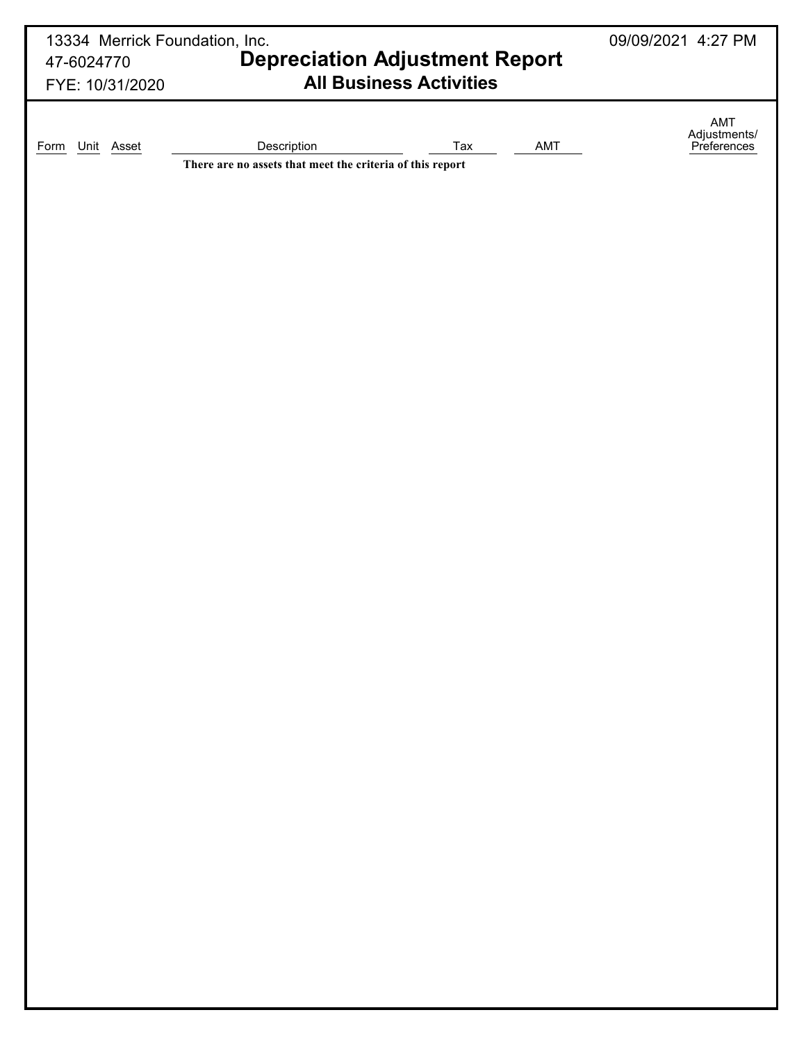13334 Merrick Foundation, Inc.
47-6024770
FYE: 10/31/2020

09/09/2021 4:27 PM

# Depreciation Adjustment Report

## All Business Activities

| Form | Unit | Asset | Description | Tax | AMT | AMT Adjustments/ Preferences |
|---|---|---|---|---|---|---|
| | | | **There are no assets that meet the criteria of this report** | | | |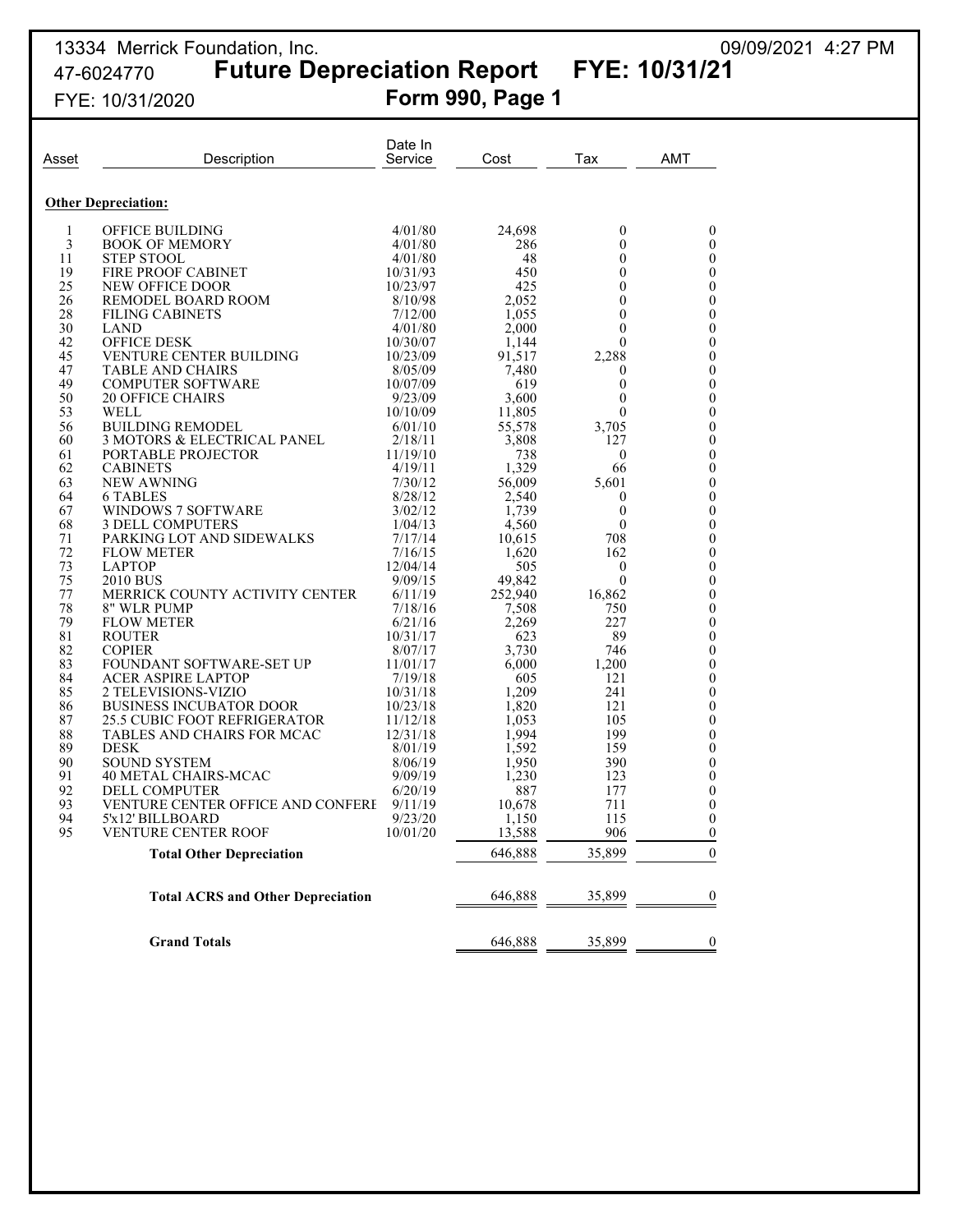13334 Merrick Foundation, Inc.
47-6024770

# Future Depreciation Report FYE: 10/31/21

FYE: 10/31/2020

## Form 990, Page 1

| Asset | Description | Date In Service | Cost | Tax | AMT |
|---|---|---|---|---|---|
| **Other Depreciation:** | | | | | |
| 1 | OFFICE BUILDING | 4/01/80 | 24,698 | 0 | 0 |
| 3 | BOOK OF MEMORY | 4/01/80 | 286 | 0 | 0 |
| 11 | STEP STOOL | 4/01/80 | 48 | 0 | 0 |
| 19 | FIRE PROOF CABINET | 10/31/93 | 450 | 0 | 0 |
| 25 | NEW OFFICE DOOR | 10/23/97 | 425 | 0 | 0 |
| 26 | REMODEL BOARD ROOM | 8/10/98 | 2,052 | 0 | 0 |
| 28 | FILING CABINETS | 7/12/00 | 1,055 | 0 | 0 |
| 30 | LAND | 4/01/80 | 2,000 | 0 | 0 |
| 42 | OFFICE DESK | 10/30/07 | 1,144 | 0 | 0 |
| 45 | VENTURE CENTER BUILDING | 10/23/09 | 91,517 | 2,288 | 0 |
| 47 | TABLE AND CHAIRS | 8/05/09 | 7,480 | 0 | 0 |
| 49 | COMPUTER SOFTWARE | 10/07/09 | 619 | 0 | 0 |
| 50 | 20 OFFICE CHAIRS | 9/23/09 | 3,600 | 0 | 0 |
| 53 | WELL | 10/10/09 | 11,805 | 0 | 0 |
| 56 | BUILDING REMODEL | 6/01/10 | 55,578 | 3,705 | 0 |
| 60 | 3 MOTORS & ELECTRICAL PANEL | 2/18/11 | 3,808 | 127 | 0 |
| 61 | PORTABLE PROJECTOR | 11/19/10 | 738 | 0 | 0 |
| 62 | CABINETS | 4/19/11 | 1,329 | 66 | 0 |
| 63 | NEW AWNING | 7/30/12 | 56,009 | 5,601 | 0 |
| 64 | 6 TABLES | 8/28/12 | 2,540 | 0 | 0 |
| 67 | WINDOWS 7 SOFTWARE | 3/02/12 | 1,739 | 0 | 0 |
| 68 | 3 DELL COMPUTERS | 1/04/13 | 4,560 | 0 | 0 |
| 71 | PARKING LOT AND SIDEWALKS | 7/17/14 | 10,615 | 708 | 0 |
| 72 | FLOW METER | 7/16/15 | 1,620 | 162 | 0 |
| 73 | LAPTOP | 12/04/14 | 505 | 0 | 0 |
| 75 | 2010 BUS | 9/09/15 | 49,842 | 0 | 0 |
| 77 | MERRICK COUNTY ACTIVITY CENTER | 6/11/19 | 252,940 | 16,862 | 0 |
| 78 | 8" WLR PUMP | 7/18/16 | 7,508 | 750 | 0 |
| 79 | FLOW METER | 6/21/16 | 2,269 | 227 | 0 |
| 81 | ROUTER | 10/31/17 | 623 | 89 | 0 |
| 82 | COPIER | 8/07/17 | 3,730 | 746 | 0 |
| 83 | FOUNDANT SOFTWARE-SET UP | 11/01/17 | 6,000 | 1,200 | 0 |
| 84 | ACER ASPIRE LAPTOP | 7/19/18 | 605 | 121 | 0 |
| 85 | 2 TELEVISIONS-VIZIO | 10/31/18 | 1,209 | 241 | 0 |
| 86 | BUSINESS INCUBATOR DOOR | 10/23/18 | 1,820 | 121 | 0 |
| 87 | 25.5 CUBIC FOOT REFRIGERATOR | 11/12/18 | 1,053 | 105 | 0 |
| 88 | TABLES AND CHAIRS FOR MCAC | 12/31/18 | 1,994 | 199 | 0 |
| 89 | DESK | 8/01/19 | 1,592 | 159 | 0 |
| 90 | SOUND SYSTEM | 8/06/19 | 1,950 | 390 | 0 |
| 91 | 40 METAL CHAIRS-MCAC | 9/09/19 | 1,230 | 123 | 0 |
| 92 | DELL COMPUTER | 6/20/19 | 887 | 177 | 0 |
| 93 | VENTURE CENTER OFFICE AND CONFERE | 9/11/19 | 10,678 | 711 | 0 |
| 94 | 5'x12' BILLBOARD | 9/23/20 | 1,150 | 115 | 0 |
| 95 | VENTURE CENTER ROOF | 10/01/20 | 13,588 | 906 | 0 |
| | **Total Other Depreciation** | | 646,888 | 35,899 | 0 |
| | **Total ACRS and Other Depreciation** | | 646,888 | 35,899 | 0 |
| | **Grand Totals** | | 646,888 | 35,899 | 0 |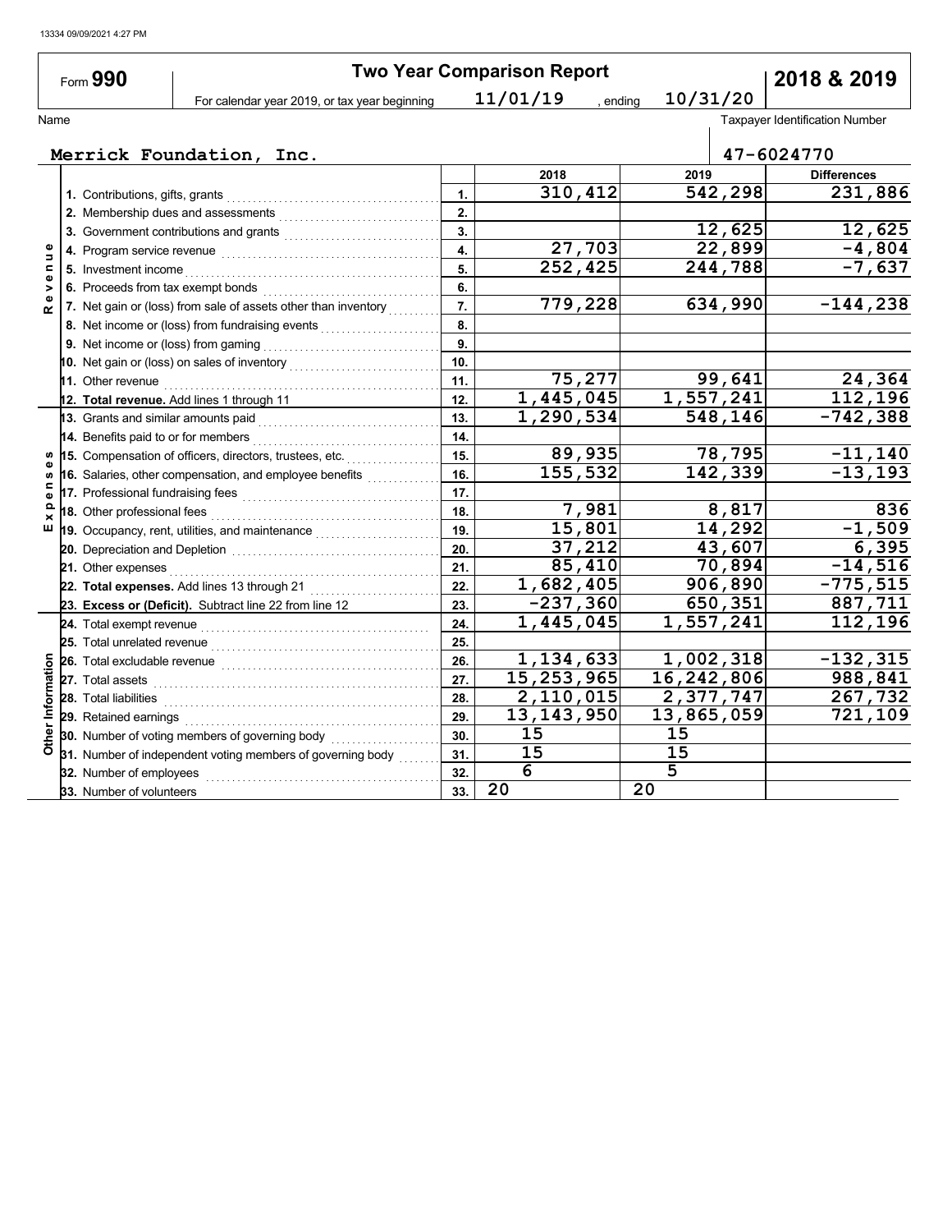Form **990**

# Two Year Comparison Report

**2018 & 2019**

For calendar year 2019, or tax year beginning 11/01/19 , ending 10/31/20

Name: Merrick Foundation, Inc.

Taxpayer Identification Number: 47-6024770

| Section | Line | | 2018 | 2019 | Differences |
|---|---|---|---|---|---|
| Revenue | 1. Contributions, gifts, grants | 1. | 310,412 | 542,298 | 231,886 |
| | 2. Membership dues and assessments | 2. | | | |
| | 3. Government contributions and grants | 3. | | 12,625 | 12,625 |
| | 4. Program service revenue | 4. | 27,703 | 22,899 | -4,804 |
| | 5. Investment income | 5. | 252,425 | 244,788 | -7,637 |
| | 6. Proceeds from tax exempt bonds | 6. | | | |
| | 7. Net gain or (loss) from sale of assets other than inventory | 7. | 779,228 | 634,990 | -144,238 |
| | 8. Net income or (loss) from fundraising events | 8. | | | |
| | 9. Net income or (loss) from gaming | 9. | | | |
| | 10. Net gain or (loss) on sales of inventory | 10. | | | |
| | 11. Other revenue | 11. | 75,277 | 99,641 | 24,364 |
| | 12. **Total revenue.** Add lines 1 through 11 | 12. | 1,445,045 | 1,557,241 | 112,196 |
| Expenses | 13. Grants and similar amounts paid | 13. | 1,290,534 | 548,146 | -742,388 |
| | 14. Benefits paid to or for members | 14. | | | |
| | 15. Compensation of officers, directors, trustees, etc. | 15. | 89,935 | 78,795 | -11,140 |
| | 16. Salaries, other compensation, and employee benefits | 16. | 155,532 | 142,339 | -13,193 |
| | 17. Professional fundraising fees | 17. | | | |
| | 18. Other professional fees | 18. | 7,981 | 8,817 | 836 |
| | 19. Occupancy, rent, utilities, and maintenance | 19. | 15,801 | 14,292 | -1,509 |
| | 20. Depreciation and Depletion | 20. | 37,212 | 43,607 | 6,395 |
| | 21. Other expenses | 21. | 85,410 | 70,894 | -14,516 |
| | 22. **Total expenses.** Add lines 13 through 21 | 22. | 1,682,405 | 906,890 | -775,515 |
| | 23. **Excess or (Deficit).** Subtract line 22 from line 12 | 23. | -237,360 | 650,351 | 887,711 |
| Other Information | 24. Total exempt revenue | 24. | 1,445,045 | 1,557,241 | 112,196 |
| | 25. Total unrelated revenue | 25. | | | |
| | 26. Total excludable revenue | 26. | 1,134,633 | 1,002,318 | -132,315 |
| | 27. Total assets | 27. | 15,253,965 | 16,242,806 | 988,841 |
| | 28. Total liabilities | 28. | 2,110,015 | 2,377,747 | 267,732 |
| | 29. Retained earnings | 29. | 13,143,950 | 13,865,059 | 721,109 |
| | 30. Number of voting members of governing body | 30. | 15 | 15 | |
| | 31. Number of independent voting members of governing body | 31. | 15 | 15 | |
| | 32. Number of employees | 32. | 6 | 5 | |
| | 33. Number of volunteers | 33. | 20 | 20 | |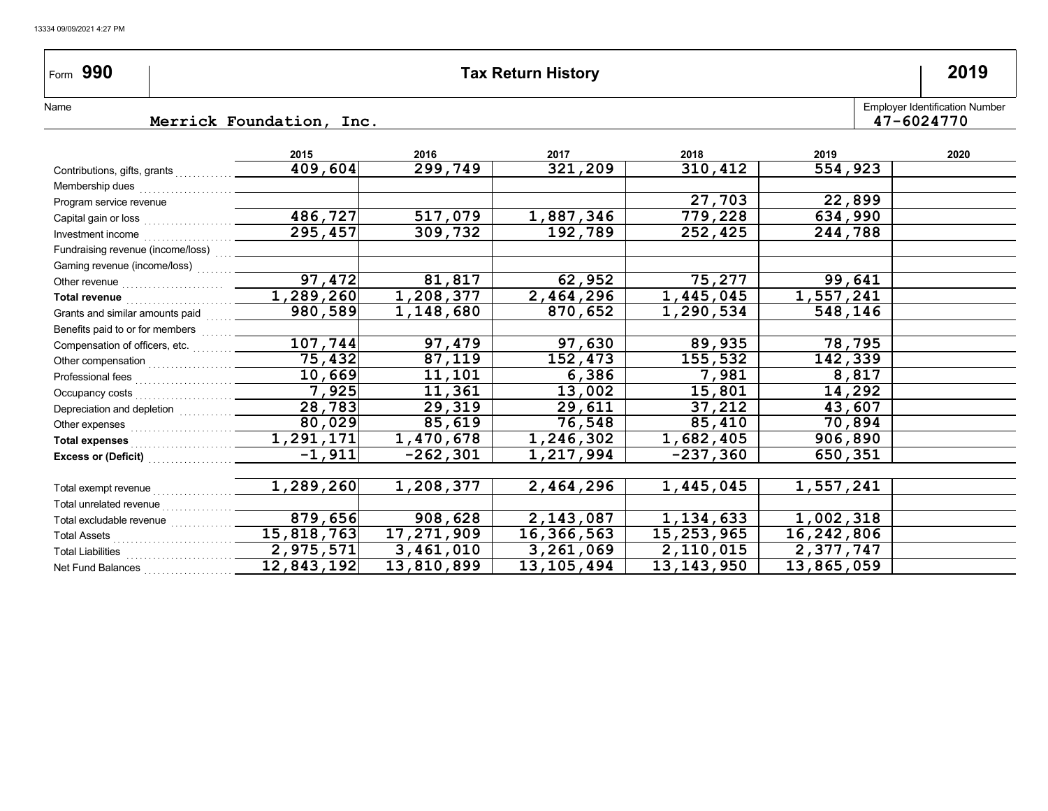Form **990** — **Tax Return History** — **2019**

Name: Merrick Foundation, Inc.

Employer Identification Number: 47-6024770

| | 2015 | 2016 | 2017 | 2018 | 2019 | 2020 |
|---|---|---|---|---|---|---|
| Contributions, gifts, grants | 409,604 | 299,749 | 321,209 | 310,412 | 554,923 | |
| Membership dues | | | | | | |
| Program service revenue | | | | 27,703 | 22,899 | |
| Capital gain or loss | 486,727 | 517,079 | 1,887,346 | 779,228 | 634,990 | |
| Investment income | 295,457 | 309,732 | 192,789 | 252,425 | 244,788 | |
| Fundraising revenue (income/loss) | | | | | | |
| Gaming revenue (income/loss) | | | | | | |
| Other revenue | 97,472 | 81,817 | 62,952 | 75,277 | 99,641 | |
| **Total revenue** | 1,289,260 | 1,208,377 | 2,464,296 | 1,445,045 | 1,557,241 | |
| Grants and similar amounts paid | 980,589 | 1,148,680 | 870,652 | 1,290,534 | 548,146 | |
| Benefits paid to or for members | | | | | | |
| Compensation of officers, etc. | 107,744 | 97,479 | 97,630 | 89,935 | 78,795 | |
| Other compensation | 75,432 | 87,119 | 152,473 | 155,532 | 142,339 | |
| Professional fees | 10,669 | 11,101 | 6,386 | 7,981 | 8,817 | |
| Occupancy costs | 7,925 | 11,361 | 13,002 | 15,801 | 14,292 | |
| Depreciation and depletion | 28,783 | 29,319 | 29,611 | 37,212 | 43,607 | |
| Other expenses | 80,029 | 85,619 | 76,548 | 85,410 | 70,894 | |
| **Total expenses** | 1,291,171 | 1,470,678 | 1,246,302 | 1,682,405 | 906,890 | |
| **Excess or (Deficit)** | -1,911 | -262,301 | 1,217,994 | -237,360 | 650,351 | |
| | | | | | | |
| Total exempt revenue | 1,289,260 | 1,208,377 | 2,464,296 | 1,445,045 | 1,557,241 | |
| Total unrelated revenue | | | | | | |
| Total excludable revenue | 879,656 | 908,628 | 2,143,087 | 1,134,633 | 1,002,318 | |
| Total Assets | 15,818,763 | 17,271,909 | 16,366,563 | 15,253,965 | 16,242,806 | |
| Total Liabilities | 2,975,571 | 3,461,010 | 3,261,069 | 2,110,015 | 2,377,747 | |
| Net Fund Balances | 12,843,192 | 13,810,899 | 13,105,494 | 13,143,950 | 13,865,059 | |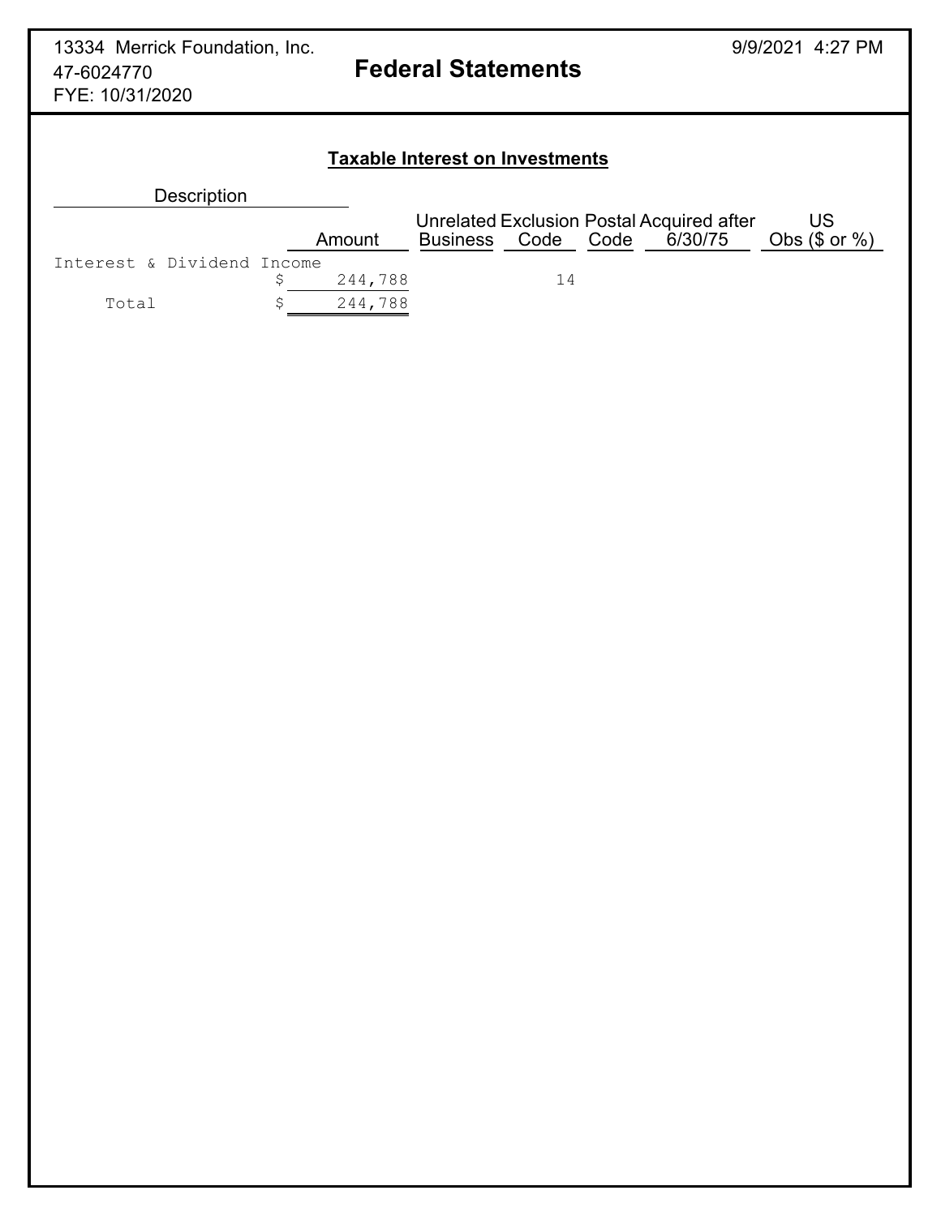13334 Merrick Foundation, Inc.
47-6024770
FYE: 10/31/2020

9/9/2021 4:27 PM

# Federal Statements

## Taxable Interest on Investments

| Description | Amount | Unrelated Business | Exclusion Code | Postal Code | Acquired after 6/30/75 | US Obs ($ or %) |
|---|---|---|---|---|---|---|
| Interest & Dividend Income | $ 244,788 | | 14 | | | |
| Total | $ 244,788 | | | | | |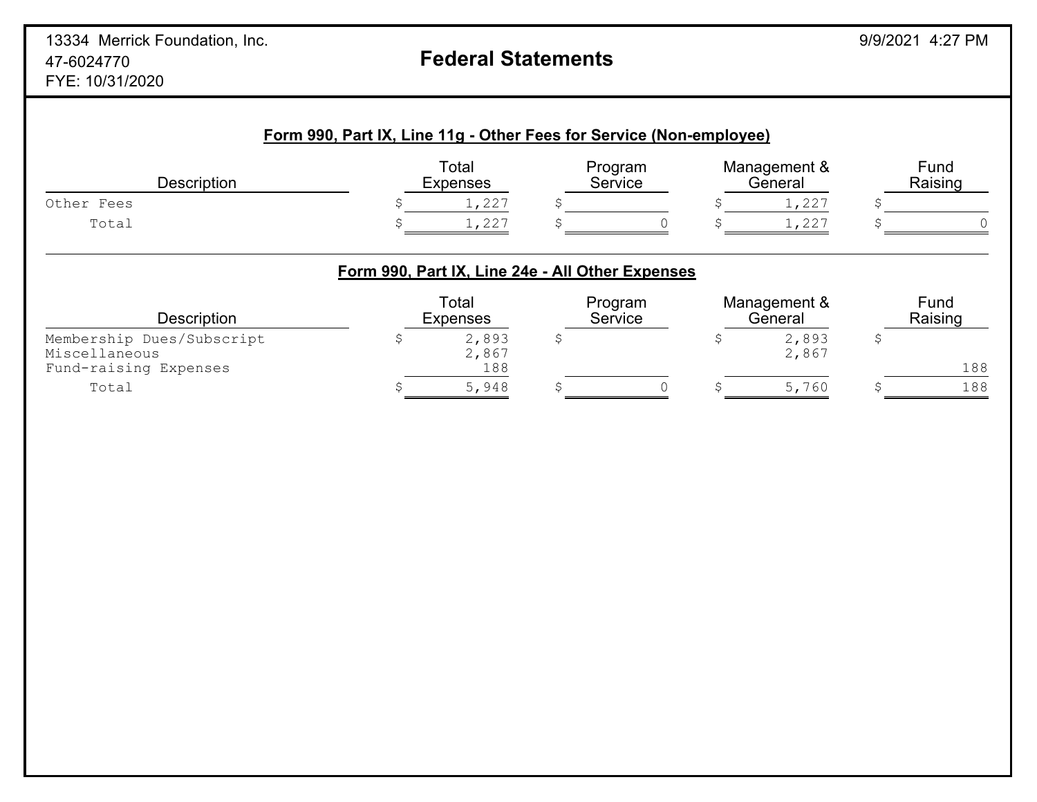13334 Merrick Foundation, Inc.
47-6024770
FYE: 10/31/2020

# Federal Statements

## Form 990, Part IX, Line 11g - Other Fees for Service (Non-employee)

| Description | Total Expenses | Program Service | Management & General | Fund Raising |
|---|---|---|---|---|
| Other Fees | $ 1,227 | $ | $ 1,227 | $ |
| Total | $ 1,227 | $ 0 | $ 1,227 | $ 0 |

## Form 990, Part IX, Line 24e - All Other Expenses

| Description | Total Expenses | Program Service | Management & General | Fund Raising |
|---|---|---|---|---|
| Membership Dues/Subscript | $ 2,893 | $ | $ 2,893 | $ |
| Miscellaneous | 2,867 | | 2,867 | |
| Fund-raising Expenses | 188 | | | 188 |
| Total | $ 5,948 | $ 0 | $ 5,760 | $ 188 |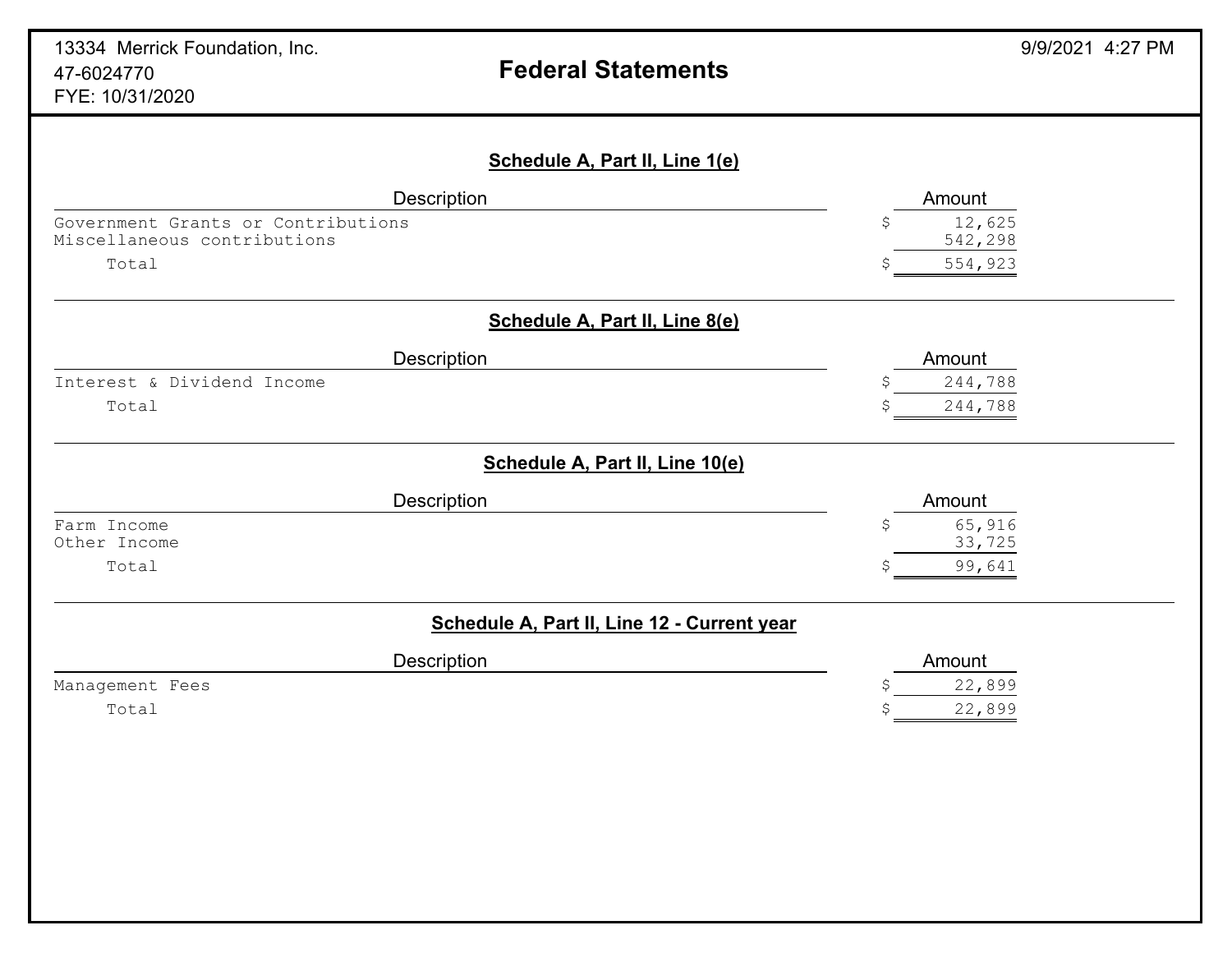13334 Merrick Foundation, Inc.
47-6024770
FYE: 10/31/2020

# Federal Statements

## Schedule A, Part II, Line 1(e)

| Description | Amount |
|---|---|
| Government Grants or Contributions | $ 12,625 |
| Miscellaneous contributions | 542,298 |
| Total | $ 554,923 |

## Schedule A, Part II, Line 8(e)

| Description | Amount |
|---|---|
| Interest & Dividend Income | $ 244,788 |
| Total | $ 244,788 |

## Schedule A, Part II, Line 10(e)

| Description | Amount |
|---|---|
| Farm Income | $ 65,916 |
| Other Income | 33,725 |
| Total | $ 99,641 |

## Schedule A, Part II, Line 12 - Current year

| Description | Amount |
|---|---|
| Management Fees | $ 22,899 |
| Total | $ 22,899 |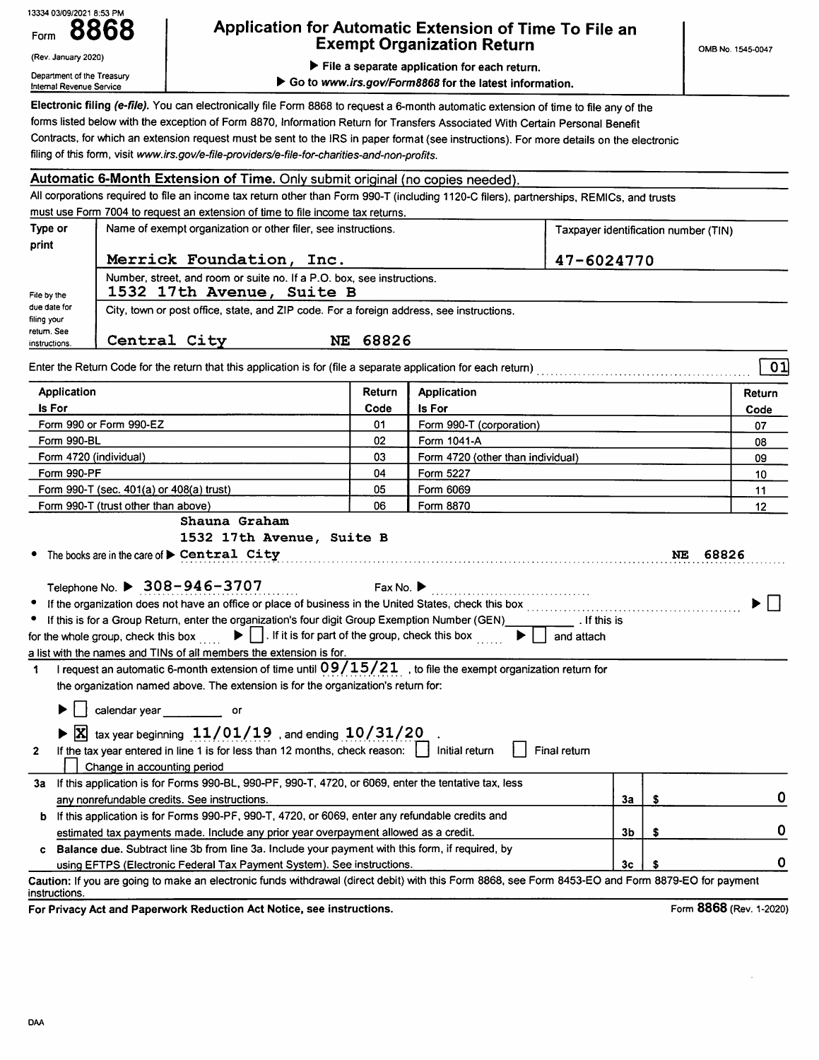13334 03/09/2021 8:53 PM

Form **8868**

(Rev. January 2020)

Department of the Treasury
Internal Revenue Service

# Application for Automatic Extension of Time To File an Exempt Organization Return

▶ File a separate application for each return.

▶ Go to *www.irs.gov/Form8868* for the latest information.

OMB No. 1545-0047

**Electronic filing (*e-file*).** You can electronically file Form 8868 to request a 6-month automatic extension of time to file any of the forms listed below with the exception of Form 8870, Information Return for Transfers Associated With Certain Personal Benefit Contracts, for which an extension request must be sent to the IRS in paper format (see instructions). For more details on the electronic filing of this form, visit *www.irs.gov/e-file-providers/e-file-for-charities-and-non-profits.*

## Automatic 6-Month Extension of Time. Only submit original (no copies needed).

All corporations required to file an income tax return other than Form 990-T (including 1120-C filers), partnerships, REMICs, and trusts must use Form 7004 to request an extension of time to file income tax returns.

| | | |
|---|---|---|
| **Type or print** | Name of exempt organization or other filer, see instructions.<br>Merrick Foundation, Inc. | Taxpayer identification number (TIN)<br>47-6024770 |
| File by the due date for filing your return. See instructions. | Number, street, and room or suite no. If a P.O. box, see instructions.<br>1532 17th Avenue, Suite B | |
| | City, town or post office, state, and ZIP code. For a foreign address, see instructions.<br>Central City NE 68826 | |

Enter the Return Code for the return that this application is for (file a separate application for each return) 01

| Application Is For | Return Code | Application Is For | Return Code |
|---|---|---|---|
| Form 990 or Form 990-EZ | 01 | Form 990-T (corporation) | 07 |
| Form 990-BL | 02 | Form 1041-A | 08 |
| Form 4720 (individual) | 03 | Form 4720 (other than individual) | 09 |
| Form 990-PF | 04 | Form 5227 | 10 |
| Form 990-T (sec. 401(a) or 408(a) trust) | 05 | Form 6069 | 11 |
| Form 990-T (trust other than above) | 06 | Form 8870 | 12 |

- The books are in the care of ▶ Shauna Graham, 1532 17th Avenue, Suite B, Central City NE 68826

  Telephone No. ▶ 308-946-3707 Fax No. ▶

- If the organization does not have an office or place of business in the United States, check this box ▶ ☐
- If this is for a Group Return, enter the organization's four digit Group Exemption Number (GEN) ______ . If this is for the whole group, check this box ▶ ☐ . If it is for part of the group, check this box ▶ ☐ and attach a list with the names and TINs of all members the extension is for.

**1** I request an automatic 6-month extension of time until 09/15/21 , to file the exempt organization return for the organization named above. The extension is for the organization's return for:

▶ ☐ calendar year ________ or

▶ ☒ tax year beginning 11/01/19 , and ending 10/31/20 .

**2** If the tax year entered in line 1 is for less than 12 months, check reason: ☐ Initial return ☐ Final return ☐ Change in accounting period

| | | | |
|---|---|---|---|
| **3a** | If this application is for Forms 990-BL, 990-PF, 990-T, 4720, or 6069, enter the tentative tax, less any nonrefundable credits. See instructions. | 3a | $ 0 |
| **b** | If this application is for Forms 990-PF, 990-T, 4720, or 6069, enter any refundable credits and estimated tax payments made. Include any prior year overpayment allowed as a credit. | 3b | $ 0 |
| **c** | **Balance due.** Subtract line 3b from line 3a. Include your payment with this form, if required, by using EFTPS (Electronic Federal Tax Payment System). See instructions. | 3c | $ 0 |

**Caution:** If you are going to make an electronic funds withdrawal (direct debit) with this Form 8868, see Form 8453-EO and Form 8879-EO for payment instructions.

**For Privacy Act and Paperwork Reduction Act Notice, see instructions.** Form **8868** (Rev. 1-2020)

DAA